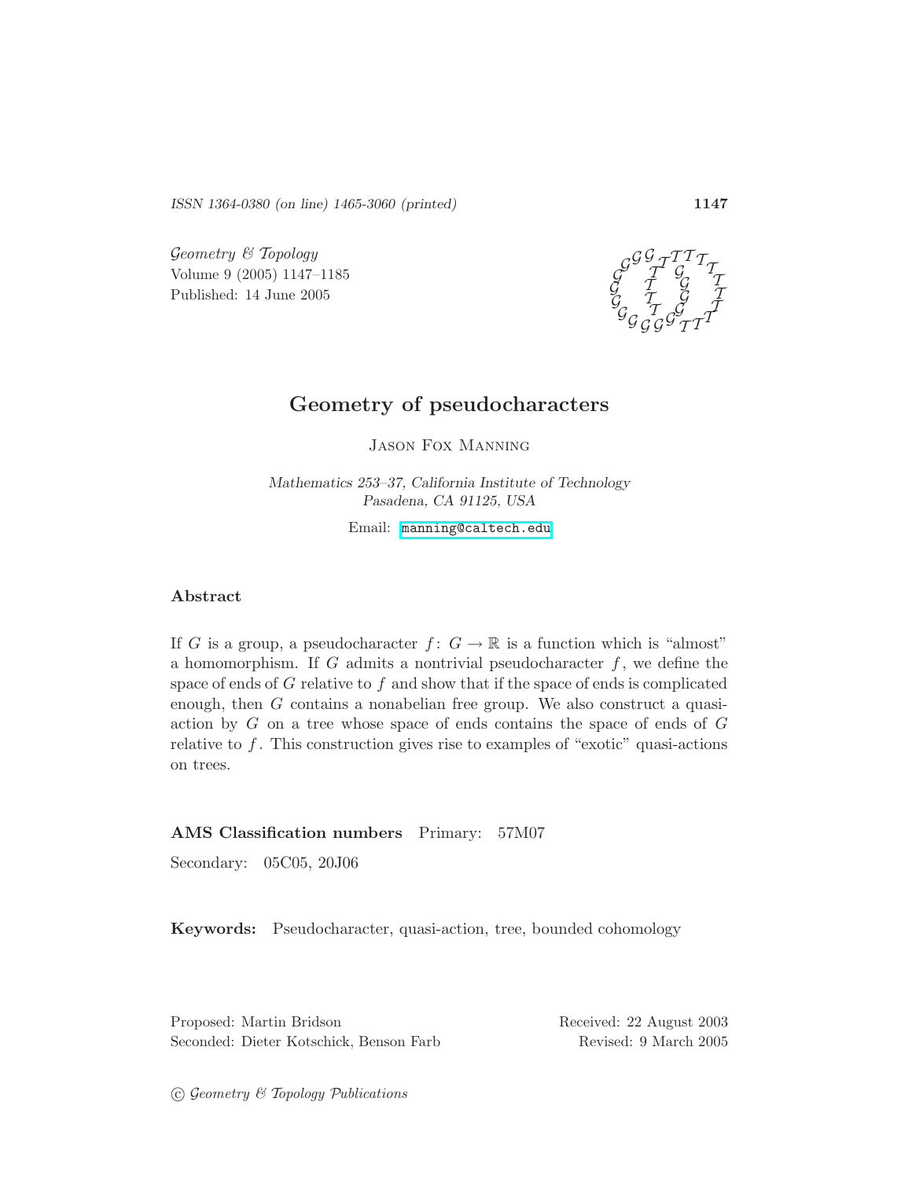ISSN 1364-0380 (on line) 1465-3060 (printed)

*Geometry & Topology*
Volume 9 (2005) 1147–1185
Published: 14 June 2005

# Geometry of pseudocharacters

Jason Fox Manning

*Mathematics 253–37, California Institute of Technology*
*Pasadena, CA 91125, USA*

Email: manning@caltech.edu

## Abstract

If $G$ is a group, a pseudocharacter $f\colon G \to \mathbb{R}$ is a function which is "almost" a homomorphism. If $G$ admits a nontrivial pseudocharacter $f$, we define the space of ends of $G$ relative to $f$ and show that if the space of ends is complicated enough, then $G$ contains a nonabelian free group. We also construct a quasi-action by $G$ on a tree whose space of ends contains the space of ends of $G$ relative to $f$. This construction gives rise to examples of "exotic" quasi-actions on trees.

**AMS Classification numbers** Primary: 57M07

Secondary: 05C05, 20J06

**Keywords:** Pseudocharacter, quasi-action, tree, bounded cohomology

Proposed: Martin Bridson
Seconded: Dieter Kotschick, Benson Farb

Received: 22 August 2003
Revised: 9 March 2005

© *Geometry & Topology Publications*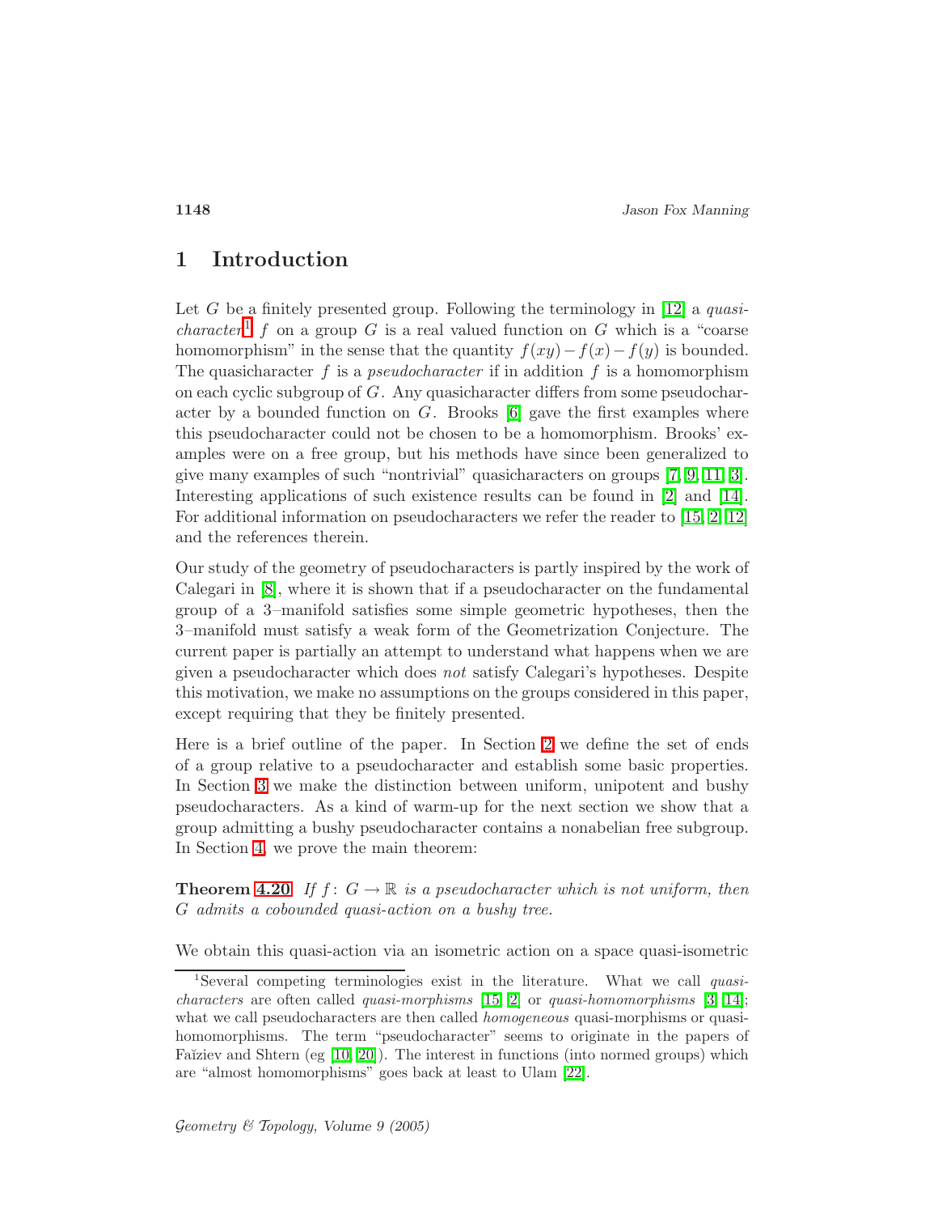# 1 Introduction

Let $G$ be a finitely presented group. Following the terminology in [12] a *quasi-character*[1] $f$ on a group $G$ is a real valued function on $G$ which is a "coarse homomorphism" in the sense that the quantity $f(xy)-f(x)-f(y)$ is bounded. The quasicharacter $f$ is a *pseudocharacter* if in addition $f$ is a homomorphism on each cyclic subgroup of $G$. Any quasicharacter differs from some pseudocharacter by a bounded function on $G$. Brooks [6] gave the first examples where this pseudocharacter could not be chosen to be a homomorphism. Brooks' examples were on a free group, but his methods have since been generalized to give many examples of such "nontrivial" quasicharacters on groups [7, 9, 11, 3]. Interesting applications of such existence results can be found in [2] and [14]. For additional information on pseudocharacters we refer the reader to [15, 2, 12] and the references therein.

Our study of the geometry of pseudocharacters is partly inspired by the work of Calegari in [8], where it is shown that if a pseudocharacter on the fundamental group of a 3–manifold satisfies some simple geometric hypotheses, then the 3–manifold must satisfy a weak form of the Geometrization Conjecture. The current paper is partially an attempt to understand what happens when we are given a pseudocharacter which does *not* satisfy Calegari's hypotheses. Despite this motivation, we make no assumptions on the groups considered in this paper, except requiring that they be finitely presented.

Here is a brief outline of the paper. In Section 2 we define the set of ends of a group relative to a pseudocharacter and establish some basic properties. In Section 3 we make the distinction between uniform, unipotent and bushy pseudocharacters. As a kind of warm-up for the next section we show that a group admitting a bushy pseudocharacter contains a nonabelian free subgroup. In Section 4, we prove the main theorem:

**Theorem 4.20** *If $f\colon G \to \mathbb{R}$ is a pseudocharacter which is not uniform, then $G$ admits a cobounded quasi-action on a bushy tree.*

We obtain this quasi-action via an isometric action on a space quasi-isometric

[1] Several competing terminologies exist in the literature. What we call *quasi-characters* are often called *quasi-morphisms* [15, 2] or *quasi-homomorphisms* [3, 14]; what we call pseudocharacters are then called *homogeneous* quasi-morphisms or quasi-homomorphisms. The term "pseudocharacter" seems to originate in the papers of Faĭziev and Shtern (eg [10, 20]). The interest in functions (into normed groups) which are "almost homomorphisms" goes back at least to Ulam [22].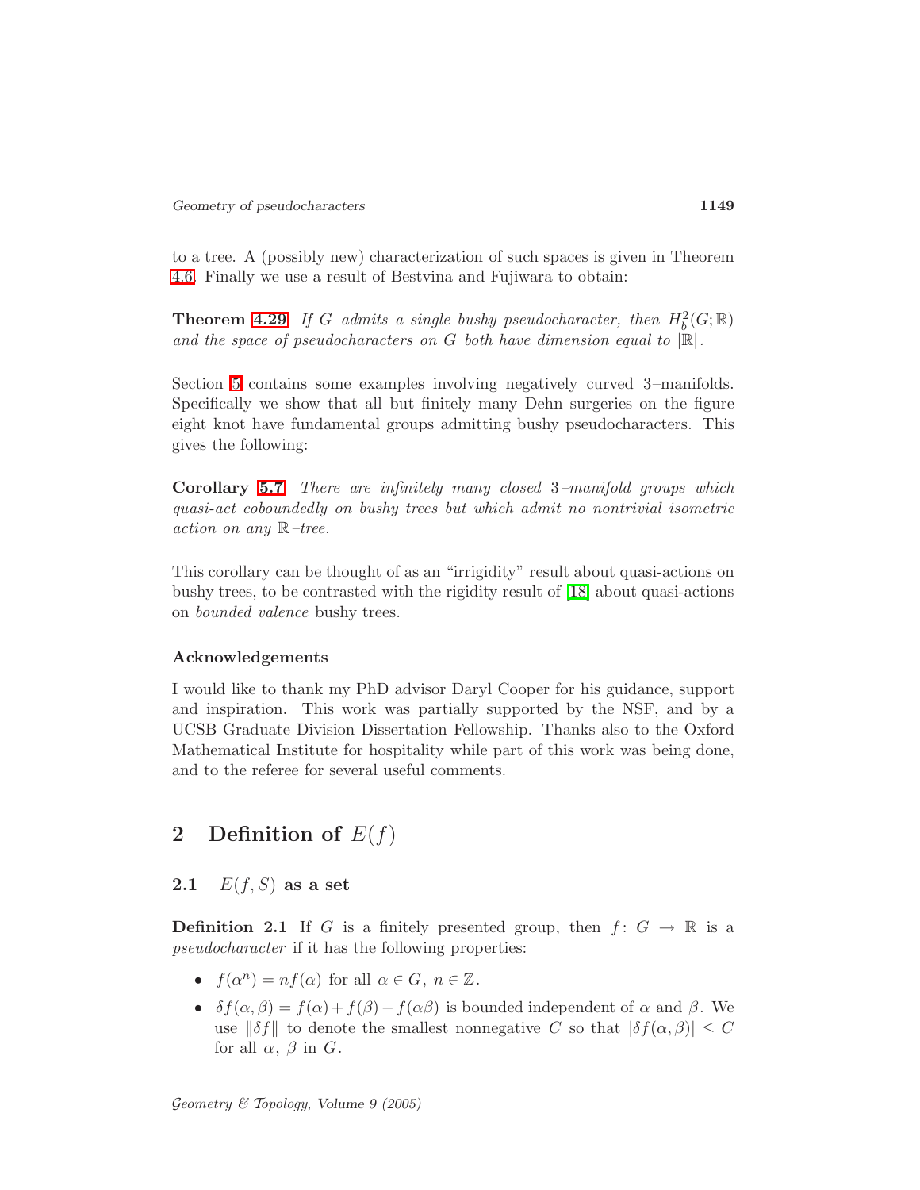to a tree. A (possibly new) characterization of such spaces is given in Theorem 4.6. Finally we use a result of Bestvina and Fujiwara to obtain:

**Theorem 4.29** *If $G$ admits a single bushy pseudocharacter, then $H^2_b(G;\mathbb{R})$ and the space of pseudocharacters on $G$ both have dimension equal to $|\mathbb{R}|$.*

Section 5 contains some examples involving negatively curved 3–manifolds. Specifically we show that all but finitely many Dehn surgeries on the figure eight knot have fundamental groups admitting bushy pseudocharacters. This gives the following:

**Corollary 5.7** *There are infinitely many closed 3–manifold groups which quasi-act coboundedly on bushy trees but which admit no nontrivial isometric action on any $\mathbb{R}$–tree.*

This corollary can be thought of as an "irrigidity" result about quasi-actions on bushy trees, to be contrasted with the rigidity result of [18] about quasi-actions on *bounded valence* bushy trees.

### Acknowledgements

I would like to thank my PhD advisor Daryl Cooper for his guidance, support and inspiration. This work was partially supported by the NSF, and by a UCSB Graduate Division Dissertation Fellowship. Thanks also to the Oxford Mathematical Institute for hospitality while part of this work was being done, and to the referee for several useful comments.

## 2 Definition of $E(f)$

### 2.1 $E(f,S)$ as a set

**Definition 2.1** If $G$ is a finitely presented group, then $f\colon G\to\mathbb{R}$ is a *pseudocharacter* if it has the following properties:

- $f(\alpha^n)=nf(\alpha)$ for all $\alpha\in G,\ n\in\mathbb{Z}$.
- $\delta f(\alpha,\beta)=f(\alpha)+f(\beta)-f(\alpha\beta)$ is bounded independent of $\alpha$ and $\beta$. We use $\|\delta f\|$ to denote the smallest nonnegative $C$ so that $|\delta f(\alpha,\beta)|\leq C$ for all $\alpha$, $\beta$ in $G$.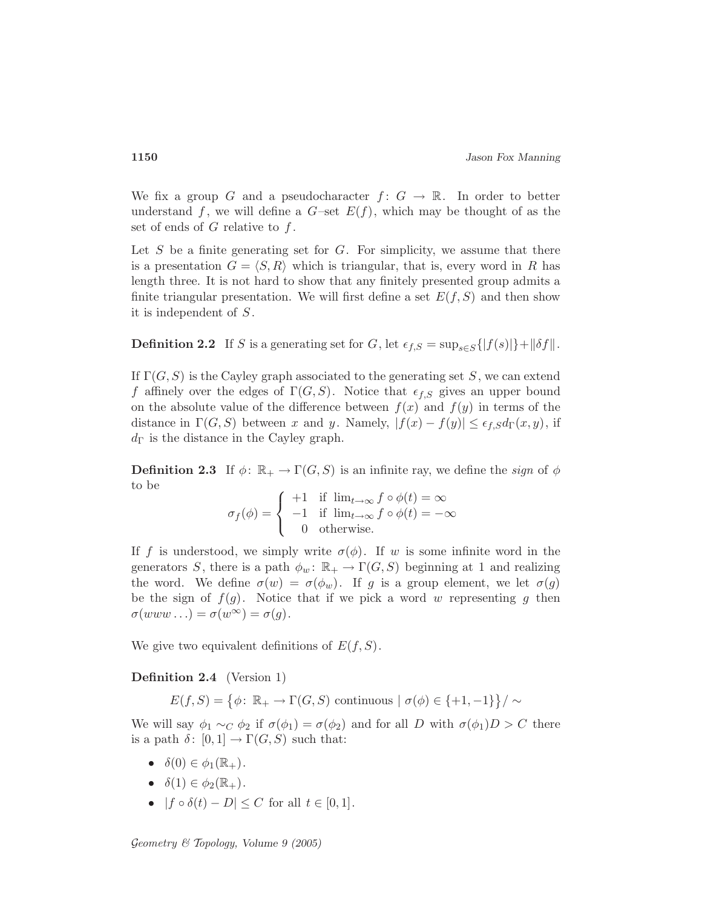We fix a group $G$ and a pseudocharacter $f\colon G \to \mathbb{R}$. In order to better understand $f$, we will define a $G$–set $E(f)$, which may be thought of as the set of ends of $G$ relative to $f$.

Let $S$ be a finite generating set for $G$. For simplicity, we assume that there is a presentation $G = \langle S, R\rangle$ which is triangular, that is, every word in $R$ has length three. It is not hard to show that any finitely presented group admits a finite triangular presentation. We will first define a set $E(f, S)$ and then show it is independent of $S$.

**Definition 2.2** If $S$ is a generating set for $G$, let $\epsilon_{f,S} = \sup_{s\in S}\{|f(s)|\} + \|\delta f\|$.

If $\Gamma(G, S)$ is the Cayley graph associated to the generating set $S$, we can extend $f$ affinely over the edges of $\Gamma(G, S)$. Notice that $\epsilon_{f,S}$ gives an upper bound on the absolute value of the difference between $f(x)$ and $f(y)$ in terms of the distance in $\Gamma(G, S)$ between $x$ and $y$. Namely, $|f(x) - f(y)| \leq \epsilon_{f,S} d_\Gamma(x, y)$, if $d_\Gamma$ is the distance in the Cayley graph.

**Definition 2.3** If $\phi\colon \mathbb{R}_+ \to \Gamma(G, S)$ is an infinite ray, we define the *sign* of $\phi$ to be

$$\sigma_f(\phi) = \begin{cases} +1 & \text{if } \lim_{t\to\infty} f\circ\phi(t) = \infty \\ -1 & \text{if } \lim_{t\to\infty} f\circ\phi(t) = -\infty \\ 0 & \text{otherwise.} \end{cases}$$

If $f$ is understood, we simply write $\sigma(\phi)$. If $w$ is some infinite word in the generators $S$, there is a path $\phi_w\colon \mathbb{R}_+ \to \Gamma(G, S)$ beginning at $1$ and realizing the word. We define $\sigma(w) = \sigma(\phi_w)$. If $g$ is a group element, we let $\sigma(g)$ be the sign of $f(g)$. Notice that if we pick a word $w$ representing $g$ then $\sigma(www\ldots) = \sigma(w^\infty) = \sigma(g)$.

We give two equivalent definitions of $E(f, S)$.

**Definition 2.4** (Version 1)

$$E(f, S) = \big\{\phi\colon \mathbb{R}_+ \to \Gamma(G, S) \text{ continuous} \mid \sigma(\phi) \in \{+1, -1\}\big\}/\sim$$

We will say $\phi_1 \sim_C \phi_2$ if $\sigma(\phi_1) = \sigma(\phi_2)$ and for all $D$ with $\sigma(\phi_1)D > C$ there is a path $\delta\colon [0, 1] \to \Gamma(G, S)$ such that:

- $\delta(0) \in \phi_1(\mathbb{R}_+)$.
- $\delta(1) \in \phi_2(\mathbb{R}_+)$.
- $|f\circ\delta(t) - D| \leq C$ for all $t \in [0, 1]$.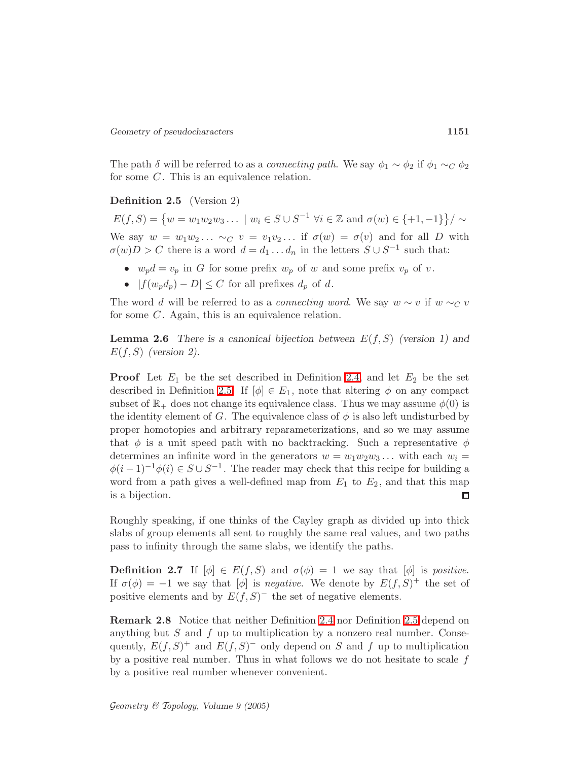The path $\delta$ will be referred to as a *connecting path*. We say $\phi_1 \sim \phi_2$ if $\phi_1 \sim_C \phi_2$ for some $C$. This is an equivalence relation.

**Definition 2.5** (Version 2)

$$E(f,S) = \{w = w_1 w_2 w_3 \ldots \mid w_i \in S \cup S^{-1} \ \forall i \in \mathbb{Z} \text{ and } \sigma(w) \in \{+1,-1\}\}/\sim$$

We say $w = w_1 w_2 \ldots \sim_C v = v_1 v_2 \ldots$ if $\sigma(w) = \sigma(v)$ and for all $D$ with $\sigma(w)D > C$ there is a word $d = d_1 \ldots d_n$ in the letters $S \cup S^{-1}$ such that:

- $w_p d = v_p$ in $G$ for some prefix $w_p$ of $w$ and some prefix $v_p$ of $v$.
- $|f(w_p d_p) - D| \leq C$ for all prefixes $d_p$ of $d$.

The word $d$ will be referred to as a *connecting word*. We say $w \sim v$ if $w \sim_C v$ for some $C$. Again, this is an equivalence relation.

**Lemma 2.6** *There is a canonical bijection between $E(f,S)$ (version 1) and $E(f,S)$ (version 2).*

**Proof** Let $E_1$ be the set described in Definition 2.4, and let $E_2$ be the set described in Definition 2.5. If $[\phi] \in E_1$, note that altering $\phi$ on any compact subset of $\mathbb{R}_+$ does not change its equivalence class. Thus we may assume $\phi(0)$ is the identity element of $G$. The equivalence class of $\phi$ is also left undisturbed by proper homotopies and arbitrary reparameterizations, and so we may assume that $\phi$ is a unit speed path with no backtracking. Such a representative $\phi$ determines an infinite word in the generators $w = w_1 w_2 w_3 \ldots$ with each $w_i = \phi(i-1)^{-1}\phi(i) \in S \cup S^{-1}$. The reader may check that this recipe for building a word from a path gives a well-defined map from $E_1$ to $E_2$, and that this map is a bijection. □

Roughly speaking, if one thinks of the Cayley graph as divided up into thick slabs of group elements all sent to roughly the same real values, and two paths pass to infinity through the same slabs, we identify the paths.

**Definition 2.7** If $[\phi] \in E(f,S)$ and $\sigma(\phi) = 1$ we say that $[\phi]$ is *positive*. If $\sigma(\phi) = -1$ we say that $[\phi]$ is *negative*. We denote by $E(f,S)^+$ the set of positive elements and by $E(f,S)^-$ the set of negative elements.

**Remark 2.8** Notice that neither Definition 2.4 nor Definition 2.5 depend on anything but $S$ and $f$ up to multiplication by a nonzero real number. Consequently, $E(f,S)^+$ and $E(f,S)^-$ only depend on $S$ and $f$ up to multiplication by a positive real number. Thus in what follows we do not hesitate to scale $f$ by a positive real number whenever convenient.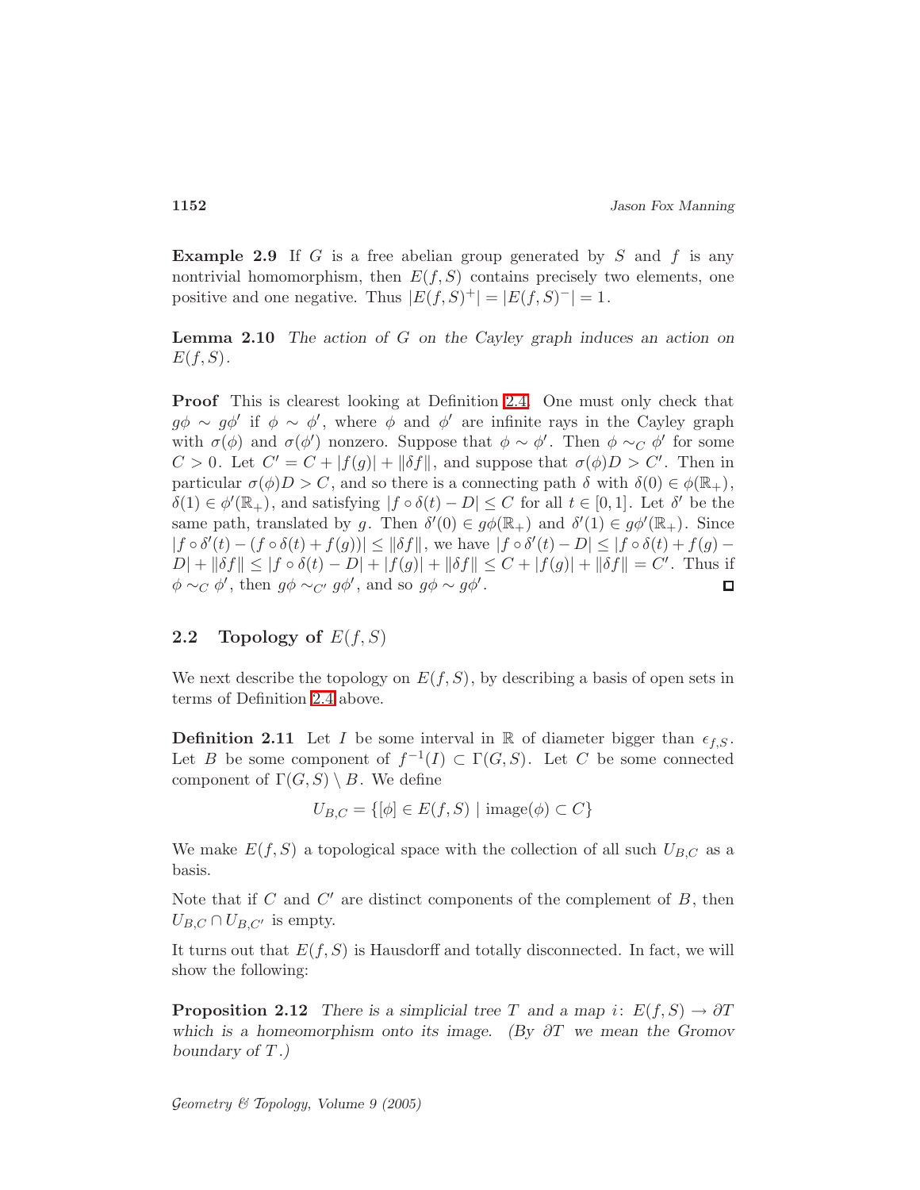**Example 2.9** If $G$ is a free abelian group generated by $S$ and $f$ is any nontrivial homomorphism, then $E(f,S)$ contains precisely two elements, one positive and one negative. Thus $|E(f,S)^+| = |E(f,S)^-| = 1$.

**Lemma 2.10** *The action of $G$ on the Cayley graph induces an action on $E(f,S)$.*

**Proof** This is clearest looking at Definition 2.4. One must only check that $g\phi \sim g\phi'$ if $\phi \sim \phi'$, where $\phi$ and $\phi'$ are infinite rays in the Cayley graph with $\sigma(\phi)$ and $\sigma(\phi')$ nonzero. Suppose that $\phi \sim \phi'$. Then $\phi \sim_C \phi'$ for some $C > 0$. Let $C' = C + |f(g)| + \|\delta f\|$, and suppose that $\sigma(\phi)D > C'$. Then in particular $\sigma(\phi)D > C$, and so there is a connecting path $\delta$ with $\delta(0) \in \phi(\mathbb{R}_+)$, $\delta(1) \in \phi'(\mathbb{R}_+)$, and satisfying $|f \circ \delta(t) - D| \leq C$ for all $t \in [0,1]$. Let $\delta'$ be the same path, translated by $g$. Then $\delta'(0) \in g\phi(\mathbb{R}_+)$ and $\delta'(1) \in g\phi'(\mathbb{R}_+)$. Since $|f \circ \delta'(t) - (f \circ \delta(t) + f(g))| \leq \|\delta f\|$, we have $|f \circ \delta'(t) - D| \leq |f \circ \delta(t) + f(g) - D| + \|\delta f\| \leq |f \circ \delta(t) - D| + |f(g)| + \|\delta f\| \leq C + |f(g)| + \|\delta f\| = C'$. Thus if $\phi \sim_C \phi'$, then $g\phi \sim_{C'} g\phi'$, and so $g\phi \sim g\phi'$. ◻

## 2.2 Topology of $E(f,S)$

We next describe the topology on $E(f,S)$, by describing a basis of open sets in terms of Definition 2.4 above.

**Definition 2.11** Let $I$ be some interval in $\mathbb{R}$ of diameter bigger than $\epsilon_{f,S}$. Let $B$ be some component of $f^{-1}(I) \subset \Gamma(G,S)$. Let $C$ be some connected component of $\Gamma(G,S) \setminus B$. We define

$$U_{B,C} = \{[\phi] \in E(f,S) \mid \operatorname{image}(\phi) \subset C\}$$

We make $E(f,S)$ a topological space with the collection of all such $U_{B,C}$ as a basis.

Note that if $C$ and $C'$ are distinct components of the complement of $B$, then $U_{B,C} \cap U_{B,C'}$ is empty.

It turns out that $E(f,S)$ is Hausdorff and totally disconnected. In fact, we will show the following:

**Proposition 2.12** *There is a simplicial tree $T$ and a map $i\colon E(f,S) \to \partial T$ which is a homeomorphism onto its image. (By $\partial T$ we mean the Gromov boundary of $T$.)*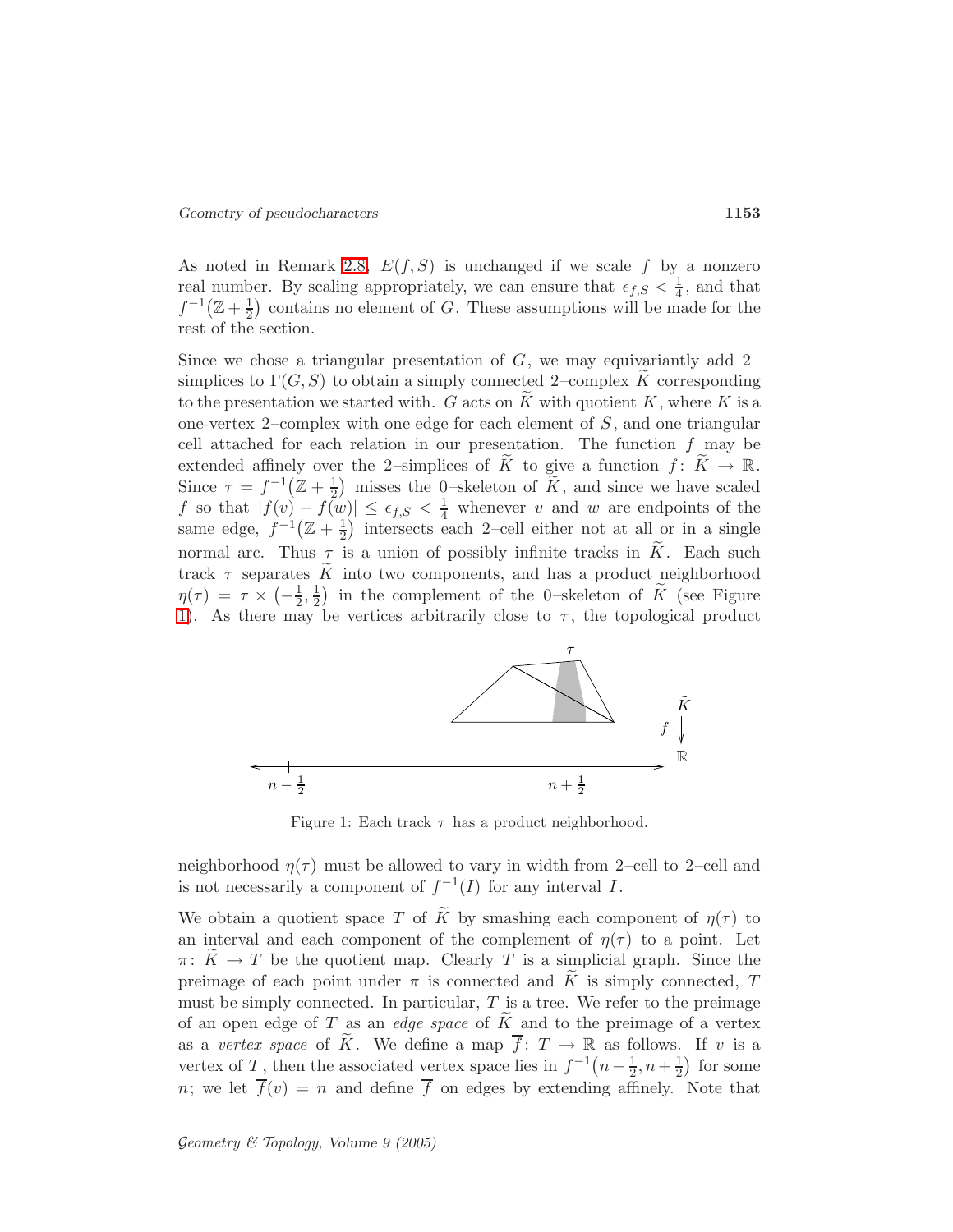As noted in Remark 2.8, $E(f,S)$ is unchanged if we scale $f$ by a nonzero real number. By scaling appropriately, we can ensure that $\epsilon_{f,S} < \frac{1}{4}$, and that $f^{-1}\big(\mathbb{Z}+\frac{1}{2}\big)$ contains no element of $G$. These assumptions will be made for the rest of the section.

Since we chose a triangular presentation of $G$, we may equivariantly add 2–simplices to $\Gamma(G,S)$ to obtain a simply connected 2–complex $\widetilde{K}$ corresponding to the presentation we started with. $G$ acts on $\widetilde{K}$ with quotient $K$, where $K$ is a one-vertex 2–complex with one edge for each element of $S$, and one triangular cell attached for each relation in our presentation. The function $f$ may be extended affinely over the 2–simplices of $\widetilde{K}$ to give a function $f\colon \widetilde{K} \to \mathbb{R}$. Since $\tau = f^{-1}\big(\mathbb{Z}+\frac{1}{2}\big)$ misses the 0–skeleton of $\widetilde{K}$, and since we have scaled $f$ so that $|f(v)-f(w)| \le \epsilon_{f,S} < \frac{1}{4}$ whenever $v$ and $w$ are endpoints of the same edge, $f^{-1}\big(\mathbb{Z}+\frac{1}{2}\big)$ intersects each 2–cell either not at all or in a single normal arc. Thus $\tau$ is a union of possibly infinite tracks in $\widetilde{K}$. Each such track $\tau$ separates $\widetilde{K}$ into two components, and has a product neighborhood $\eta(\tau) = \tau \times \big(-\frac{1}{2},\frac{1}{2}\big)$ in the complement of the 0–skeleton of $\widetilde{K}$ (see Figure 1). As there may be vertices arbitrarily close to $\tau$, the topological product

$\tau$

$\widetilde{K}$

$f$

$\mathbb{R}$

$n-\frac{1}{2}$

$n+\frac{1}{2}$

Figure 1: Each track $\tau$ has a product neighborhood.

neighborhood $\eta(\tau)$ must be allowed to vary in width from 2–cell to 2–cell and is not necessarily a component of $f^{-1}(I)$ for any interval $I$.

We obtain a quotient space $T$ of $\widetilde{K}$ by smashing each component of $\eta(\tau)$ to an interval and each component of the complement of $\eta(\tau)$ to a point. Let $\pi\colon \widetilde{K} \to T$ be the quotient map. Clearly $T$ is a simplicial graph. Since the preimage of each point under $\pi$ is connected and $\widetilde{K}$ is simply connected, $T$ must be simply connected. In particular, $T$ is a tree. We refer to the preimage of an open edge of $T$ as an *edge space* of $\widetilde{K}$ and to the preimage of a vertex as a *vertex space* of $\widetilde{K}$. We define a map $\overline{f}\colon T \to \mathbb{R}$ as follows. If $v$ is a vertex of $T$, then the associated vertex space lies in $f^{-1}\big(n-\frac{1}{2},n+\frac{1}{2}\big)$ for some $n$; we let $\overline{f}(v) = n$ and define $\overline{f}$ on edges by extending affinely. Note that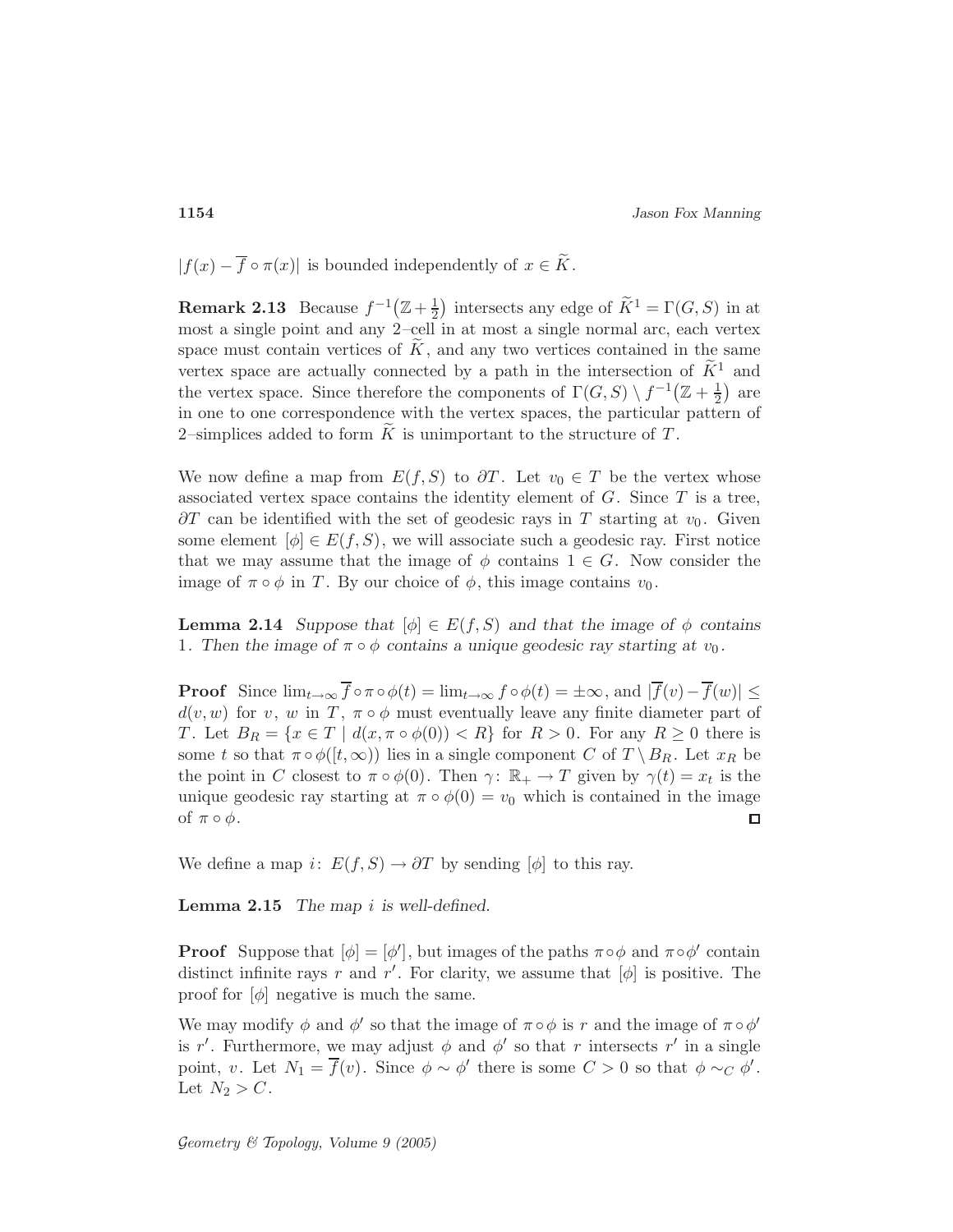$|f(x) - \overline{f} \circ \pi(x)|$ is bounded independently of $x \in \widetilde{K}$.

**Remark 2.13** Because $f^{-1}(\mathbb{Z} + \frac{1}{2})$ intersects any edge of $\widetilde{K}^1 = \Gamma(G, S)$ in at most a single point and any 2–cell in at most a single normal arc, each vertex space must contain vertices of $\widetilde{K}$, and any two vertices contained in the same vertex space are actually connected by a path in the intersection of $\widetilde{K}^1$ and the vertex space. Since therefore the components of $\Gamma(G, S) \setminus f^{-1}(\mathbb{Z} + \frac{1}{2})$ are in one to one correspondence with the vertex spaces, the particular pattern of 2–simplices added to form $\widetilde{K}$ is unimportant to the structure of $T$.

We now define a map from $E(f, S)$ to $\partial T$. Let $v_0 \in T$ be the vertex whose associated vertex space contains the identity element of $G$. Since $T$ is a tree, $\partial T$ can be identified with the set of geodesic rays in $T$ starting at $v_0$. Given some element $[\phi] \in E(f, S)$, we will associate such a geodesic ray. First notice that we may assume that the image of $\phi$ contains $1 \in G$. Now consider the image of $\pi \circ \phi$ in $T$. By our choice of $\phi$, this image contains $v_0$.

**Lemma 2.14** *Suppose that $[\phi] \in E(f, S)$ and that the image of $\phi$ contains 1. Then the image of $\pi \circ \phi$ contains a unique geodesic ray starting at $v_0$.*

**Proof** Since $\lim_{t \to \infty} \overline{f} \circ \pi \circ \phi(t) = \lim_{t \to \infty} f \circ \phi(t) = \pm\infty$, and $|\overline{f}(v) - \overline{f}(w)| \leq d(v, w)$ for $v$, $w$ in $T$, $\pi \circ \phi$ must eventually leave any finite diameter part of $T$. Let $B_R = \{x \in T \mid d(x, \pi \circ \phi(0)) < R\}$ for $R > 0$. For any $R \geq 0$ there is some $t$ so that $\pi \circ \phi([t, \infty))$ lies in a single component $C$ of $T \setminus B_R$. Let $x_R$ be the point in $C$ closest to $\pi \circ \phi(0)$. Then $\gamma\colon \mathbb{R}_+ \to T$ given by $\gamma(t) = x_t$ is the unique geodesic ray starting at $\pi \circ \phi(0) = v_0$ which is contained in the image of $\pi \circ \phi$. □

We define a map $i\colon E(f, S) \to \partial T$ by sending $[\phi]$ to this ray.

**Lemma 2.15** *The map $i$ is well-defined.*

**Proof** Suppose that $[\phi] = [\phi']$, but images of the paths $\pi \circ \phi$ and $\pi \circ \phi'$ contain distinct infinite rays $r$ and $r'$. For clarity, we assume that $[\phi]$ is positive. The proof for $[\phi]$ negative is much the same.

We may modify $\phi$ and $\phi'$ so that the image of $\pi \circ \phi$ is $r$ and the image of $\pi \circ \phi'$ is $r'$. Furthermore, we may adjust $\phi$ and $\phi'$ so that $r$ intersects $r'$ in a single point, $v$. Let $N_1 = \overline{f}(v)$. Since $\phi \sim \phi'$ there is some $C > 0$ so that $\phi \sim_C \phi'$. Let $N_2 > C$.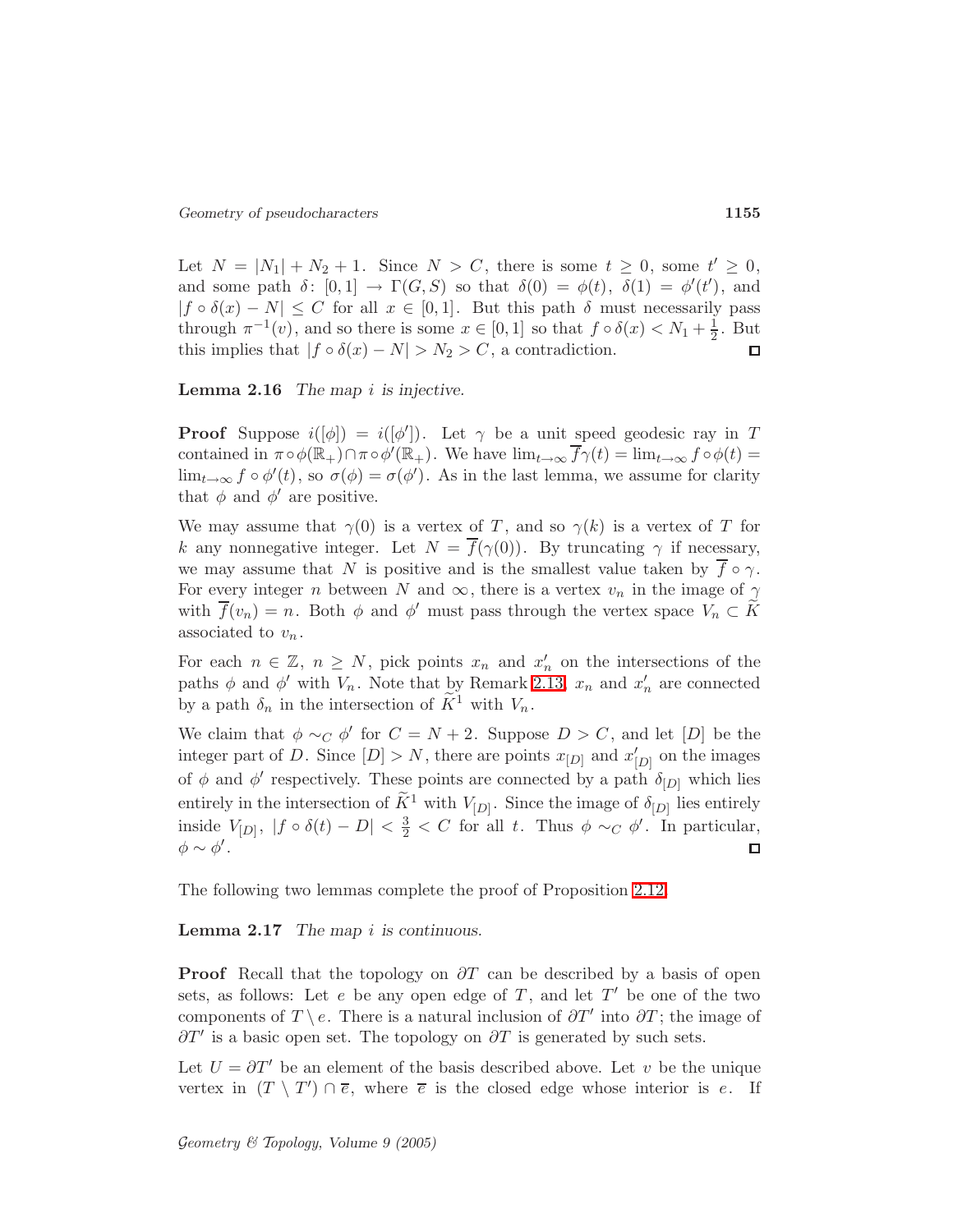Let $N = |N_1| + N_2 + 1$. Since $N > C$, there is some $t \geq 0$, some $t' \geq 0$, and some path $\delta\colon [0,1] \to \Gamma(G,S)$ so that $\delta(0) = \phi(t)$, $\delta(1) = \phi'(t')$, and $|f \circ \delta(x) - N| \leq C$ for all $x \in [0,1]$. But this path $\delta$ must necessarily pass through $\pi^{-1}(v)$, and so there is some $x \in [0,1]$ so that $f \circ \delta(x) < N_1 + \frac{1}{2}$. But this implies that $|f \circ \delta(x) - N| > N_2 > C$, a contradiction. □

**Lemma 2.16** *The map $i$ is injective.*

**Proof** Suppose $i([\phi]) = i([\phi'])$. Let $\gamma$ be a unit speed geodesic ray in $T$ contained in $\pi \circ \phi(\mathbb{R}_+) \cap \pi \circ \phi'(\mathbb{R}_+)$. We have $\lim_{t\to\infty} \overline{f}\gamma(t) = \lim_{t\to\infty} f \circ \phi(t) = \lim_{t\to\infty} f \circ \phi'(t)$, so $\sigma(\phi) = \sigma(\phi')$. As in the last lemma, we assume for clarity that $\phi$ and $\phi'$ are positive.

We may assume that $\gamma(0)$ is a vertex of $T$, and so $\gamma(k)$ is a vertex of $T$ for $k$ any nonnegative integer. Let $N = \overline{f}(\gamma(0))$. By truncating $\gamma$ if necessary, we may assume that $N$ is positive and is the smallest value taken by $\overline{f} \circ \gamma$. For every integer $n$ between $N$ and $\infty$, there is a vertex $v_n$ in the image of $\gamma$ with $\overline{f}(v_n) = n$. Both $\phi$ and $\phi'$ must pass through the vertex space $V_n \subset \widetilde{K}$ associated to $v_n$.

For each $n \in \mathbb{Z}$, $n \geq N$, pick points $x_n$ and $x'_n$ on the intersections of the paths $\phi$ and $\phi'$ with $V_n$. Note that by Remark 2.13, $x_n$ and $x'_n$ are connected by a path $\delta_n$ in the intersection of $\widetilde{K}^1$ with $V_n$.

We claim that $\phi \sim_C \phi'$ for $C = N + 2$. Suppose $D > C$, and let $[D]$ be the integer part of $D$. Since $[D] > N$, there are points $x_{[D]}$ and $x'_{[D]}$ on the images of $\phi$ and $\phi'$ respectively. These points are connected by a path $\delta_{[D]}$ which lies entirely in the intersection of $\widetilde{K}^1$ with $V_{[D]}$. Since the image of $\delta_{[D]}$ lies entirely inside $V_{[D]}$, $|f \circ \delta(t) - D| < \frac{3}{2} < C$ for all $t$. Thus $\phi \sim_C \phi'$. In particular, $\phi \sim \phi'$. □

The following two lemmas complete the proof of Proposition 2.12.

**Lemma 2.17** *The map $i$ is continuous.*

**Proof** Recall that the topology on $\partial T$ can be described by a basis of open sets, as follows: Let $e$ be any open edge of $T$, and let $T'$ be one of the two components of $T \setminus e$. There is a natural inclusion of $\partial T'$ into $\partial T$; the image of $\partial T'$ is a basic open set. The topology on $\partial T$ is generated by such sets.

Let $U = \partial T'$ be an element of the basis described above. Let $v$ be the unique vertex in $(T \setminus T') \cap \overline{e}$, where $\overline{e}$ is the closed edge whose interior is $e$. If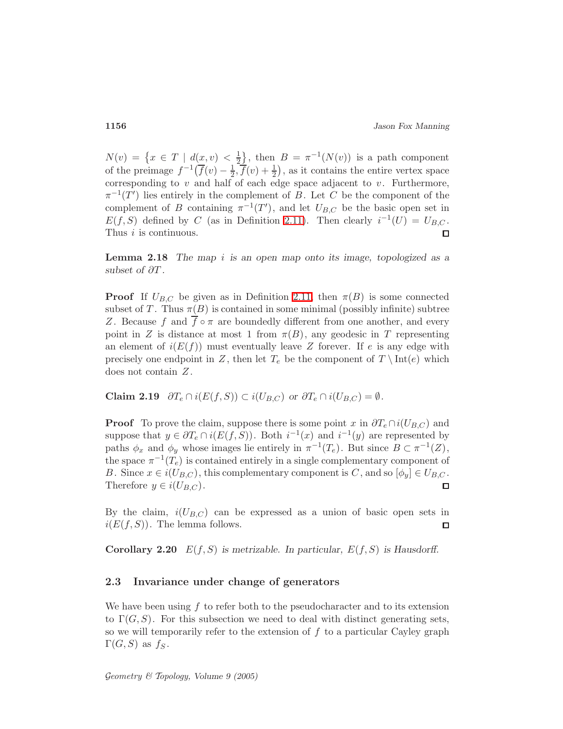$N(v) = \{x \in T \mid d(x,v) < \frac{1}{2}\}$, then $B = \pi^{-1}(N(v))$ is a path component of the preimage $f^{-1}(\overline{f}(v) - \frac{1}{2}, \overline{f}(v) + \frac{1}{2})$, as it contains the entire vertex space corresponding to $v$ and half of each edge space adjacent to $v$. Furthermore, $\pi^{-1}(T')$ lies entirely in the complement of $B$. Let $C$ be the component of the complement of $B$ containing $\pi^{-1}(T')$, and let $U_{B,C}$ be the basic open set in $E(f,S)$ defined by $C$ (as in Definition 2.11). Then clearly $i^{-1}(U) = U_{B,C}$. Thus $i$ is continuous. □

**Lemma 2.18** *The map $i$ is an open map onto its image, topologized as a subset of $\partial T$.*

**Proof** If $U_{B,C}$ be given as in Definition 2.11, then $\pi(B)$ is some connected subset of $T$. Thus $\pi(B)$ is contained in some minimal (possibly infinite) subtree $Z$. Because $f$ and $\overline{f} \circ \pi$ are boundedly different from one another, and every point in $Z$ is distance at most 1 from $\pi(B)$, any geodesic in $T$ representing an element of $i(E(f))$ must eventually leave $Z$ forever. If $e$ is any edge with precisely one endpoint in $Z$, then let $T_e$ be the component of $T \setminus \mathrm{Int}(e)$ which does not contain $Z$.

**Claim 2.19** $\partial T_e \cap i(E(f,S)) \subset i(U_{B,C})$ *or* $\partial T_e \cap i(U_{B,C}) = \emptyset$.

**Proof** To prove the claim, suppose there is some point $x$ in $\partial T_e \cap i(U_{B,C})$ and suppose that $y \in \partial T_e \cap i(E(f,S))$. Both $i^{-1}(x)$ and $i^{-1}(y)$ are represented by paths $\phi_x$ and $\phi_y$ whose images lie entirely in $\pi^{-1}(T_e)$. But since $B \subset \pi^{-1}(Z)$, the space $\pi^{-1}(T_e)$ is contained entirely in a single complementary component of $B$. Since $x \in i(U_{B,C})$, this complementary component is $C$, and so $[\phi_y] \in U_{B,C}$. Therefore $y \in i(U_{B,C})$. □

By the claim, $i(U_{B,C})$ can be expressed as a union of basic open sets in $i(E(f,S))$. The lemma follows. □

**Corollary 2.20** *$E(f,S)$ is metrizable. In particular, $E(f,S)$ is Hausdorff.*

## 2.3 Invariance under change of generators

We have been using $f$ to refer both to the pseudocharacter and to its extension to $\Gamma(G,S)$. For this subsection we need to deal with distinct generating sets, so we will temporarily refer to the extension of $f$ to a particular Cayley graph $\Gamma(G,S)$ as $f_S$.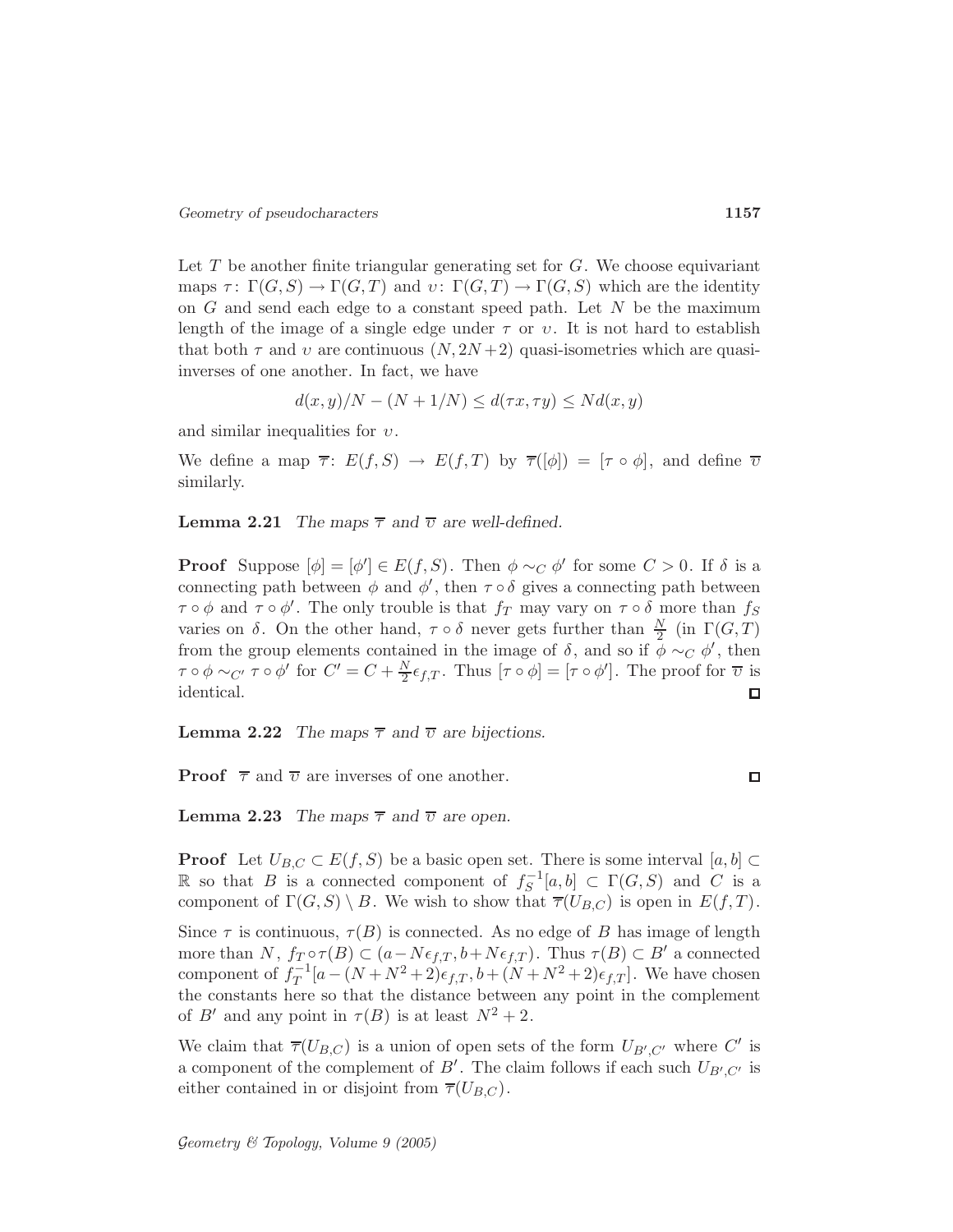Let $T$ be another finite triangular generating set for $G$. We choose equivariant maps $\tau\colon \Gamma(G,S) \to \Gamma(G,T)$ and $\upsilon\colon \Gamma(G,T) \to \Gamma(G,S)$ which are the identity on $G$ and send each edge to a constant speed path. Let $N$ be the maximum length of the image of a single edge under $\tau$ or $\upsilon$. It is not hard to establish that both $\tau$ and $\upsilon$ are continuous $(N, 2N+2)$ quasi-isometries which are quasi-inverses of one another. In fact, we have

$$d(x,y)/N - (N + 1/N) \leq d(\tau x, \tau y) \leq N d(x,y)$$

and similar inequalities for $\upsilon$.

We define a map $\overline{\tau}\colon E(f,S) \to E(f,T)$ by $\overline{\tau}([\phi]) = [\tau \circ \phi]$, and define $\overline{\upsilon}$ similarly.

**Lemma 2.21** *The maps $\overline{\tau}$ and $\overline{\upsilon}$ are well-defined.*

**Proof** Suppose $[\phi] = [\phi'] \in E(f,S)$. Then $\phi \sim_C \phi'$ for some $C > 0$. If $\delta$ is a connecting path between $\phi$ and $\phi'$, then $\tau \circ \delta$ gives a connecting path between $\tau \circ \phi$ and $\tau \circ \phi'$. The only trouble is that $f_T$ may vary on $\tau \circ \delta$ more than $f_S$ varies on $\delta$. On the other hand, $\tau \circ \delta$ never gets further than $\frac{N}{2}$ (in $\Gamma(G,T)$ from the group elements contained in the image of $\delta$, and so if $\phi \sim_C \phi'$, then $\tau \circ \phi \sim_{C'} \tau \circ \phi'$ for $C' = C + \frac{N}{2}\epsilon_{f,T}$. Thus $[\tau \circ \phi] = [\tau \circ \phi']$. The proof for $\overline{\upsilon}$ is identical. □

**Lemma 2.22** *The maps $\overline{\tau}$ and $\overline{\upsilon}$ are bijections.*

**Proof** $\overline{\tau}$ and $\overline{\upsilon}$ are inverses of one another. □

**Lemma 2.23** *The maps $\overline{\tau}$ and $\overline{\upsilon}$ are open.*

**Proof** Let $U_{B,C} \subset E(f,S)$ be a basic open set. There is some interval $[a,b] \subset \mathbb{R}$ so that $B$ is a connected component of $f_S^{-1}[a,b] \subset \Gamma(G,S)$ and $C$ is a component of $\Gamma(G,S) \setminus B$. We wish to show that $\overline{\tau}(U_{B,C})$ is open in $E(f,T)$.

Since $\tau$ is continuous, $\tau(B)$ is connected. As no edge of $B$ has image of length more than $N$, $f_T \circ \tau(B) \subset (a - N\epsilon_{f,T}, b + N\epsilon_{f,T})$. Thus $\tau(B) \subset B'$ a connected component of $f_T^{-1}[a - (N + N^2 + 2)\epsilon_{f,T}, b + (N + N^2 + 2)\epsilon_{f,T}]$. We have chosen the constants here so that the distance between any point in the complement of $B'$ and any point in $\tau(B)$ is at least $N^2 + 2$.

We claim that $\overline{\tau}(U_{B,C})$ is a union of open sets of the form $U_{B',C'}$ where $C'$ is a component of the complement of $B'$. The claim follows if each such $U_{B',C'}$ is either contained in or disjoint from $\overline{\tau}(U_{B,C})$.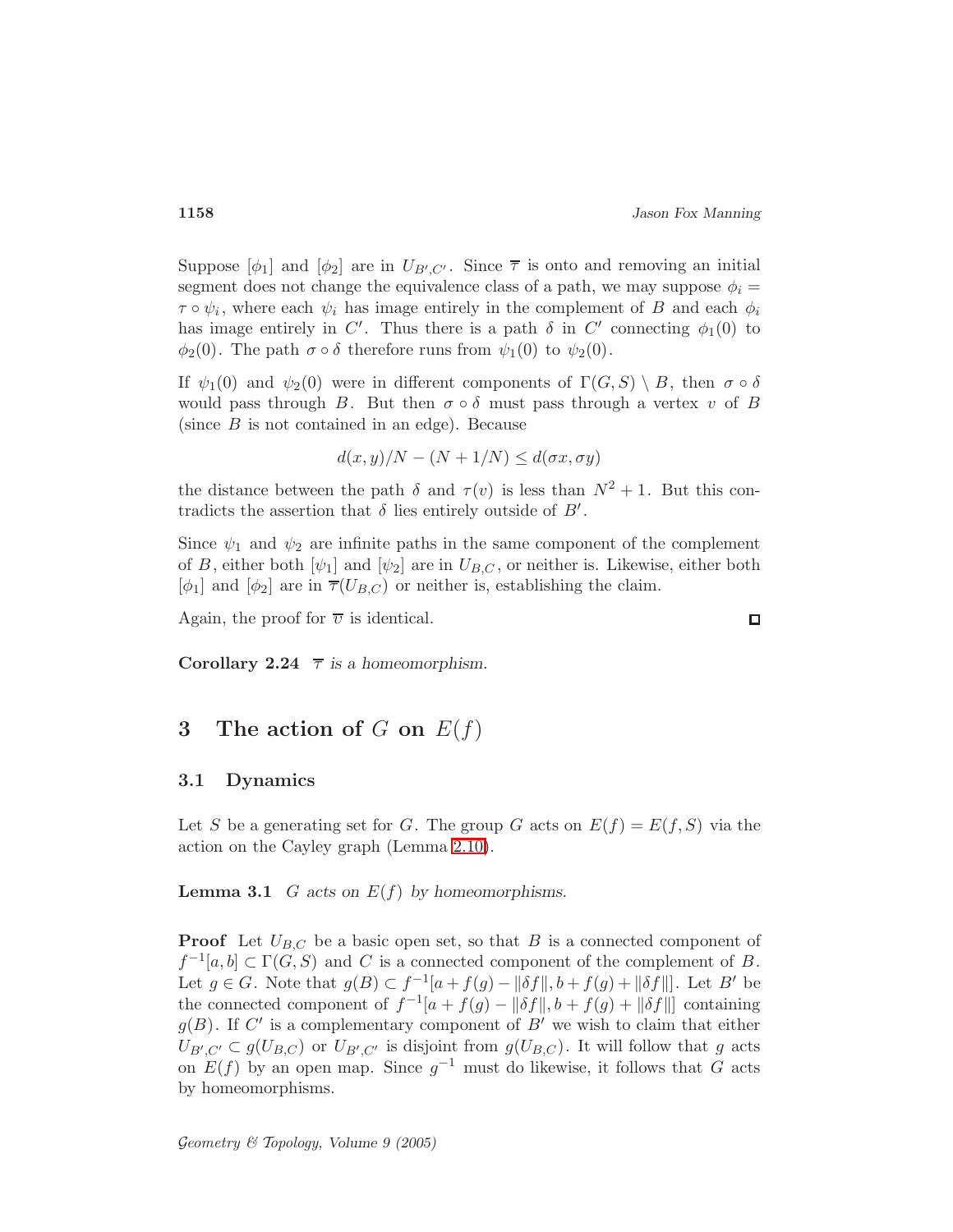Suppose $[\phi_1]$ and $[\phi_2]$ are in $U_{B',C'}$. Since $\overline{\tau}$ is onto and removing an initial segment does not change the equivalence class of a path, we may suppose $\phi_i = \tau \circ \psi_i$, where each $\psi_i$ has image entirely in the complement of $B$ and each $\phi_i$ has image entirely in $C'$. Thus there is a path $\delta$ in $C'$ connecting $\phi_1(0)$ to $\phi_2(0)$. The path $\sigma \circ \delta$ therefore runs from $\psi_1(0)$ to $\psi_2(0)$.

If $\psi_1(0)$ and $\psi_2(0)$ were in different components of $\Gamma(G,S) \setminus B$, then $\sigma \circ \delta$ would pass through $B$. But then $\sigma \circ \delta$ must pass through a vertex $v$ of $B$ (since $B$ is not contained in an edge). Because

$$d(x,y)/N - (N + 1/N) \leq d(\sigma x, \sigma y)$$

the distance between the path $\delta$ and $\tau(v)$ is less than $N^2 + 1$. But this contradicts the assertion that $\delta$ lies entirely outside of $B'$.

Since $\psi_1$ and $\psi_2$ are infinite paths in the same component of the complement of $B$, either both $[\psi_1]$ and $[\psi_2]$ are in $U_{B,C}$, or neither is. Likewise, either both $[\phi_1]$ and $[\phi_2]$ are in $\overline{\tau}(U_{B,C})$ or neither is, establishing the claim.

Again, the proof for $\overline{v}$ is identical. □

**Corollary 2.24** *$\overline{\tau}$ is a homeomorphism.*

# 3 The action of $G$ on $E(f)$

## 3.1 Dynamics

Let $S$ be a generating set for $G$. The group $G$ acts on $E(f) = E(f,S)$ via the action on the Cayley graph (Lemma 2.10).

**Lemma 3.1** *$G$ acts on $E(f)$ by homeomorphisms.*

**Proof** Let $U_{B,C}$ be a basic open set, so that $B$ is a connected component of $f^{-1}[a,b] \subset \Gamma(G,S)$ and $C$ is a connected component of the complement of $B$. Let $g \in G$. Note that $g(B) \subset f^{-1}[a + f(g) - \|\delta f\|, b + f(g) + \|\delta f\|]$. Let $B'$ be the connected component of $f^{-1}[a + f(g) - \|\delta f\|, b + f(g) + \|\delta f\|]$ containing $g(B)$. If $C'$ is a complementary component of $B'$ we wish to claim that either $U_{B',C'} \subset g(U_{B,C})$ or $U_{B',C'}$ is disjoint from $g(U_{B,C})$. It will follow that $g$ acts on $E(f)$ by an open map. Since $g^{-1}$ must do likewise, it follows that $G$ acts by homeomorphisms.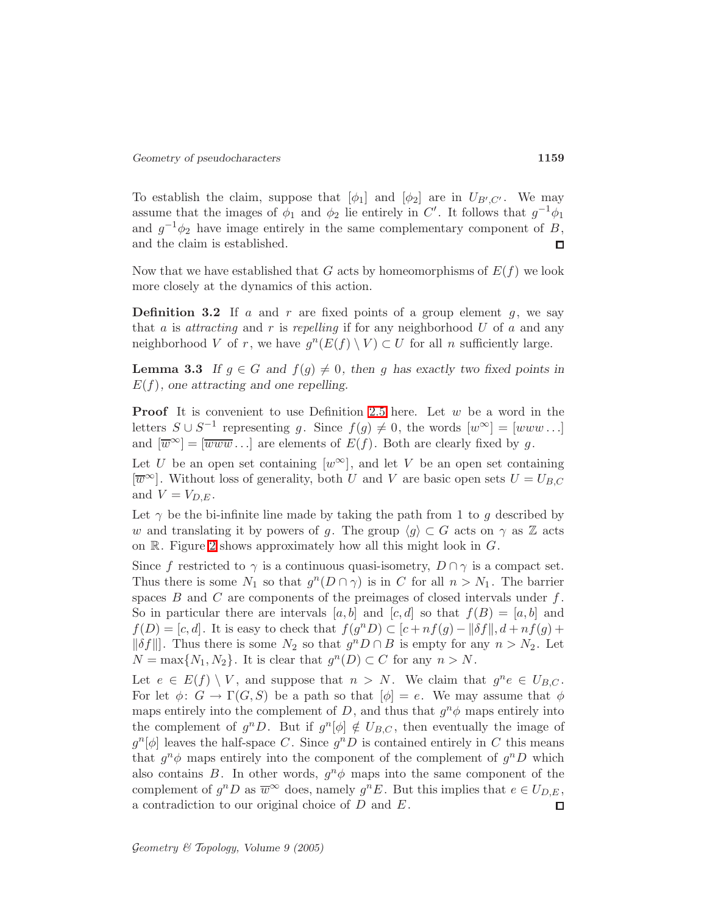To establish the claim, suppose that $[\phi_1]$ and $[\phi_2]$ are in $U_{B',C'}$. We may assume that the images of $\phi_1$ and $\phi_2$ lie entirely in $C'$. It follows that $g^{-1}\phi_1$ and $g^{-1}\phi_2$ have image entirely in the same complementary component of $B$, and the claim is established. □

Now that we have established that $G$ acts by homeomorphisms of $E(f)$ we look more closely at the dynamics of this action.

**Definition 3.2** If $a$ and $r$ are fixed points of a group element $g$, we say that $a$ is *attracting* and $r$ is *repelling* if for any neighborhood $U$ of $a$ and any neighborhood $V$ of $r$, we have $g^n(E(f) \setminus V) \subset U$ for all $n$ sufficiently large.

**Lemma 3.3** *If $g \in G$ and $f(g) \neq 0$, then $g$ has exactly two fixed points in $E(f)$, one attracting and one repelling.*

**Proof** It is convenient to use Definition 2.5 here. Let $w$ be a word in the letters $S \cup S^{-1}$ representing $g$. Since $f(g) \neq 0$, the words $[w^\infty] = [www\ldots]$ and $[\overline{w}^\infty] = [\overline{www}\ldots]$ are elements of $E(f)$. Both are clearly fixed by $g$.

Let $U$ be an open set containing $[w^\infty]$, and let $V$ be an open set containing $[\overline{w}^\infty]$. Without loss of generality, both $U$ and $V$ are basic open sets $U = U_{B,C}$ and $V = V_{D,E}$.

Let $\gamma$ be the bi-infinite line made by taking the path from 1 to $g$ described by $w$ and translating it by powers of $g$. The group $\langle g \rangle \subset G$ acts on $\gamma$ as $\mathbb{Z}$ acts on $\mathbb{R}$. Figure 2 shows approximately how all this might look in $G$.

Since $f$ restricted to $\gamma$ is a continuous quasi-isometry, $D \cap \gamma$ is a compact set. Thus there is some $N_1$ so that $g^n(D \cap \gamma)$ is in $C$ for all $n > N_1$. The barrier spaces $B$ and $C$ are components of the preimages of closed intervals under $f$. So in particular there are intervals $[a, b]$ and $[c, d]$ so that $f(B) = [a, b]$ and $f(D) = [c, d]$. It is easy to check that $f(g^n D) \subset [c + nf(g) - \|\delta f\|, d + nf(g) + \|\delta f\|]$. Thus there is some $N_2$ so that $g^n D \cap B$ is empty for any $n > N_2$. Let $N = \max\{N_1, N_2\}$. It is clear that $g^n(D) \subset C$ for any $n > N$.

Let $e \in E(f) \setminus V$, and suppose that $n > N$. We claim that $g^n e \in U_{B,C}$. For let $\phi\colon G \to \Gamma(G, S)$ be a path so that $[\phi] = e$. We may assume that $\phi$ maps entirely into the complement of $D$, and thus that $g^n\phi$ maps entirely into the complement of $g^n D$. But if $g^n[\phi] \notin U_{B,C}$, then eventually the image of $g^n[\phi]$ leaves the half-space $C$. Since $g^n D$ is contained entirely in $C$ this means that $g^n\phi$ maps entirely into the component of the complement of $g^n D$ which also contains $B$. In other words, $g^n\phi$ maps into the same component of the complement of $g^n D$ as $\overline{w}^\infty$ does, namely $g^n E$. But this implies that $e \in U_{D,E}$, a contradiction to our original choice of $D$ and $E$. □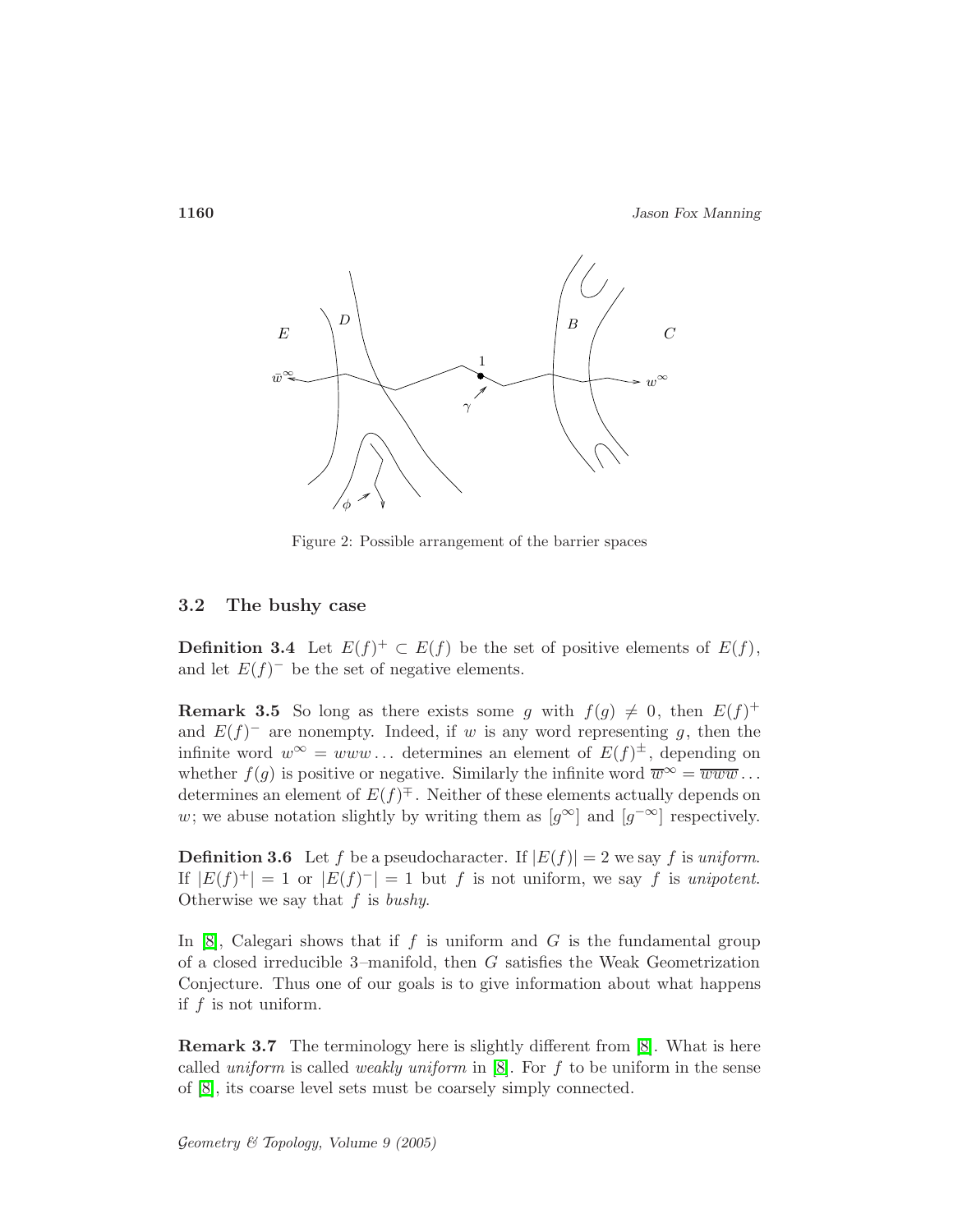E

D

B

C

1

$\bar{w}^\infty$

$w^\infty$

$\gamma$

$\phi$

Figure 2: Possible arrangement of the barrier spaces

### 3.2 The bushy case

**Definition 3.4** Let $E(f)^+ \subset E(f)$ be the set of positive elements of $E(f)$, and let $E(f)^-$ be the set of negative elements.

**Remark 3.5** So long as there exists some $g$ with $f(g) \neq 0$, then $E(f)^+$ and $E(f)^-$ are nonempty. Indeed, if $w$ is any word representing $g$, then the infinite word $w^\infty = www\ldots$ determines an element of $E(f)^\pm$, depending on whether $f(g)$ is positive or negative. Similarly the infinite word $\overline{w}^\infty = \overline{www}\ldots$ determines an element of $E(f)^\mp$. Neither of these elements actually depends on $w$; we abuse notation slightly by writing them as $[g^\infty]$ and $[g^{-\infty}]$ respectively.

**Definition 3.6** Let $f$ be a pseudocharacter. If $|E(f)| = 2$ we say $f$ is *uniform*. If $|E(f)^+| = 1$ or $|E(f)^-| = 1$ but $f$ is not uniform, we say $f$ is *unipotent*. Otherwise we say that $f$ is *bushy*.

In [8], Calegari shows that if $f$ is uniform and $G$ is the fundamental group of a closed irreducible 3–manifold, then $G$ satisfies the Weak Geometrization Conjecture. Thus one of our goals is to give information about what happens if $f$ is not uniform.

**Remark 3.7** The terminology here is slightly different from [8]. What is here called *uniform* is called *weakly uniform* in [8]. For $f$ to be uniform in the sense of [8], its coarse level sets must be coarsely simply connected.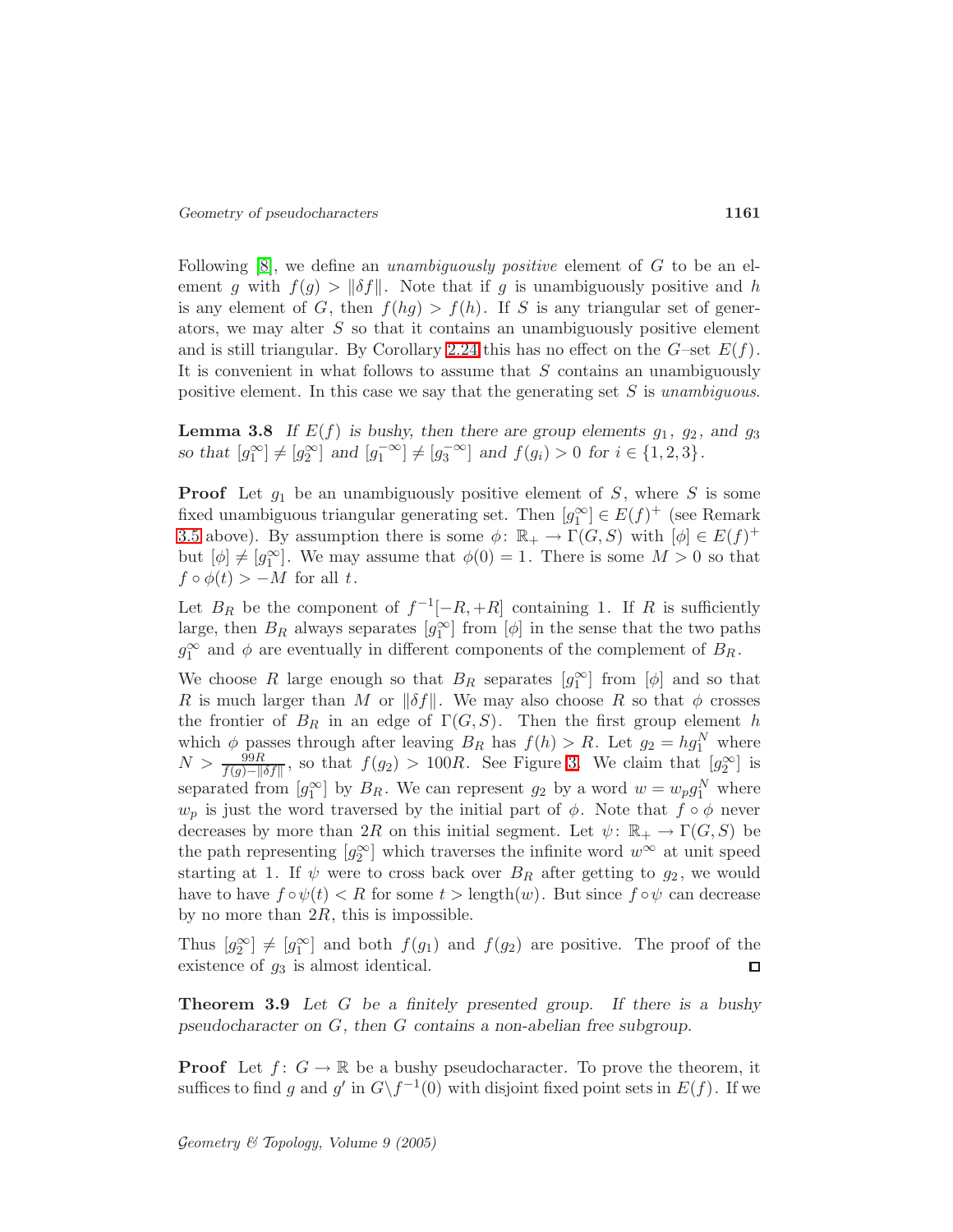Following [8], we define an *unambiguously positive* element of $G$ to be an element $g$ with $f(g) > \|\delta f\|$. Note that if $g$ is unambiguously positive and $h$ is any element of $G$, then $f(hg) > f(h)$. If $S$ is any triangular set of generators, we may alter $S$ so that it contains an unambiguously positive element and is still triangular. By Corollary 2.24 this has no effect on the $G$–set $E(f)$. It is convenient in what follows to assume that $S$ contains an unambiguously positive element. In this case we say that the generating set $S$ is *unambiguous*.

**Lemma 3.8** *If $E(f)$ is bushy, then there are group elements $g_1$, $g_2$, and $g_3$ so that $[g_1^\infty] \neq [g_2^\infty]$ and $[g_1^{-\infty}] \neq [g_3^{-\infty}]$ and $f(g_i) > 0$ for $i \in \{1, 2, 3\}$.*

**Proof** Let $g_1$ be an unambiguously positive element of $S$, where $S$ is some fixed unambiguous triangular generating set. Then $[g_1^\infty] \in E(f)^+$ (see Remark 3.5 above). By assumption there is some $\phi\colon \mathbb{R}_+ \to \Gamma(G, S)$ with $[\phi] \in E(f)^+$ but $[\phi] \neq [g_1^\infty]$. We may assume that $\phi(0) = 1$. There is some $M > 0$ so that $f \circ \phi(t) > -M$ for all $t$.

Let $B_R$ be the component of $f^{-1}[-R, +R]$ containing $1$. If $R$ is sufficiently large, then $B_R$ always separates $[g_1^\infty]$ from $[\phi]$ in the sense that the two paths $g_1^\infty$ and $\phi$ are eventually in different components of the complement of $B_R$.

We choose $R$ large enough so that $B_R$ separates $[g_1^\infty]$ from $[\phi]$ and so that $R$ is much larger than $M$ or $\|\delta f\|$. We may also choose $R$ so that $\phi$ crosses the frontier of $B_R$ in an edge of $\Gamma(G, S)$. Then the first group element $h$ which $\phi$ passes through after leaving $B_R$ has $f(h) > R$. Let $g_2 = hg_1^N$ where $N > \frac{99R}{f(g) - \|\delta f\|}$, so that $f(g_2) > 100R$. See Figure 3. We claim that $[g_2^\infty]$ is separated from $[g_1^\infty]$ by $B_R$. We can represent $g_2$ by a word $w = w_p g_1^N$ where $w_p$ is just the word traversed by the initial part of $\phi$. Note that $f \circ \phi$ never decreases by more than $2R$ on this initial segment. Let $\psi\colon \mathbb{R}_+ \to \Gamma(G, S)$ be the path representing $[g_2^\infty]$ which traverses the infinite word $w^\infty$ at unit speed starting at $1$. If $\psi$ were to cross back over $B_R$ after getting to $g_2$, we would have to have $f \circ \psi(t) < R$ for some $t > \text{length}(w)$. But since $f \circ \psi$ can decrease by no more than $2R$, this is impossible.

Thus $[g_2^\infty] \neq [g_1^\infty]$ and both $f(g_1)$ and $f(g_2)$ are positive. The proof of the existence of $g_3$ is almost identical. □

**Theorem 3.9** *Let $G$ be a finitely presented group. If there is a bushy pseudocharacter on $G$, then $G$ contains a non-abelian free subgroup.*

**Proof** Let $f\colon G \to \mathbb{R}$ be a bushy pseudocharacter. To prove the theorem, it suffices to find $g$ and $g'$ in $G \backslash f^{-1}(0)$ with disjoint fixed point sets in $E(f)$. If we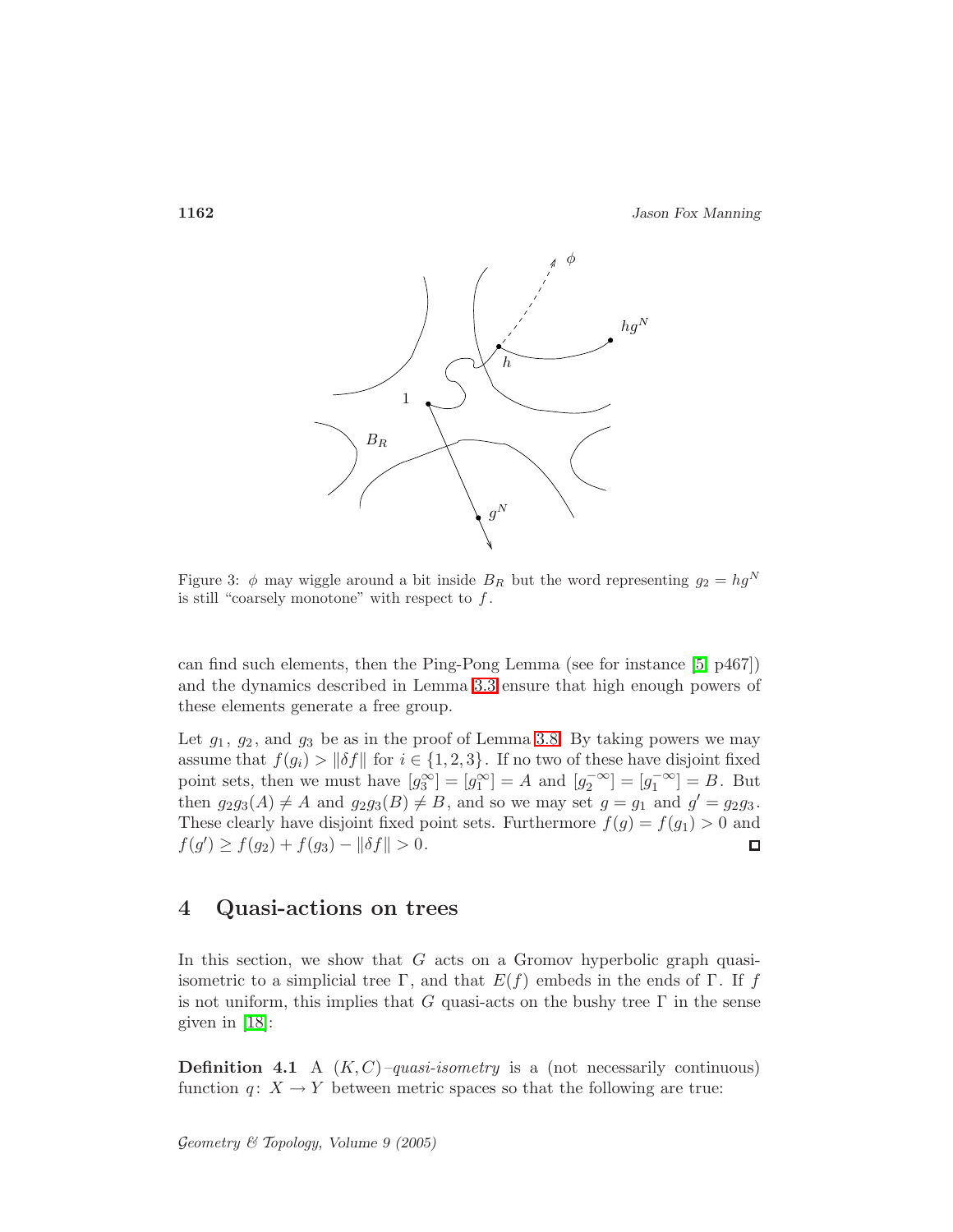$\phi$

$hg^N$

$h$

1

$B_R$

$g^N$

Figure 3: $\phi$ may wiggle around a bit inside $B_R$ but the word representing $g_2 = hg^N$ is still "coarsely monotone" with respect to $f$.

can find such elements, then the Ping-Pong Lemma (see for instance [5, p467]) and the dynamics described in Lemma 3.3 ensure that high enough powers of these elements generate a free group.

Let $g_1$, $g_2$, and $g_3$ be as in the proof of Lemma 3.8. By taking powers we may assume that $f(g_i) > \|\delta f\|$ for $i \in \{1,2,3\}$. If no two of these have disjoint fixed point sets, then we must have $[g_3^\infty] = [g_1^\infty] = A$ and $[g_2^{-\infty}] = [g_1^{-\infty}] = B$. But then $g_2 g_3(A) \neq A$ and $g_2 g_3(B) \neq B$, and so we may set $g = g_1$ and $g' = g_2 g_3$. These clearly have disjoint fixed point sets. Furthermore $f(g) = f(g_1) > 0$ and $f(g') \geq f(g_2) + f(g_3) - \|\delta f\| > 0$. ◻

## 4 Quasi-actions on trees

In this section, we show that $G$ acts on a Gromov hyperbolic graph quasi-isometric to a simplicial tree $\Gamma$, and that $E(f)$ embeds in the ends of $\Gamma$. If $f$ is not uniform, this implies that $G$ quasi-acts on the bushy tree $\Gamma$ in the sense given in [18]:

**Definition 4.1** A $(K,C)$*–quasi-isometry* is a (not necessarily continuous) function $q\colon X \to Y$ between metric spaces so that the following are true: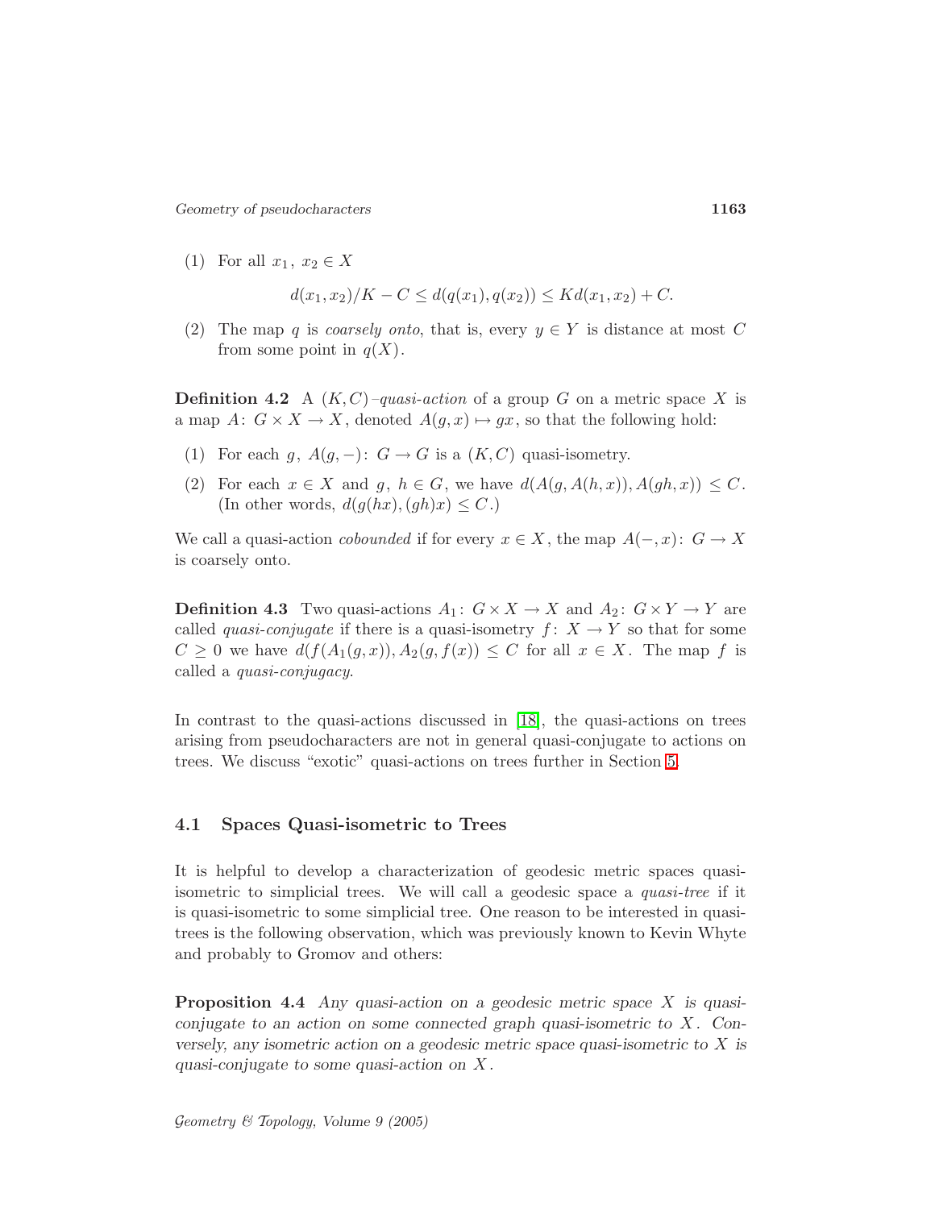(1) For all $x_1,\ x_2 \in X$

$$d(x_1,x_2)/K - C \leq d(q(x_1),q(x_2)) \leq Kd(x_1,x_2) + C.$$

(2) The map $q$ is *coarsely onto*, that is, every $y \in Y$ is distance at most $C$ from some point in $q(X)$.

**Definition 4.2** A $(K,C)$*–quasi-action* of a group $G$ on a metric space $X$ is a map $A\colon G \times X \to X$, denoted $A(g,x) \mapsto gx$, so that the following hold:

(1) For each $g$, $A(g,-)\colon G \to G$ is a $(K,C)$ quasi-isometry.

(2) For each $x \in X$ and $g,\ h \in G$, we have $d(A(g,A(h,x)),A(gh,x)) \leq C$. (In other words, $d(g(hx),(gh)x) \leq C$.)

We call a quasi-action *cobounded* if for every $x \in X$, the map $A(-,x)\colon G \to X$ is coarsely onto.

**Definition 4.3** Two quasi-actions $A_1\colon G \times X \to X$ and $A_2\colon G \times Y \to Y$ are called *quasi-conjugate* if there is a quasi-isometry $f\colon X \to Y$ so that for some $C \geq 0$ we have $d(f(A_1(g,x)),A_2(g,f(x)) \leq C$ for all $x \in X$. The map $f$ is called a *quasi-conjugacy*.

In contrast to the quasi-actions discussed in [18], the quasi-actions on trees arising from pseudocharacters are not in general quasi-conjugate to actions on trees. We discuss "exotic" quasi-actions on trees further in Section 5.

### 4.1 Spaces Quasi-isometric to Trees

It is helpful to develop a characterization of geodesic metric spaces quasi-isometric to simplicial trees. We will call a geodesic space a *quasi-tree* if it is quasi-isometric to some simplicial tree. One reason to be interested in quasi-trees is the following observation, which was previously known to Kevin Whyte and probably to Gromov and others:

**Proposition 4.4** *Any quasi-action on a geodesic metric space $X$ is quasi-conjugate to an action on some connected graph quasi-isometric to $X$. Conversely, any isometric action on a geodesic metric space quasi-isometric to $X$ is quasi-conjugate to some quasi-action on $X$.*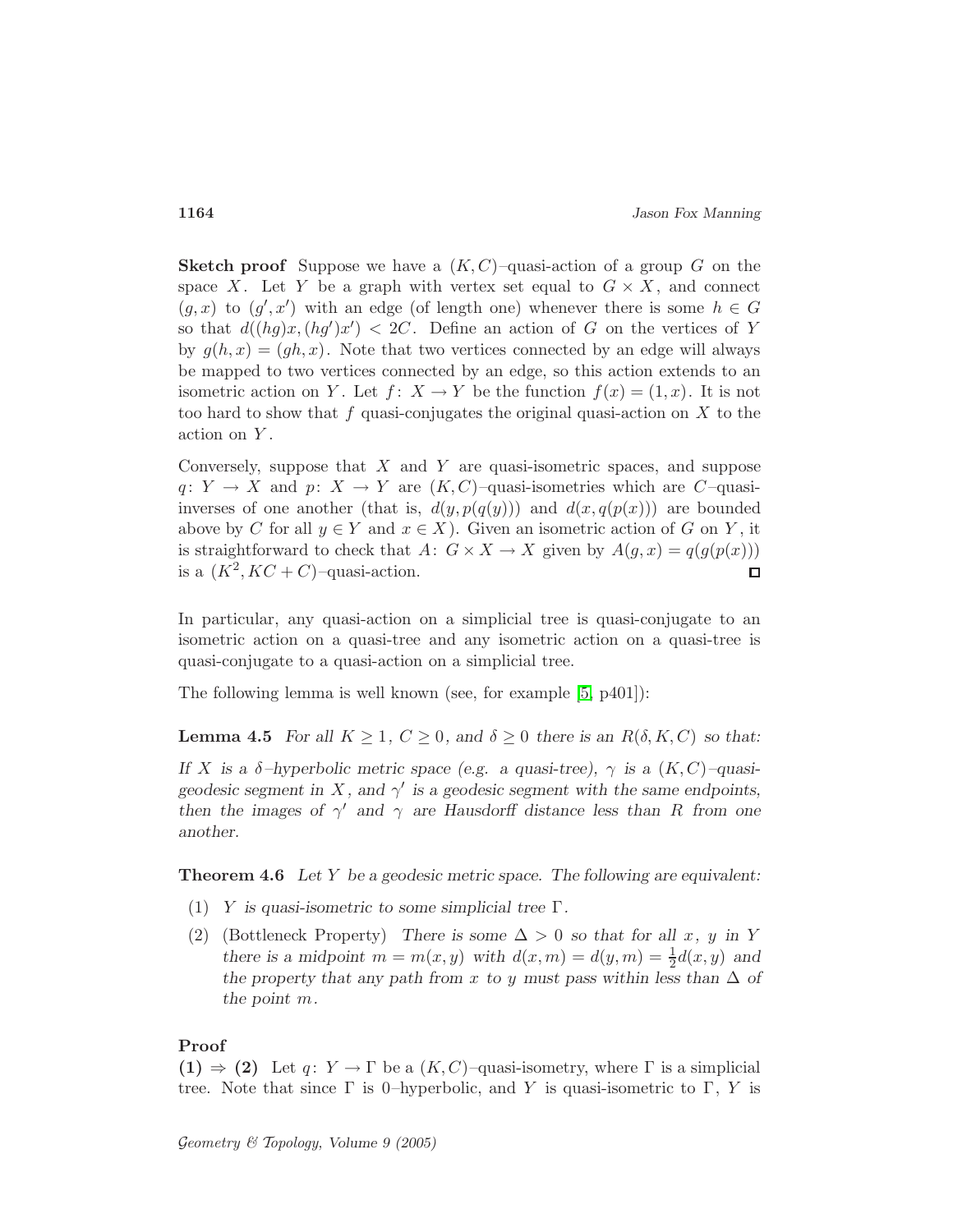**Sketch proof** Suppose we have a $(K,C)$–quasi-action of a group $G$ on the space $X$. Let $Y$ be a graph with vertex set equal to $G \times X$, and connect $(g,x)$ to $(g',x')$ with an edge (of length one) whenever there is some $h \in G$ so that $d((hg)x,(hg')x') < 2C$. Define an action of $G$ on the vertices of $Y$ by $g(h,x) = (gh,x)$. Note that two vertices connected by an edge will always be mapped to two vertices connected by an edge, so this action extends to an isometric action on $Y$. Let $f\colon X \to Y$ be the function $f(x) = (1,x)$. It is not too hard to show that $f$ quasi-conjugates the original quasi-action on $X$ to the action on $Y$.

Conversely, suppose that $X$ and $Y$ are quasi-isometric spaces, and suppose $q\colon Y \to X$ and $p\colon X \to Y$ are $(K,C)$–quasi-isometries which are $C$–quasi-inverses of one another (that is, $d(y,p(q(y)))$ and $d(x,q(p(x)))$ are bounded above by $C$ for all $y \in Y$ and $x \in X$). Given an isometric action of $G$ on $Y$, it is straightforward to check that $A\colon G \times X \to X$ given by $A(g,x) = q(g(p(x)))$ is a $(K^2, KC + C)$–quasi-action. □

In particular, any quasi-action on a simplicial tree is quasi-conjugate to an isometric action on a quasi-tree and any isometric action on a quasi-tree is quasi-conjugate to a quasi-action on a simplicial tree.

The following lemma is well known (see, for example [5, p401]):

**Lemma 4.5** *For all $K \geq 1$, $C \geq 0$, and $\delta \geq 0$ there is an $R(\delta,K,C)$ so that:*

*If $X$ is a $\delta$–hyperbolic metric space (e.g. a quasi-tree), $\gamma$ is a $(K,C)$–quasi-geodesic segment in $X$, and $\gamma'$ is a geodesic segment with the same endpoints, then the images of $\gamma'$ and $\gamma$ are Hausdorff distance less than $R$ from one another.*

**Theorem 4.6** *Let $Y$ be a geodesic metric space. The following are equivalent:*

1. *$Y$ is quasi-isometric to some simplicial tree $\Gamma$.*
2. (Bottleneck Property) *There is some $\Delta > 0$ so that for all $x$, $y$ in $Y$ there is a midpoint $m = m(x,y)$ with $d(x,m) = d(y,m) = \frac{1}{2}d(x,y)$ and the property that any path from $x$ to $y$ must pass within less than $\Delta$ of the point $m$.*

**Proof**

**(1) ⇒ (2)** Let $q\colon Y \to \Gamma$ be a $(K,C)$–quasi-isometry, where $\Gamma$ is a simplicial tree. Note that since $\Gamma$ is 0–hyperbolic, and $Y$ is quasi-isometric to $\Gamma$, $Y$ is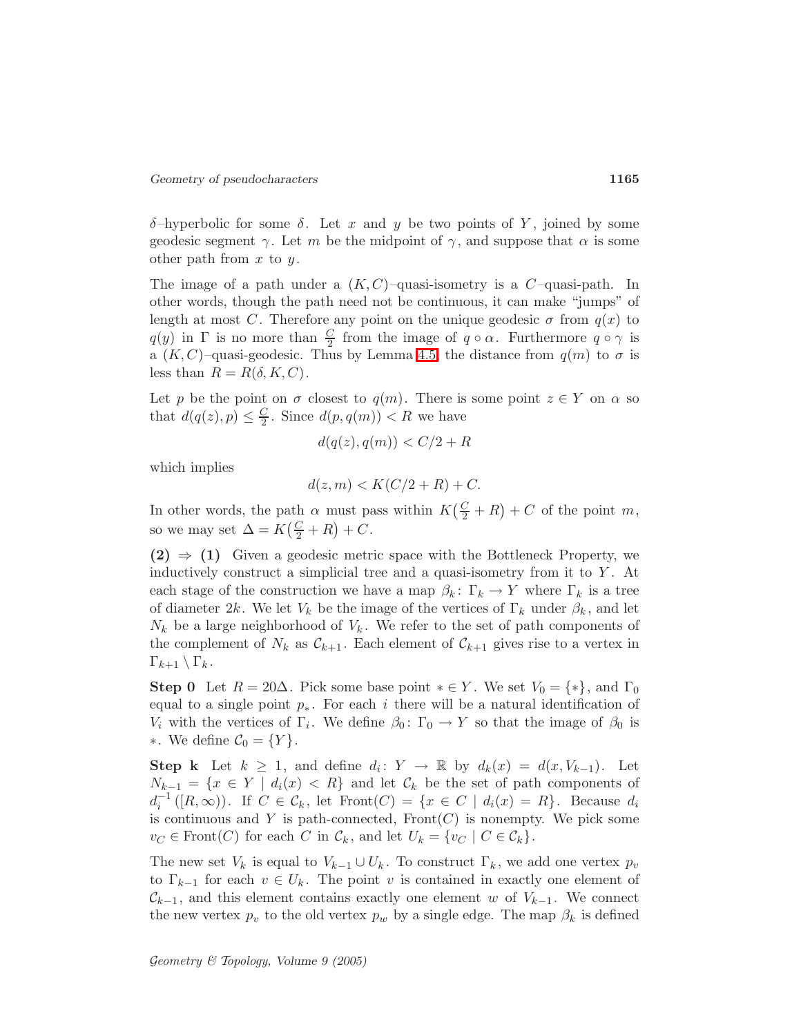$\delta$–hyperbolic for some $\delta$. Let $x$ and $y$ be two points of $Y$, joined by some geodesic segment $\gamma$. Let $m$ be the midpoint of $\gamma$, and suppose that $\alpha$ is some other path from $x$ to $y$.

The image of a path under a $(K,C)$–quasi-isometry is a $C$–quasi-path. In other words, though the path need not be continuous, it can make "jumps" of length at most $C$. Therefore any point on the unique geodesic $\sigma$ from $q(x)$ to $q(y)$ in $\Gamma$ is no more than $\frac{C}{2}$ from the image of $q \circ \alpha$. Furthermore $q \circ \gamma$ is a $(K,C)$–quasi-geodesic. Thus by Lemma 4.5 the distance from $q(m)$ to $\sigma$ is less than $R = R(\delta, K, C)$.

Let $p$ be the point on $\sigma$ closest to $q(m)$. There is some point $z \in Y$ on $\alpha$ so that $d(q(z), p) \leq \frac{C}{2}$. Since $d(p, q(m)) < R$ we have

$$d(q(z), q(m)) < C/2 + R$$

which implies

$$d(z, m) < K(C/2 + R) + C.$$

In other words, the path $\alpha$ must pass within $K\left(\frac{C}{2} + R\right) + C$ of the point $m$, so we may set $\Delta = K\left(\frac{C}{2} + R\right) + C$.

**(2) $\Rightarrow$ (1)** Given a geodesic metric space with the Bottleneck Property, we inductively construct a simplicial tree and a quasi-isometry from it to $Y$. At each stage of the construction we have a map $\beta_k \colon \Gamma_k \to Y$ where $\Gamma_k$ is a tree of diameter $2k$. We let $V_k$ be the image of the vertices of $\Gamma_k$ under $\beta_k$, and let $N_k$ be a large neighborhood of $V_k$. We refer to the set of path components of the complement of $N_k$ as $\mathcal{C}_{k+1}$. Each element of $\mathcal{C}_{k+1}$ gives rise to a vertex in $\Gamma_{k+1} \setminus \Gamma_k$.

**Step 0** Let $R = 20\Delta$. Pick some base point $* \in Y$. We set $V_0 = \{*\}$, and $\Gamma_0$ equal to a single point $p_*$. For each $i$ there will be a natural identification of $V_i$ with the vertices of $\Gamma_i$. We define $\beta_0 \colon \Gamma_0 \to Y$ so that the image of $\beta_0$ is $*$. We define $\mathcal{C}_0 = \{Y\}$.

**Step k** Let $k \geq 1$, and define $d_i \colon Y \to \mathbb{R}$ by $d_k(x) = d(x, V_{k-1})$. Let $N_{k-1} = \{x \in Y \mid d_i(x) < R\}$ and let $\mathcal{C}_k$ be the set of path components of $d_i^{-1}([R, \infty))$. If $C \in \mathcal{C}_k$, let $\mathrm{Front}(C) = \{x \in C \mid d_i(x) = R\}$. Because $d_i$ is continuous and $Y$ is path-connected, $\mathrm{Front}(C)$ is nonempty. We pick some $v_C \in \mathrm{Front}(C)$ for each $C$ in $\mathcal{C}_k$, and let $U_k = \{v_C \mid C \in \mathcal{C}_k\}$.

The new set $V_k$ is equal to $V_{k-1} \cup U_k$. To construct $\Gamma_k$, we add one vertex $p_v$ to $\Gamma_{k-1}$ for each $v \in U_k$. The point $v$ is contained in exactly one element of $\mathcal{C}_{k-1}$, and this element contains exactly one element $w$ of $V_{k-1}$. We connect the new vertex $p_v$ to the old vertex $p_w$ by a single edge. The map $\beta_k$ is defined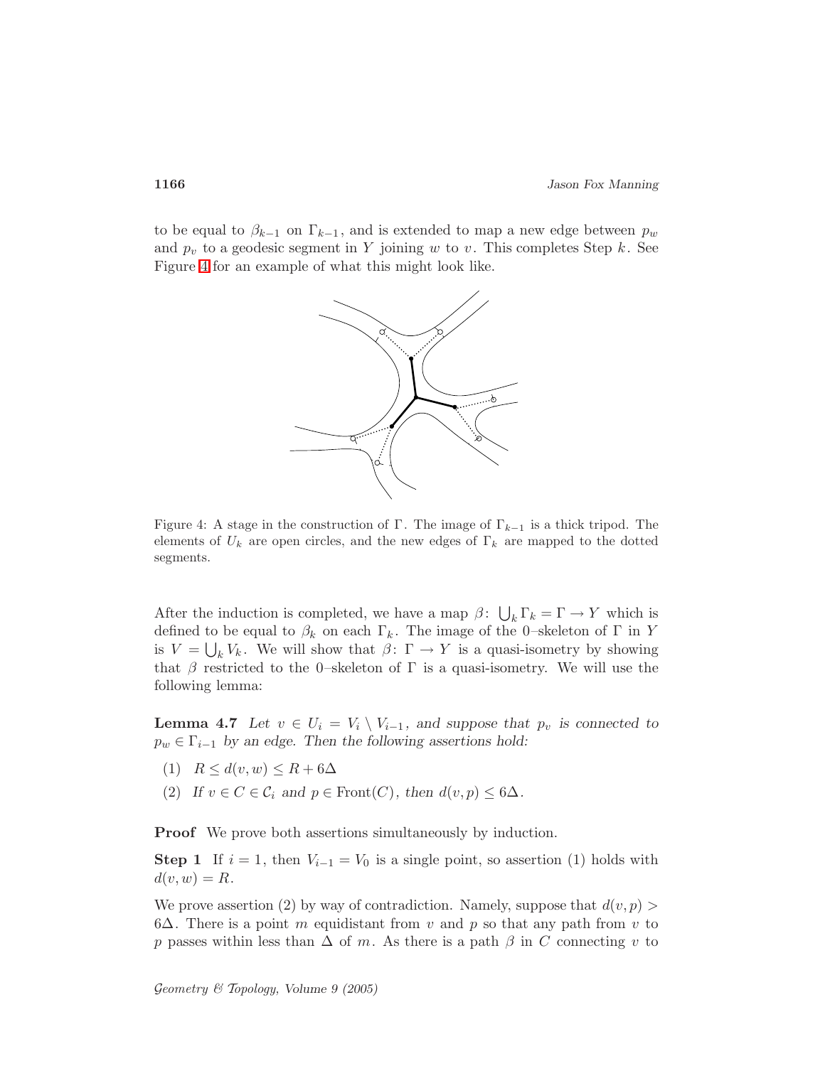to be equal to $\beta_{k-1}$ on $\Gamma_{k-1}$, and is extended to map a new edge between $p_w$ and $p_v$ to a geodesic segment in $Y$ joining $w$ to $v$. This completes Step $k$. See Figure 4 for an example of what this might look like.

Figure 4: A stage in the construction of $\Gamma$. The image of $\Gamma_{k-1}$ is a thick tripod. The elements of $U_k$ are open circles, and the new edges of $\Gamma_k$ are mapped to the dotted segments.

After the induction is completed, we have a map $\beta\colon \bigcup_k \Gamma_k = \Gamma \to Y$ which is defined to be equal to $\beta_k$ on each $\Gamma_k$. The image of the 0–skeleton of $\Gamma$ in $Y$ is $V = \bigcup_k V_k$. We will show that $\beta\colon \Gamma \to Y$ is a quasi-isometry by showing that $\beta$ restricted to the 0–skeleton of $\Gamma$ is a quasi-isometry. We will use the following lemma:

**Lemma 4.7** *Let $v \in U_i = V_i \setminus V_{i-1}$, and suppose that $p_v$ is connected to $p_w \in \Gamma_{i-1}$ by an edge. Then the following assertions hold:*

1. $R \leq d(v,w) \leq R + 6\Delta$
2. *If $v \in C \in \mathcal{C}_i$ and $p \in \mathrm{Front}(C)$, then $d(v,p) \leq 6\Delta$.*

**Proof** We prove both assertions simultaneously by induction.

**Step 1** If $i = 1$, then $V_{i-1} = V_0$ is a single point, so assertion (1) holds with $d(v,w) = R$.

We prove assertion (2) by way of contradiction. Namely, suppose that $d(v,p) > 6\Delta$. There is a point $m$ equidistant from $v$ and $p$ so that any path from $v$ to $p$ passes within less than $\Delta$ of $m$. As there is a path $\beta$ in $C$ connecting $v$ to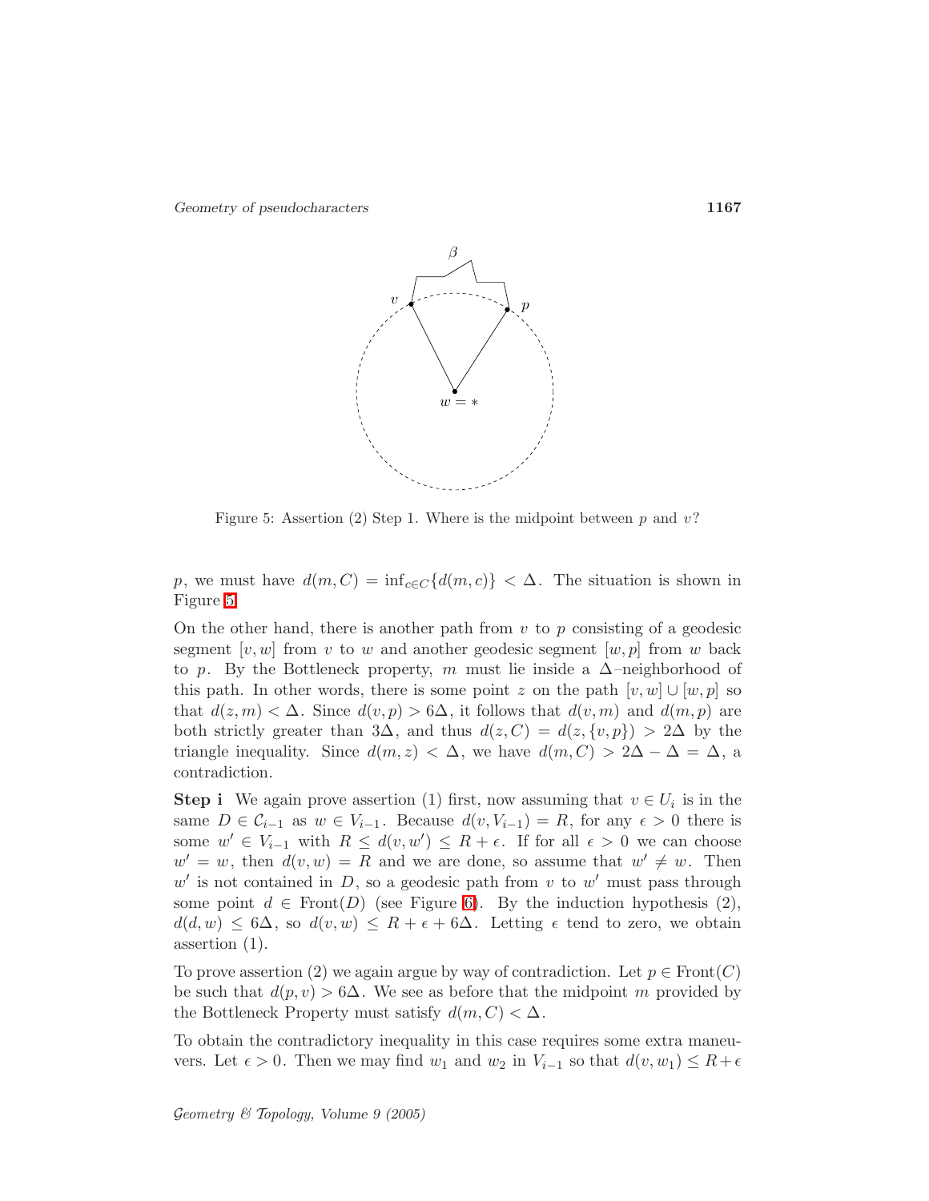β

v

p

$w = *$

Figure 5: Assertion (2) Step 1. Where is the midpoint between $p$ and $v$?

$p$, we must have $d(m, C) = \inf_{c \in C}\{d(m, c)\} < \Delta$. The situation is shown in Figure 5.

On the other hand, there is another path from $v$ to $p$ consisting of a geodesic segment $[v, w]$ from $v$ to $w$ and another geodesic segment $[w, p]$ from $w$ back to $p$. By the Bottleneck property, $m$ must lie inside a $\Delta$–neighborhood of this path. In other words, there is some point $z$ on the path $[v, w] \cup [w, p]$ so that $d(z, m) < \Delta$. Since $d(v, p) > 6\Delta$, it follows that $d(v, m)$ and $d(m, p)$ are both strictly greater than $3\Delta$, and thus $d(z, C) = d(z, \{v, p\}) > 2\Delta$ by the triangle inequality. Since $d(m, z) < \Delta$, we have $d(m, C) > 2\Delta - \Delta = \Delta$, a contradiction.

**Step i** We again prove assertion (1) first, now assuming that $v \in U_i$ is in the same $D \in \mathcal{C}_{i-1}$ as $w \in V_{i-1}$. Because $d(v, V_{i-1}) = R$, for any $\epsilon > 0$ there is some $w' \in V_{i-1}$ with $R \leq d(v, w') \leq R + \epsilon$. If for all $\epsilon > 0$ we can choose $w' = w$, then $d(v, w) = R$ and we are done, so assume that $w' \neq w$. Then $w'$ is not contained in $D$, so a geodesic path from $v$ to $w'$ must pass through some point $d \in \mathrm{Front}(D)$ (see Figure 6). By the induction hypothesis (2), $d(d, w) \leq 6\Delta$, so $d(v, w) \leq R + \epsilon + 6\Delta$. Letting $\epsilon$ tend to zero, we obtain assertion (1).

To prove assertion (2) we again argue by way of contradiction. Let $p \in \mathrm{Front}(C)$ be such that $d(p, v) > 6\Delta$. We see as before that the midpoint $m$ provided by the Bottleneck Property must satisfy $d(m, C) < \Delta$.

To obtain the contradictory inequality in this case requires some extra maneuvers. Let $\epsilon > 0$. Then we may find $w_1$ and $w_2$ in $V_{i-1}$ so that $d(v, w_1) \leq R + \epsilon$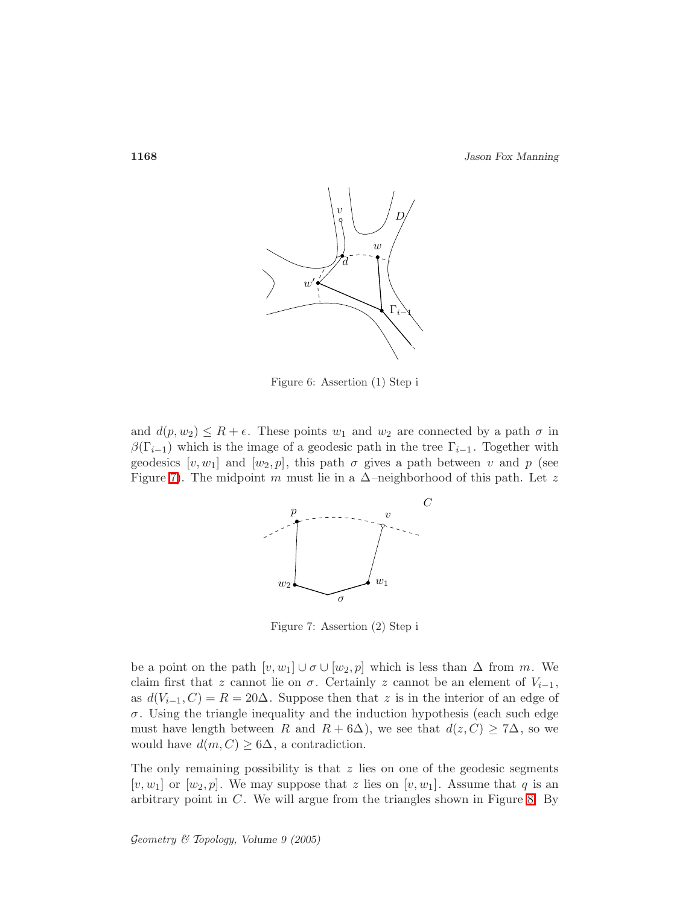Figure 6: Assertion (1) Step i

and $d(p, w_2) \leq R + \epsilon$. These points $w_1$ and $w_2$ are connected by a path $\sigma$ in $\beta(\Gamma_{i-1})$ which is the image of a geodesic path in the tree $\Gamma_{i-1}$. Together with geodesics $[v, w_1]$ and $[w_2, p]$, this path $\sigma$ gives a path between $v$ and $p$ (see Figure 7). The midpoint $m$ must lie in a $\Delta$–neighborhood of this path. Let $z$

Figure 7: Assertion (2) Step i

be a point on the path $[v, w_1] \cup \sigma \cup [w_2, p]$ which is less than $\Delta$ from $m$. We claim first that $z$ cannot lie on $\sigma$. Certainly $z$ cannot be an element of $V_{i-1}$, as $d(V_{i-1}, C) = R = 20\Delta$. Suppose then that $z$ is in the interior of an edge of $\sigma$. Using the triangle inequality and the induction hypothesis (each such edge must have length between $R$ and $R + 6\Delta$), we see that $d(z, C) \geq 7\Delta$, so we would have $d(m, C) \geq 6\Delta$, a contradiction.

The only remaining possibility is that $z$ lies on one of the geodesic segments $[v, w_1]$ or $[w_2, p]$. We may suppose that $z$ lies on $[v, w_1]$. Assume that $q$ is an arbitrary point in $C$. We will argue from the triangles shown in Figure 8. By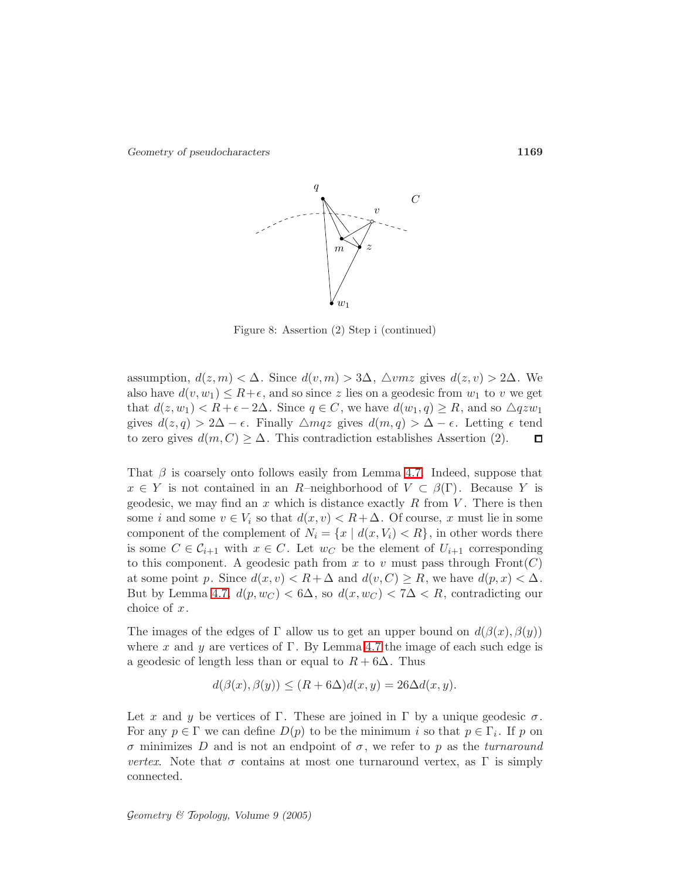Figure 8: Assertion (2) Step i (continued)

assumption, $d(z,m) < \Delta$. Since $d(v,m) > 3\Delta$, $\triangle vmz$ gives $d(z,v) > 2\Delta$. We also have $d(v,w_1) \le R+\epsilon$, and so since $z$ lies on a geodesic from $w_1$ to $v$ we get that $d(z,w_1) < R+\epsilon-2\Delta$. Since $q \in C$, we have $d(w_1,q) \ge R$, and so $\triangle qzw_1$ gives $d(z,q) > 2\Delta - \epsilon$. Finally $\triangle mqz$ gives $d(m,q) > \Delta - \epsilon$. Letting $\epsilon$ tend to zero gives $d(m,C) \ge \Delta$. This contradiction establishes Assertion (2). $\square$

That $\beta$ is coarsely onto follows easily from Lemma 4.7. Indeed, suppose that $x \in Y$ is not contained in an $R$–neighborhood of $V \subset \beta(\Gamma)$. Because $Y$ is geodesic, we may find an $x$ which is distance exactly $R$ from $V$. There is then some $i$ and some $v \in V_i$ so that $d(x,v) < R+\Delta$. Of course, $x$ must lie in some component of the complement of $N_i = \{x \mid d(x,V_i) < R\}$, in other words there is some $C \in \mathcal{C}_{i+1}$ with $x \in C$. Let $w_C$ be the element of $U_{i+1}$ corresponding to this component. A geodesic path from $x$ to $v$ must pass through $\mathrm{Front}(C)$ at some point $p$. Since $d(x,v) < R+\Delta$ and $d(v,C) \ge R$, we have $d(p,x) < \Delta$. But by Lemma 4.7, $d(p,w_C) < 6\Delta$, so $d(x,w_C) < 7\Delta < R$, contradicting our choice of $x$.

The images of the edges of $\Gamma$ allow us to get an upper bound on $d(\beta(x),\beta(y))$ where $x$ and $y$ are vertices of $\Gamma$. By Lemma 4.7 the image of each such edge is a geodesic of length less than or equal to $R+6\Delta$. Thus

$$d(\beta(x),\beta(y)) \le (R+6\Delta)d(x,y) = 26\Delta d(x,y).$$

Let $x$ and $y$ be vertices of $\Gamma$. These are joined in $\Gamma$ by a unique geodesic $\sigma$. For any $p \in \Gamma$ we can define $D(p)$ to be the minimum $i$ so that $p \in \Gamma_i$. If $p$ on $\sigma$ minimizes $D$ and is not an endpoint of $\sigma$, we refer to $p$ as the *turnaround vertex*. Note that $\sigma$ contains at most one turnaround vertex, as $\Gamma$ is simply connected.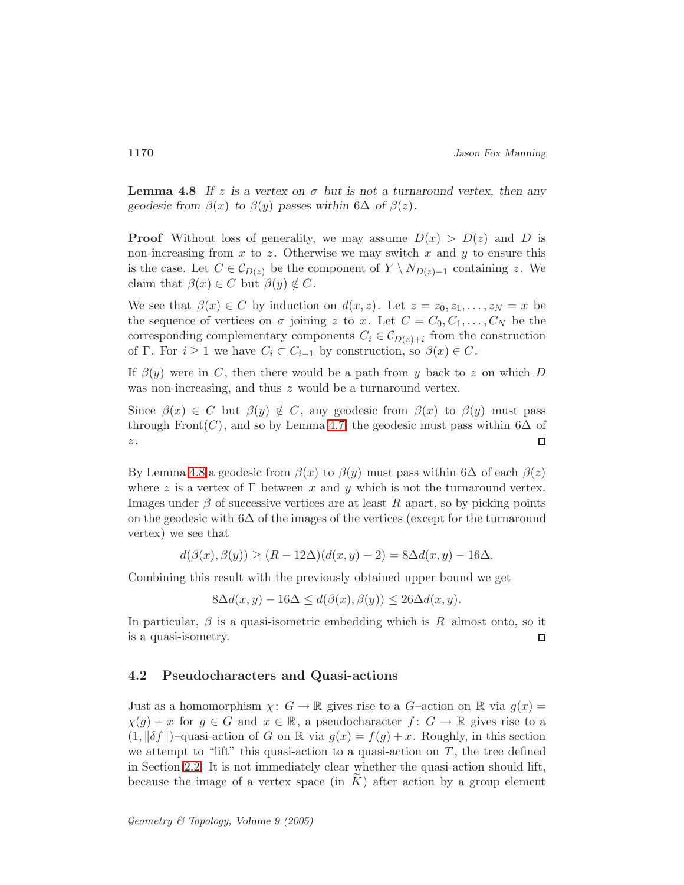**Lemma 4.8** *If $z$ is a vertex on $\sigma$ but is not a turnaround vertex, then any geodesic from $\beta(x)$ to $\beta(y)$ passes within $6\Delta$ of $\beta(z)$.*

**Proof** Without loss of generality, we may assume $D(x) > D(z)$ and $D$ is non-increasing from $x$ to $z$. Otherwise we may switch $x$ and $y$ to ensure this is the case. Let $C \in \mathcal{C}_{D(z)}$ be the component of $Y \setminus N_{D(z)-1}$ containing $z$. We claim that $\beta(x) \in C$ but $\beta(y) \notin C$.

We see that $\beta(x) \in C$ by induction on $d(x,z)$. Let $z = z_0, z_1, \ldots, z_N = x$ be the sequence of vertices on $\sigma$ joining $z$ to $x$. Let $C = C_0, C_1, \ldots, C_N$ be the corresponding complementary components $C_i \in \mathcal{C}_{D(z)+i}$ from the construction of $\Gamma$. For $i \geq 1$ we have $C_i \subset C_{i-1}$ by construction, so $\beta(x) \in C$.

If $\beta(y)$ were in $C$, then there would be a path from $y$ back to $z$ on which $D$ was non-increasing, and thus $z$ would be a turnaround vertex.

Since $\beta(x) \in C$ but $\beta(y) \notin C$, any geodesic from $\beta(x)$ to $\beta(y)$ must pass through $\mathrm{Front}(C)$, and so by Lemma 4.7 the geodesic must pass within $6\Delta$ of $z$. □

By Lemma 4.8 a geodesic from $\beta(x)$ to $\beta(y)$ must pass within $6\Delta$ of each $\beta(z)$ where $z$ is a vertex of $\Gamma$ between $x$ and $y$ which is not the turnaround vertex. Images under $\beta$ of successive vertices are at least $R$ apart, so by picking points on the geodesic with $6\Delta$ of the images of the vertices (except for the turnaround vertex) we see that

$$d(\beta(x), \beta(y)) \geq (R - 12\Delta)(d(x,y) - 2) = 8\Delta d(x,y) - 16\Delta.$$

Combining this result with the previously obtained upper bound we get

$$8\Delta d(x,y) - 16\Delta \leq d(\beta(x), \beta(y)) \leq 26\Delta d(x,y).$$

In particular, $\beta$ is a quasi-isometric embedding which is $R$–almost onto, so it is a quasi-isometry. □

## 4.2 Pseudocharacters and Quasi-actions

Just as a homomorphism $\chi\colon G \to \mathbb{R}$ gives rise to a $G$–action on $\mathbb{R}$ via $g(x) = \chi(g) + x$ for $g \in G$ and $x \in \mathbb{R}$, a pseudocharacter $f\colon G \to \mathbb{R}$ gives rise to a $(1, \|\delta f\|)$–quasi-action of $G$ on $\mathbb{R}$ via $g(x) = f(g) + x$. Roughly, in this section we attempt to "lift" this quasi-action to a quasi-action on $T$, the tree defined in Section 2.2. It is not immediately clear whether the quasi-action should lift, because the image of a vertex space (in $\widetilde{K}$) after action by a group element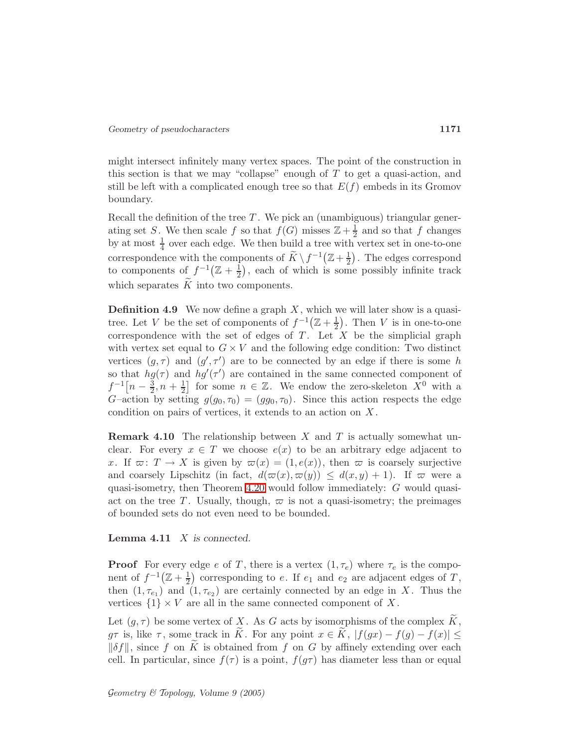might intersect infinitely many vertex spaces. The point of the construction in this section is that we may "collapse" enough of $T$ to get a quasi-action, and still be left with a complicated enough tree so that $E(f)$ embeds in its Gromov boundary.

Recall the definition of the tree $T$. We pick an (unambiguous) triangular generating set $S$. We then scale $f$ so that $f(G)$ misses $\mathbb{Z}+\frac{1}{2}$ and so that $f$ changes by at most $\frac{1}{4}$ over each edge. We then build a tree with vertex set in one-to-one correspondence with the components of $\widetilde{K} \setminus f^{-1}\big(\mathbb{Z}+\frac{1}{2}\big)$. The edges correspond to components of $f^{-1}\big(\mathbb{Z}+\frac{1}{2}\big)$, each of which is some possibly infinite track which separates $\widetilde{K}$ into two components.

**Definition 4.9** We now define a graph $X$, which we will later show is a quasi-tree. Let $V$ be the set of components of $f^{-1}\big(\mathbb{Z}+\frac{1}{2}\big)$. Then $V$ is in one-to-one correspondence with the set of edges of $T$. Let $X$ be the simplicial graph with vertex set equal to $G \times V$ and the following edge condition: Two distinct vertices $(g,\tau)$ and $(g',\tau')$ are to be connected by an edge if there is some $h$ so that $hg(\tau)$ and $hg'(\tau')$ are contained in the same connected component of $f^{-1}\big[n-\frac{3}{2}, n+\frac{1}{2}\big]$ for some $n \in \mathbb{Z}$. We endow the zero-skeleton $X^0$ with a $G$–action by setting $g(g_0,\tau_0) = (gg_0,\tau_0)$. Since this action respects the edge condition on pairs of vertices, it extends to an action on $X$.

**Remark 4.10** The relationship between $X$ and $T$ is actually somewhat unclear. For every $x \in T$ we choose $e(x)$ to be an arbitrary edge adjacent to $x$. If $\varpi\colon T \to X$ is given by $\varpi(x) = (1, e(x))$, then $\varpi$ is coarsely surjective and coarsely Lipschitz (in fact, $d(\varpi(x),\varpi(y)) \leq d(x,y)+1$). If $\varpi$ were a quasi-isometry, then Theorem 4.20 would follow immediately: $G$ would quasi-act on the tree $T$. Usually, though, $\varpi$ is not a quasi-isometry; the preimages of bounded sets do not even need to be bounded.

**Lemma 4.11** *$X$ is connected.*

**Proof** For every edge $e$ of $T$, there is a vertex $(1,\tau_e)$ where $\tau_e$ is the component of $f^{-1}\big(\mathbb{Z}+\frac{1}{2}\big)$ corresponding to $e$. If $e_1$ and $e_2$ are adjacent edges of $T$, then $(1,\tau_{e_1})$ and $(1,\tau_{e_2})$ are certainly connected by an edge in $X$. Thus the vertices $\{1\} \times V$ are all in the same connected component of $X$.

Let $(g,\tau)$ be some vertex of $X$. As $G$ acts by isomorphisms of the complex $\widetilde{K}$, $g\tau$ is, like $\tau$, some track in $\widetilde{K}$. For any point $x \in \widetilde{K}$, $|f(gx) - f(g) - f(x)| \leq \|\delta f\|$, since $f$ on $\widetilde{K}$ is obtained from $f$ on $G$ by affinely extending over each cell. In particular, since $f(\tau)$ is a point, $f(g\tau)$ has diameter less than or equal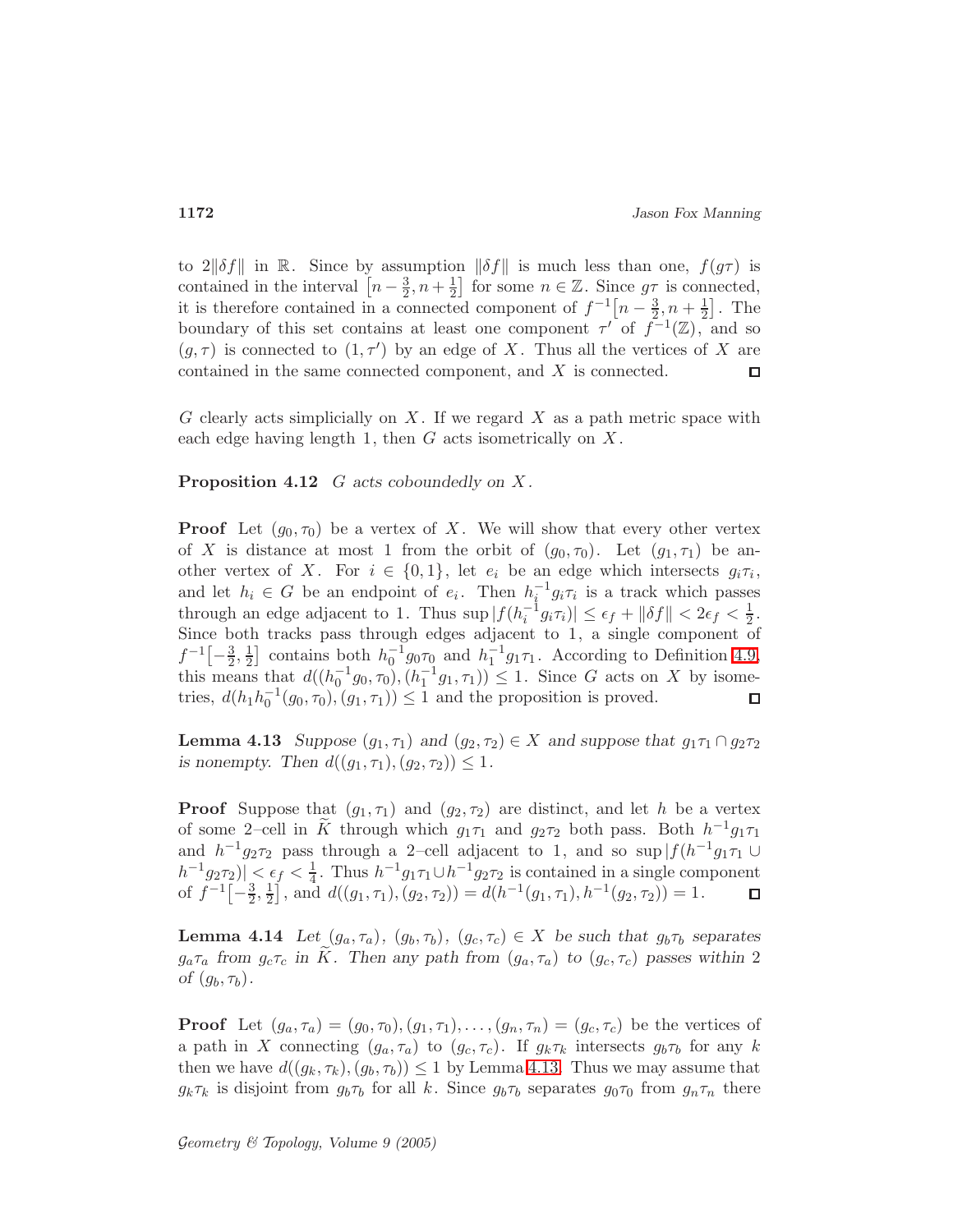to $2\|\delta f\|$ in $\mathbb{R}$. Since by assumption $\|\delta f\|$ is much less than one, $f(g\tau)$ is contained in the interval $\left[n-\frac{3}{2}, n+\frac{1}{2}\right]$ for some $n \in \mathbb{Z}$. Since $g\tau$ is connected, it is therefore contained in a connected component of $f^{-1}\left[n-\frac{3}{2}, n+\frac{1}{2}\right]$. The boundary of this set contains at least one component $\tau'$ of $f^{-1}(\mathbb{Z})$, and so $(g,\tau)$ is connected to $(1,\tau')$ by an edge of $X$. Thus all the vertices of $X$ are contained in the same connected component, and $X$ is connected. □

$G$ clearly acts simplicially on $X$. If we regard $X$ as a path metric space with each edge having length 1, then $G$ acts isometrically on $X$.

**Proposition 4.12** *$G$ acts coboundedly on $X$.*

**Proof** Let $(g_0,\tau_0)$ be a vertex of $X$. We will show that every other vertex of $X$ is distance at most 1 from the orbit of $(g_0,\tau_0)$. Let $(g_1,\tau_1)$ be another vertex of $X$. For $i \in \{0,1\}$, let $e_i$ be an edge which intersects $g_i\tau_i$, and let $h_i \in G$ be an endpoint of $e_i$. Then $h_i^{-1}g_i\tau_i$ is a track which passes through an edge adjacent to 1. Thus $\sup|f(h_i^{-1}g_i\tau_i)| \leq \epsilon_f + \|\delta f\| < 2\epsilon_f < \frac{1}{2}$. Since both tracks pass through edges adjacent to 1, a single component of $f^{-1}\left[-\frac{3}{2},\frac{1}{2}\right]$ contains both $h_0^{-1}g_0\tau_0$ and $h_1^{-1}g_1\tau_1$. According to Definition 4.9, this means that $d((h_0^{-1}g_0,\tau_0),(h_1^{-1}g_1,\tau_1)) \leq 1$. Since $G$ acts on $X$ by isometries, $d(h_1h_0^{-1}(g_0,\tau_0),(g_1,\tau_1)) \leq 1$ and the proposition is proved. □

**Lemma 4.13** *Suppose $(g_1,\tau_1)$ and $(g_2,\tau_2) \in X$ and suppose that $g_1\tau_1 \cap g_2\tau_2$ is nonempty. Then $d((g_1,\tau_1),(g_2,\tau_2)) \leq 1$.*

**Proof** Suppose that $(g_1,\tau_1)$ and $(g_2,\tau_2)$ are distinct, and let $h$ be a vertex of some 2–cell in $\widetilde{K}$ through which $g_1\tau_1$ and $g_2\tau_2$ both pass. Both $h^{-1}g_1\tau_1$ and $h^{-1}g_2\tau_2$ pass through a 2–cell adjacent to 1, and so $\sup|f(h^{-1}g_1\tau_1 \cup h^{-1}g_2\tau_2)| < \epsilon_f < \frac{1}{4}$. Thus $h^{-1}g_1\tau_1 \cup h^{-1}g_2\tau_2$ is contained in a single component of $f^{-1}\left[-\frac{3}{2},\frac{1}{2}\right]$, and $d((g_1,\tau_1),(g_2,\tau_2)) = d(h^{-1}(g_1,\tau_1),h^{-1}(g_2,\tau_2)) = 1$. □

**Lemma 4.14** *Let $(g_a,\tau_a)$, $(g_b,\tau_b)$, $(g_c,\tau_c) \in X$ be such that $g_b\tau_b$ separates $g_a\tau_a$ from $g_c\tau_c$ in $\widetilde{K}$. Then any path from $(g_a,\tau_a)$ to $(g_c,\tau_c)$ passes within 2 of $(g_b,\tau_b)$.*

**Proof** Let $(g_a,\tau_a) = (g_0,\tau_0),(g_1,\tau_1),\ldots,(g_n,\tau_n) = (g_c,\tau_c)$ be the vertices of a path in $X$ connecting $(g_a,\tau_a)$ to $(g_c,\tau_c)$. If $g_k\tau_k$ intersects $g_b\tau_b$ for any $k$ then we have $d((g_k,\tau_k),(g_b,\tau_b)) \leq 1$ by Lemma 4.13. Thus we may assume that $g_k\tau_k$ is disjoint from $g_b\tau_b$ for all $k$. Since $g_b\tau_b$ separates $g_0\tau_0$ from $g_n\tau_n$ there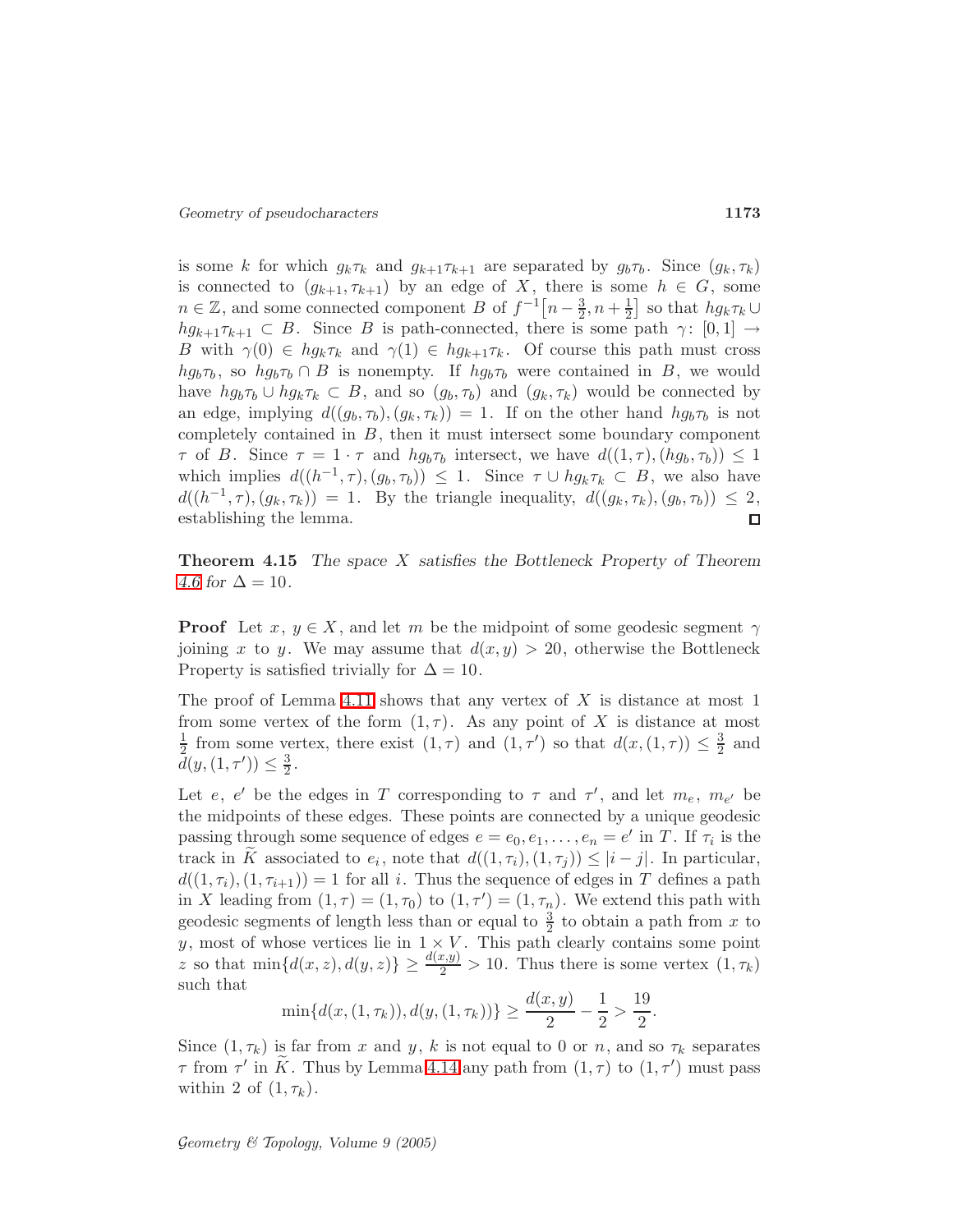is some $k$ for which $g_k\tau_k$ and $g_{k+1}\tau_{k+1}$ are separated by $g_b\tau_b$. Since $(g_k, \tau_k)$ is connected to $(g_{k+1}, \tau_{k+1})$ by an edge of $X$, there is some $h \in G$, some $n \in \mathbb{Z}$, and some connected component $B$ of $f^{-1}\left[n - \frac{3}{2}, n + \frac{1}{2}\right]$ so that $hg_k\tau_k \cup hg_{k+1}\tau_{k+1} \subset B$. Since $B$ is path-connected, there is some path $\gamma\colon [0,1] \to B$ with $\gamma(0) \in hg_k\tau_k$ and $\gamma(1) \in hg_{k+1}\tau_k$. Of course this path must cross $hg_b\tau_b$, so $hg_b\tau_b \cap B$ is nonempty. If $hg_b\tau_b$ were contained in $B$, we would have $hg_b\tau_b \cup hg_k\tau_k \subset B$, and so $(g_b, \tau_b)$ and $(g_k, \tau_k)$ would be connected by an edge, implying $d((g_b, \tau_b), (g_k, \tau_k)) = 1$. If on the other hand $hg_b\tau_b$ is not completely contained in $B$, then it must intersect some boundary component $\tau$ of $B$. Since $\tau = 1 \cdot \tau$ and $hg_b\tau_b$ intersect, we have $d((1, \tau), (hg_b, \tau_b)) \leq 1$ which implies $d((h^{-1}, \tau), (g_b, \tau_b)) \leq 1$. Since $\tau \cup hg_k\tau_k \subset B$, we also have $d((h^{-1}, \tau), (g_k, \tau_k)) = 1$. By the triangle inequality, $d((g_k, \tau_k), (g_b, \tau_b)) \leq 2$, establishing the lemma. □

**Theorem 4.15** *The space $X$ satisfies the Bottleneck Property of Theorem 4.6 for $\Delta = 10$.*

**Proof** Let $x$, $y \in X$, and let $m$ be the midpoint of some geodesic segment $\gamma$ joining $x$ to $y$. We may assume that $d(x, y) > 20$, otherwise the Bottleneck Property is satisfied trivially for $\Delta = 10$.

The proof of Lemma 4.11 shows that any vertex of $X$ is distance at most 1 from some vertex of the form $(1, \tau)$. As any point of $X$ is distance at most $\frac{1}{2}$ from some vertex, there exist $(1, \tau)$ and $(1, \tau')$ so that $d(x, (1, \tau)) \leq \frac{3}{2}$ and $d(y, (1, \tau')) \leq \frac{3}{2}$.

Let $e$, $e'$ be the edges in $T$ corresponding to $\tau$ and $\tau'$, and let $m_e$, $m_{e'}$ be the midpoints of these edges. These points are connected by a unique geodesic passing through some sequence of edges $e = e_0, e_1, \ldots, e_n = e'$ in $T$. If $\tau_i$ is the track in $\widetilde{K}$ associated to $e_i$, note that $d((1, \tau_i), (1, \tau_j)) \leq |i - j|$. In particular, $d((1, \tau_i), (1, \tau_{i+1})) = 1$ for all $i$. Thus the sequence of edges in $T$ defines a path in $X$ leading from $(1, \tau) = (1, \tau_0)$ to $(1, \tau') = (1, \tau_n)$. We extend this path with geodesic segments of length less than or equal to $\frac{3}{2}$ to obtain a path from $x$ to $y$, most of whose vertices lie in $1 \times V$. This path clearly contains some point $z$ so that $\min\{d(x, z), d(y, z)\} \geq \frac{d(x,y)}{2} > 10$. Thus there is some vertex $(1, \tau_k)$ such that

$$\min\{d(x, (1, \tau_k)), d(y, (1, \tau_k))\} \geq \frac{d(x, y)}{2} - \frac{1}{2} > \frac{19}{2}.$$

Since $(1, \tau_k)$ is far from $x$ and $y$, $k$ is not equal to 0 or $n$, and so $\tau_k$ separates $\tau$ from $\tau'$ in $\widetilde{K}$. Thus by Lemma 4.14 any path from $(1, \tau)$ to $(1, \tau')$ must pass within 2 of $(1, \tau_k)$.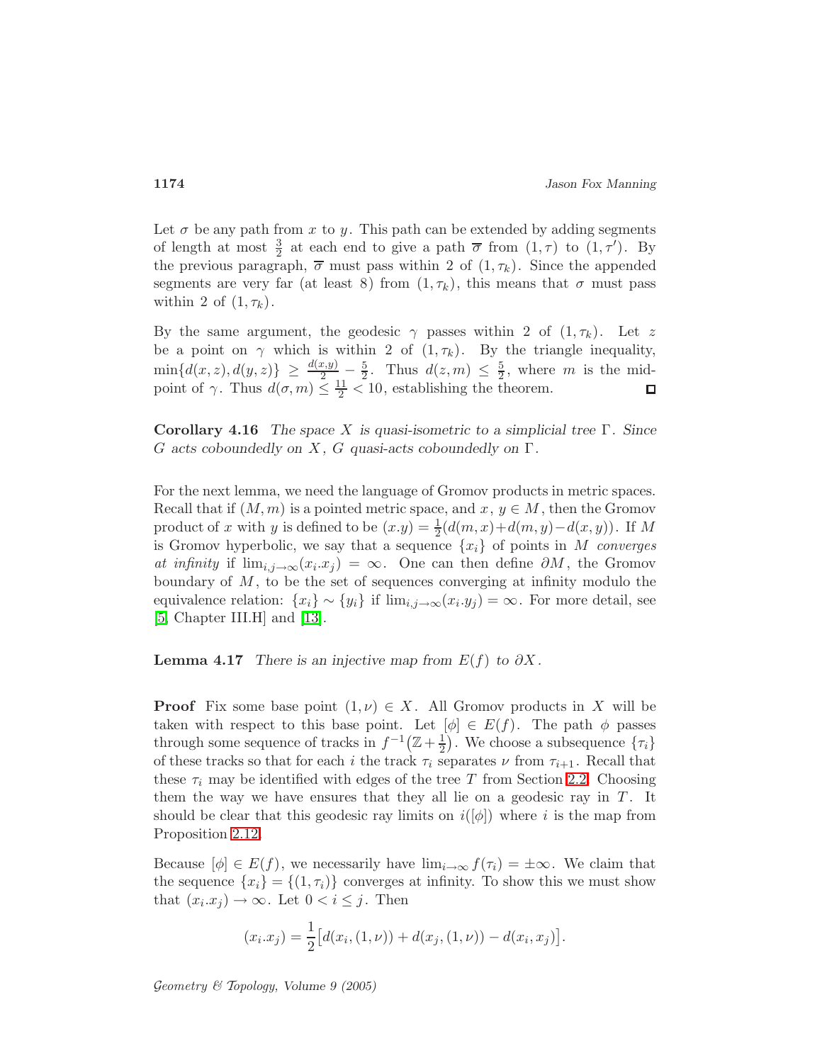Let $\sigma$ be any path from $x$ to $y$. This path can be extended by adding segments of length at most $\frac{3}{2}$ at each end to give a path $\overline{\sigma}$ from $(1,\tau)$ to $(1,\tau')$. By the previous paragraph, $\overline{\sigma}$ must pass within 2 of $(1,\tau_k)$. Since the appended segments are very far (at least 8) from $(1,\tau_k)$, this means that $\sigma$ must pass within 2 of $(1,\tau_k)$.

By the same argument, the geodesic $\gamma$ passes within 2 of $(1,\tau_k)$. Let $z$ be a point on $\gamma$ which is within 2 of $(1,\tau_k)$. By the triangle inequality, $\min\{d(x,z), d(y,z)\} \geq \frac{d(x,y)}{2} - \frac{5}{2}$. Thus $d(z,m) \leq \frac{5}{2}$, where $m$ is the midpoint of $\gamma$. Thus $d(\sigma, m) \leq \frac{11}{2} < 10$, establishing the theorem. □

**Corollary 4.16** *The space $X$ is quasi-isometric to a simplicial tree $\Gamma$. Since $G$ acts coboundedly on $X$, $G$ quasi-acts coboundedly on $\Gamma$.*

For the next lemma, we need the language of Gromov products in metric spaces. Recall that if $(M,m)$ is a pointed metric space, and $x$, $y \in M$, then the Gromov product of $x$ with $y$ is defined to be $(x.y) = \frac{1}{2}(d(m,x)+d(m,y)-d(x,y))$. If $M$ is Gromov hyperbolic, we say that a sequence $\{x_i\}$ of points in $M$ *converges at infinity* if $\lim_{i,j\to\infty}(x_i.x_j) = \infty$. One can then define $\partial M$, the Gromov boundary of $M$, to be the set of sequences converging at infinity modulo the equivalence relation: $\{x_i\} \sim \{y_i\}$ if $\lim_{i,j\to\infty}(x_i.y_j) = \infty$. For more detail, see [5, Chapter III.H] and [13].

**Lemma 4.17** *There is an injective map from $E(f)$ to $\partial X$.*

**Proof** Fix some base point $(1,\nu) \in X$. All Gromov products in $X$ will be taken with respect to this base point. Let $[\phi] \in E(f)$. The path $\phi$ passes through some sequence of tracks in $f^{-1}(\mathbb{Z}+\frac{1}{2})$. We choose a subsequence $\{\tau_i\}$ of these tracks so that for each $i$ the track $\tau_i$ separates $\nu$ from $\tau_{i+1}$. Recall that these $\tau_i$ may be identified with edges of the tree $T$ from Section 2.2. Choosing them the way we have ensures that they all lie on a geodesic ray in $T$. It should be clear that this geodesic ray limits on $i([\phi])$ where $i$ is the map from Proposition 2.12.

Because $[\phi] \in E(f)$, we necessarily have $\lim_{i\to\infty} f(\tau_i) = \pm\infty$. We claim that the sequence $\{x_i\} = \{(1,\tau_i)\}$ converges at infinity. To show this we must show that $(x_i.x_j) \to \infty$. Let $0 < i \leq j$. Then

$$(x_i.x_j) = \frac{1}{2}\big[d(x_i,(1,\nu)) + d(x_j,(1,\nu)) - d(x_i,x_j)\big].$$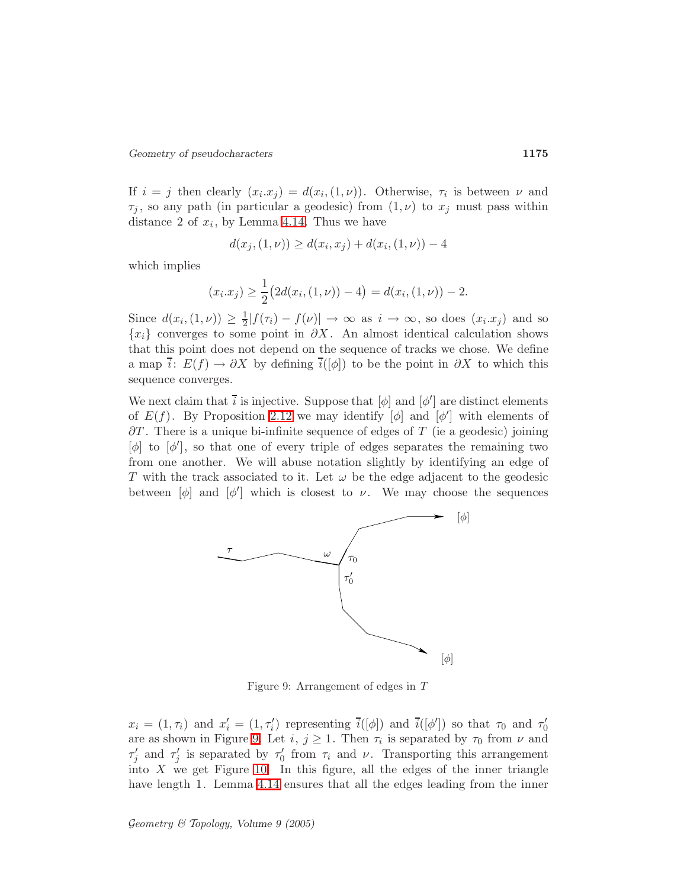If $i = j$ then clearly $(x_i.x_j) = d(x_i, (1,\nu))$. Otherwise, $\tau_i$ is between $\nu$ and $\tau_j$, so any path (in particular a geodesic) from $(1,\nu)$ to $x_j$ must pass within distance 2 of $x_i$, by Lemma 4.14. Thus we have

$$d(x_j, (1,\nu)) \geq d(x_i, x_j) + d(x_i, (1,\nu)) - 4$$

which implies

$$(x_i.x_j) \geq \frac{1}{2}\big(2d(x_i, (1,\nu)) - 4\big) = d(x_i, (1,\nu)) - 2.$$

Since $d(x_i, (1,\nu)) \geq \frac{1}{2}|f(\tau_i) - f(\nu)| \to \infty$ as $i \to \infty$, so does $(x_i.x_j)$ and so $\{x_i\}$ converges to some point in $\partial X$. An almost identical calculation shows that this point does not depend on the sequence of tracks we chose. We define a map $\overline{i}\colon E(f) \to \partial X$ by defining $\overline{i}([\phi])$ to be the point in $\partial X$ to which this sequence converges.

We next claim that $\overline{i}$ is injective. Suppose that $[\phi]$ and $[\phi']$ are distinct elements of $E(f)$. By Proposition 2.12 we may identify $[\phi]$ and $[\phi']$ with elements of $\partial T$. There is a unique bi-infinite sequence of edges of $T$ (ie a geodesic) joining $[\phi]$ to $[\phi']$, so that one of every triple of edges separates the remaining two from one another. We will abuse notation slightly by identifying an edge of $T$ with the track associated to it. Let $\omega$ be the edge adjacent to the geodesic between $[\phi]$ and $[\phi']$ which is closest to $\nu$. We may choose the sequences

$\tau$

$\omega$

$\tau_0$

$\tau'_0$

$[\phi]$

$[\phi]$

Figure 9: Arrangement of edges in $T$

$x_i = (1,\tau_i)$ and $x'_i = (1,\tau'_i)$ representing $\overline{i}([\phi])$ and $\overline{i}([\phi'])$ so that $\tau_0$ and $\tau'_0$ are as shown in Figure 9. Let $i$, $j \geq 1$. Then $\tau_i$ is separated by $\tau_0$ from $\nu$ and $\tau'_j$ and $\tau'_j$ is separated by $\tau'_0$ from $\tau_i$ and $\nu$. Transporting this arrangement into $X$ we get Figure 10. In this figure, all the edges of the inner triangle have length 1. Lemma 4.14 ensures that all the edges leading from the inner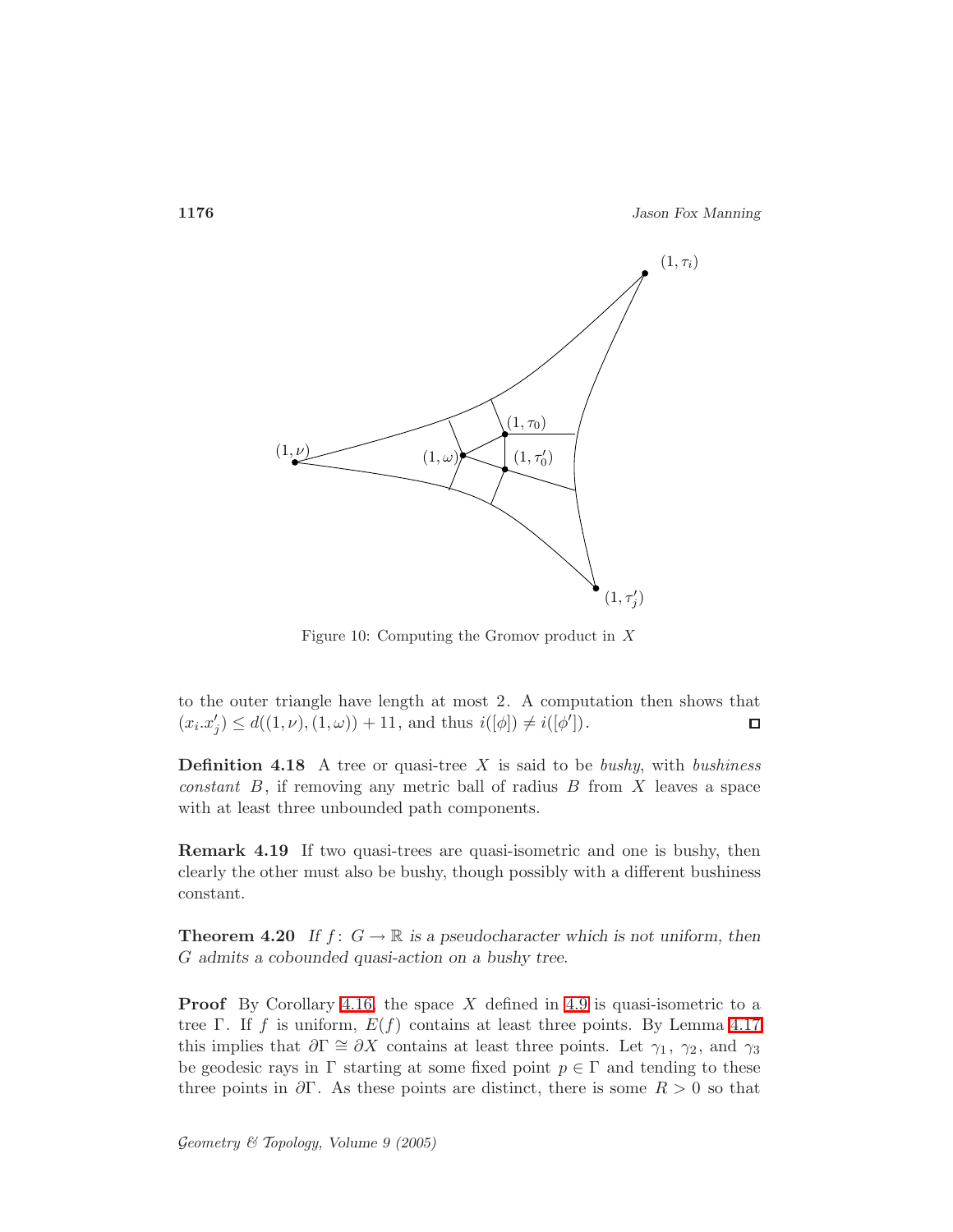(1, $\tau_i$)

(1, $\nu$)

(1, $\omega$)

(1, $\tau_0$)

(1, $\tau_0'$)

(1, $\tau_j'$)

Figure 10: Computing the Gromov product in $X$

to the outer triangle have length at most 2. A computation then shows that $(x_i.x_j') \leq d((1,\nu),(1,\omega)) + 11$, and thus $i([\phi]) \neq i([\phi'])$. □

**Definition 4.18** A tree or quasi-tree $X$ is said to be *bushy*, with *bushiness constant* $B$, if removing any metric ball of radius $B$ from $X$ leaves a space with at least three unbounded path components.

**Remark 4.19** If two quasi-trees are quasi-isometric and one is bushy, then clearly the other must also be bushy, though possibly with a different bushiness constant.

**Theorem 4.20** *If $f\colon G \to \mathbb{R}$ is a pseudocharacter which is not uniform, then $G$ admits a cobounded quasi-action on a bushy tree.*

**Proof** By Corollary 4.16, the space $X$ defined in 4.9 is quasi-isometric to a tree $\Gamma$. If $f$ is uniform, $E(f)$ contains at least three points. By Lemma 4.17 this implies that $\partial\Gamma \cong \partial X$ contains at least three points. Let $\gamma_1$, $\gamma_2$, and $\gamma_3$ be geodesic rays in $\Gamma$ starting at some fixed point $p \in \Gamma$ and tending to these three points in $\partial\Gamma$. As these points are distinct, there is some $R > 0$ so that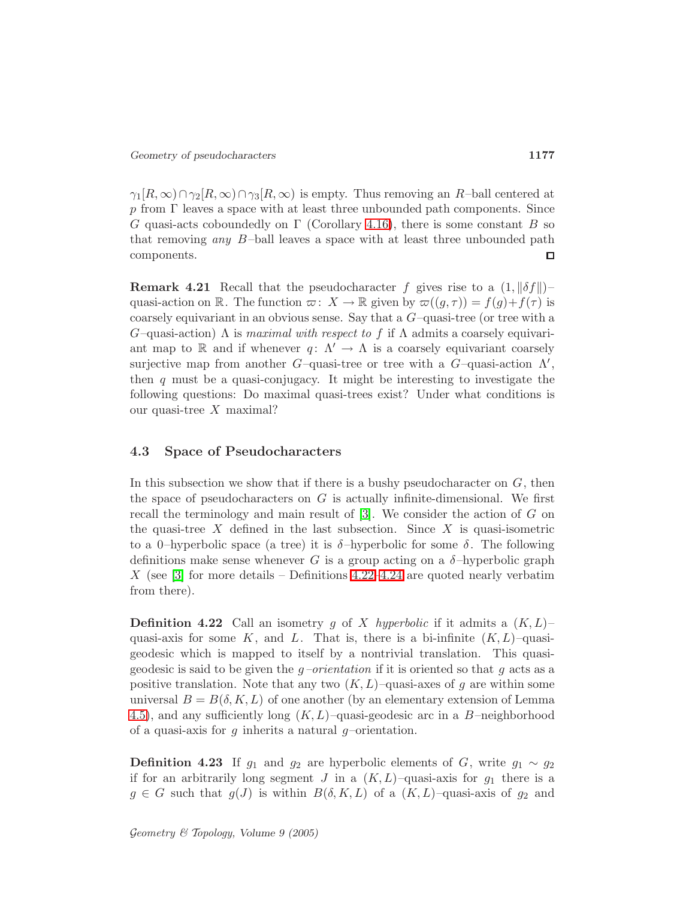$\gamma_1[R,\infty) \cap \gamma_2[R,\infty) \cap \gamma_3[R,\infty)$ is empty. Thus removing an $R$–ball centered at $p$ from $\Gamma$ leaves a space with at least three unbounded path components. Since $G$ quasi-acts coboundedly on $\Gamma$ (Corollary 4.16), there is some constant $B$ so that removing *any* $B$–ball leaves a space with at least three unbounded path components. ◻

**Remark 4.21** Recall that the pseudocharacter $f$ gives rise to a $(1, \|\delta f\|)$–quasi-action on $\mathbb{R}$. The function $\varpi\colon X \to \mathbb{R}$ given by $\varpi((g,\tau)) = f(g)+f(\tau)$ is coarsely equivariant in an obvious sense. Say that a $G$–quasi-tree (or tree with a $G$–quasi-action) $\Lambda$ is *maximal with respect to* $f$ if $\Lambda$ admits a coarsely equivariant map to $\mathbb{R}$ and if whenever $q\colon \Lambda' \to \Lambda$ is a coarsely equivariant coarsely surjective map from another $G$–quasi-tree or tree with a $G$–quasi-action $\Lambda'$, then $q$ must be a quasi-conjugacy. It might be interesting to investigate the following questions: Do maximal quasi-trees exist? Under what conditions is our quasi-tree $X$ maximal?

## 4.3 Space of Pseudocharacters

In this subsection we show that if there is a bushy pseudocharacter on $G$, then the space of pseudocharacters on $G$ is actually infinite-dimensional. We first recall the terminology and main result of [3]. We consider the action of $G$ on the quasi-tree $X$ defined in the last subsection. Since $X$ is quasi-isometric to a 0–hyperbolic space (a tree) it is $\delta$–hyperbolic for some $\delta$. The following definitions make sense whenever $G$ is a group acting on a $\delta$–hyperbolic graph $X$ (see [3] for more details – Definitions 4.22–4.24 are quoted nearly verbatim from there).

**Definition 4.22** Call an isometry $g$ of $X$ *hyperbolic* if it admits a $(K,L)$–quasi-axis for some $K$, and $L$. That is, there is a bi-infinite $(K,L)$–quasi-geodesic which is mapped to itself by a nontrivial translation. This quasi-geodesic is said to be given the *$g$–orientation* if it is oriented so that $g$ acts as a positive translation. Note that any two $(K,L)$–quasi-axes of $g$ are within some universal $B = B(\delta,K,L)$ of one another (by an elementary extension of Lemma 4.5), and any sufficiently long $(K,L)$–quasi-geodesic arc in a $B$–neighborhood of a quasi-axis for $g$ inherits a natural $g$–orientation.

**Definition 4.23** If $g_1$ and $g_2$ are hyperbolic elements of $G$, write $g_1 \sim g_2$ if for an arbitrarily long segment $J$ in a $(K,L)$–quasi-axis for $g_1$ there is a $g \in G$ such that $g(J)$ is within $B(\delta,K,L)$ of a $(K,L)$–quasi-axis of $g_2$ and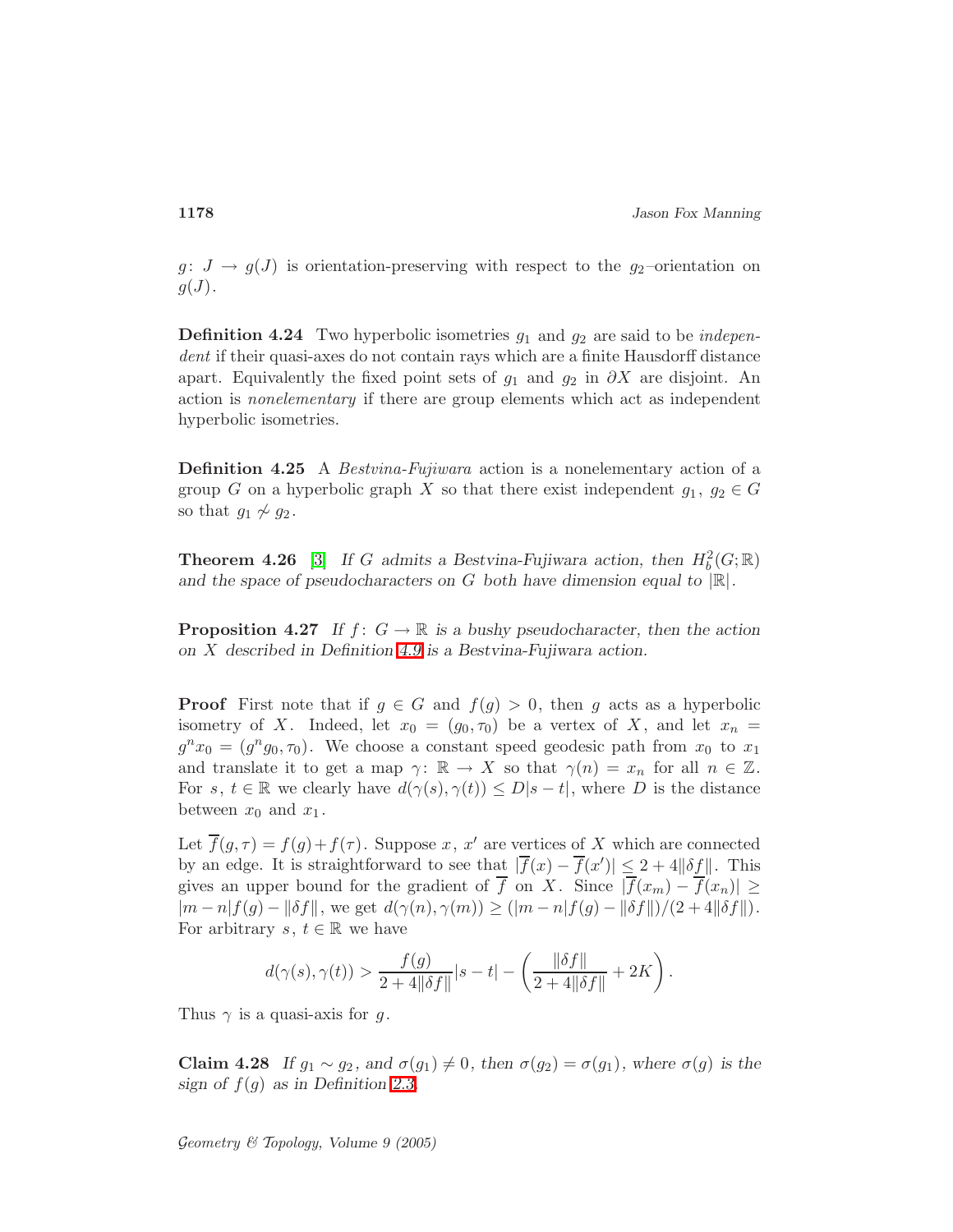$g\colon J \to g(J)$ is orientation-preserving with respect to the $g_2$–orientation on $g(J)$.

**Definition 4.24** Two hyperbolic isometries $g_1$ and $g_2$ are said to be *independent* if their quasi-axes do not contain rays which are a finite Hausdorff distance apart. Equivalently the fixed point sets of $g_1$ and $g_2$ in $\partial X$ are disjoint. An action is *nonelementary* if there are group elements which act as independent hyperbolic isometries.

**Definition 4.25** A *Bestvina-Fujiwara* action is a nonelementary action of a group $G$ on a hyperbolic graph $X$ so that there exist independent $g_1,\ g_2 \in G$ so that $g_1 \not\sim g_2$.

**Theorem 4.26** [3] *If $G$ admits a Bestvina-Fujiwara action, then $H^2_b(G;\mathbb{R})$ and the space of pseudocharacters on $G$ both have dimension equal to $|\mathbb{R}|$.*

**Proposition 4.27** *If $f\colon G \to \mathbb{R}$ is a bushy pseudocharacter, then the action on $X$ described in Definition 4.9 is a Bestvina-Fujiwara action.*

**Proof** First note that if $g \in G$ and $f(g) > 0$, then $g$ acts as a hyperbolic isometry of $X$. Indeed, let $x_0 = (g_0, \tau_0)$ be a vertex of $X$, and let $x_n = g^n x_0 = (g^n g_0, \tau_0)$. We choose a constant speed geodesic path from $x_0$ to $x_1$ and translate it to get a map $\gamma\colon \mathbb{R} \to X$ so that $\gamma(n) = x_n$ for all $n \in \mathbb{Z}$. For $s,\ t \in \mathbb{R}$ we clearly have $d(\gamma(s), \gamma(t)) \leq D|s-t|$, where $D$ is the distance between $x_0$ and $x_1$.

Let $\overline{f}(g,\tau) = f(g) + f(\tau)$. Suppose $x,\ x'$ are vertices of $X$ which are connected by an edge. It is straightforward to see that $|\overline{f}(x) - \overline{f}(x')| \leq 2 + 4\|\delta f\|$. This gives an upper bound for the gradient of $\overline{f}$ on $X$. Since $|\overline{f}(x_m) - \overline{f}(x_n)| \geq |m-n|f(g) - \|\delta f\|$, we get $d(\gamma(n),\gamma(m)) \geq (|m-n|f(g) - \|\delta f\|)/(2+4\|\delta f\|)$. For arbitrary $s,\ t \in \mathbb{R}$ we have

$$d(\gamma(s),\gamma(t)) > \frac{f(g)}{2+4\|\delta f\|}|s-t| - \left(\frac{\|\delta f\|}{2+4\|\delta f\|} + 2K\right).$$

Thus $\gamma$ is a quasi-axis for $g$.

**Claim 4.28** *If $g_1 \sim g_2$, and $\sigma(g_1) \neq 0$, then $\sigma(g_2) = \sigma(g_1)$, where $\sigma(g)$ is the sign of $f(g)$ as in Definition 2.3.*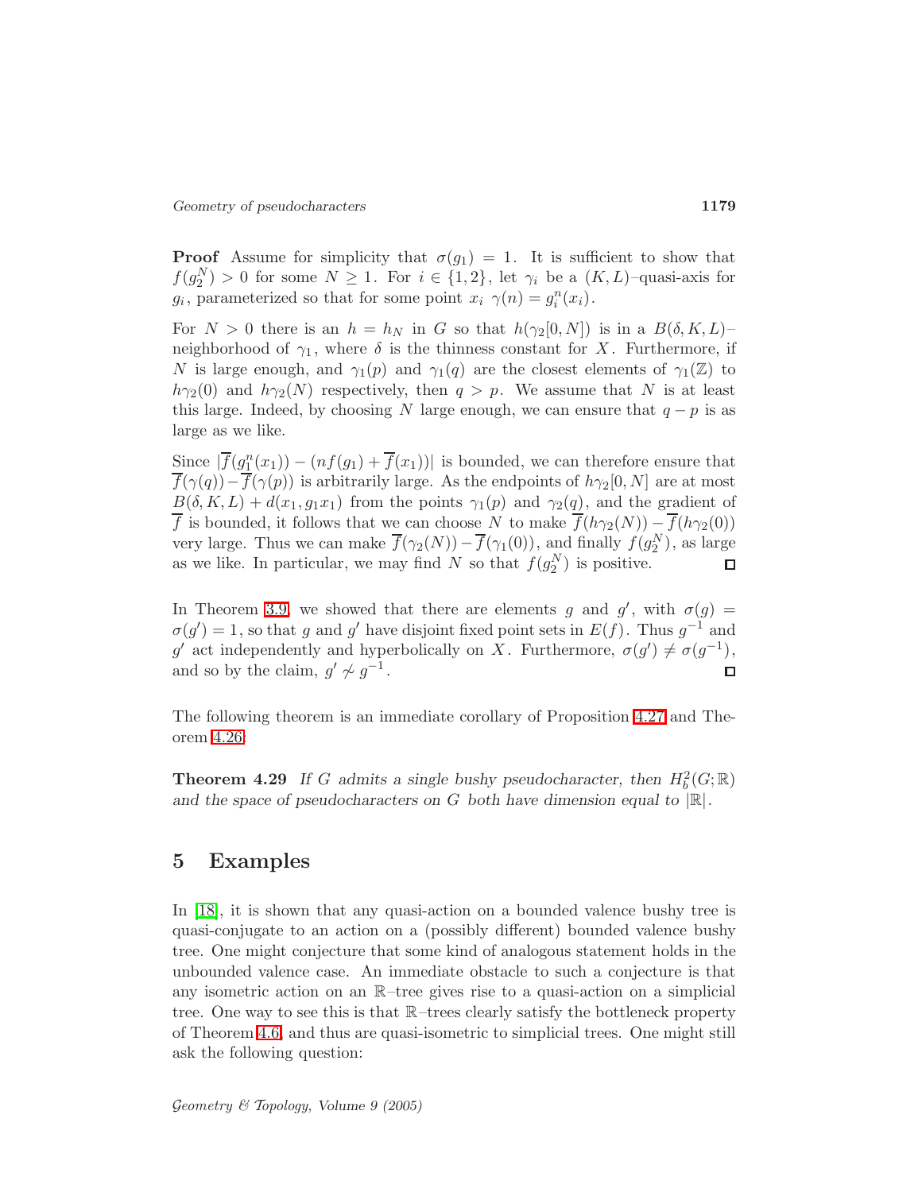**Proof** Assume for simplicity that $\sigma(g_1) = 1$. It is sufficient to show that $f(g_2^N) > 0$ for some $N \geq 1$. For $i \in \{1, 2\}$, let $\gamma_i$ be a $(K, L)$–quasi-axis for $g_i$, parameterized so that for some point $x_i$ $\gamma(n) = g_i^n(x_i)$.

For $N > 0$ there is an $h = h_N$ in $G$ so that $h(\gamma_2[0, N])$ is in a $B(\delta, K, L)$–neighborhood of $\gamma_1$, where $\delta$ is the thinness constant for $X$. Furthermore, if $N$ is large enough, and $\gamma_1(p)$ and $\gamma_1(q)$ are the closest elements of $\gamma_1(\mathbb{Z})$ to $h\gamma_2(0)$ and $h\gamma_2(N)$ respectively, then $q > p$. We assume that $N$ is at least this large. Indeed, by choosing $N$ large enough, we can ensure that $q - p$ is as large as we like.

Since $|\overline{f}(g_1^n(x_1)) - (nf(g_1) + \overline{f}(x_1))|$ is bounded, we can therefore ensure that $\overline{f}(\gamma(q)) - \overline{f}(\gamma(p))$ is arbitrarily large. As the endpoints of $h\gamma_2[0, N]$ are at most $B(\delta, K, L) + d(x_1, g_1 x_1)$ from the points $\gamma_1(p)$ and $\gamma_2(q)$, and the gradient of $\overline{f}$ is bounded, it follows that we can choose $N$ to make $\overline{f}(h\gamma_2(N)) - \overline{f}(h\gamma_2(0))$ very large. Thus we can make $\overline{f}(\gamma_2(N)) - \overline{f}(\gamma_1(0))$, and finally $f(g_2^N)$, as large as we like. In particular, we may find $N$ so that $f(g_2^N)$ is positive. □

In Theorem 3.9, we showed that there are elements $g$ and $g'$, with $\sigma(g) = \sigma(g') = 1$, so that $g$ and $g'$ have disjoint fixed point sets in $E(f)$. Thus $g^{-1}$ and $g'$ act independently and hyperbolically on $X$. Furthermore, $\sigma(g') \neq \sigma(g^{-1})$, and so by the claim, $g' \not\sim g^{-1}$. □

The following theorem is an immediate corollary of Proposition 4.27 and Theorem 4.26:

**Theorem 4.29** *If $G$ admits a single bushy pseudocharacter, then $H_b^2(G; \mathbb{R})$ and the space of pseudocharacters on $G$ both have dimension equal to $|\mathbb{R}|$.*

## 5 Examples

In [18], it is shown that any quasi-action on a bounded valence bushy tree is quasi-conjugate to an action on a (possibly different) bounded valence bushy tree. One might conjecture that some kind of analogous statement holds in the unbounded valence case. An immediate obstacle to such a conjecture is that any isometric action on an $\mathbb{R}$–tree gives rise to a quasi-action on a simplicial tree. One way to see this is that $\mathbb{R}$–trees clearly satisfy the bottleneck property of Theorem 4.6, and thus are quasi-isometric to simplicial trees. One might still ask the following question: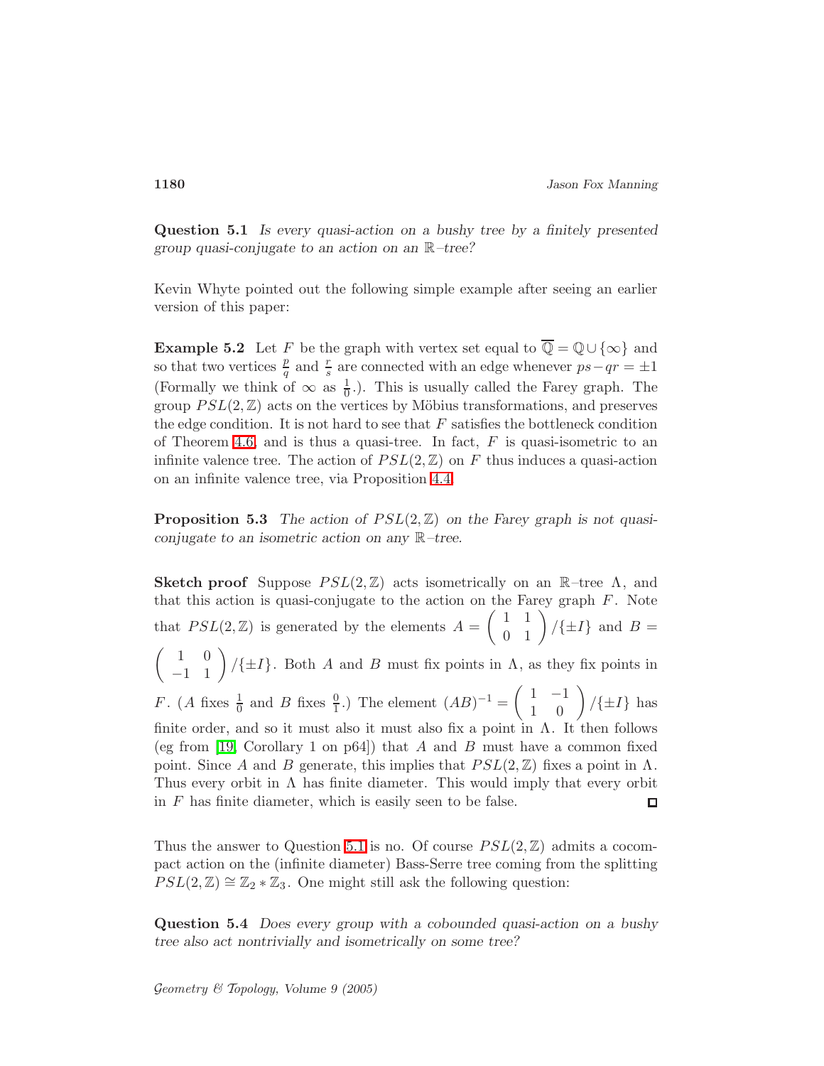**Question 5.1** *Is every quasi-action on a bushy tree by a finitely presented group quasi-conjugate to an action on an $\mathbb{R}$–tree?*

Kevin Whyte pointed out the following simple example after seeing an earlier version of this paper:

**Example 5.2** Let $F$ be the graph with vertex set equal to $\overline{\mathbb{Q}} = \mathbb{Q} \cup \{\infty\}$ and so that two vertices $\frac{p}{q}$ and $\frac{r}{s}$ are connected with an edge whenever $ps - qr = \pm 1$ (Formally we think of $\infty$ as $\frac{1}{0}$.). This is usually called the Farey graph. The group $PSL(2,\mathbb{Z})$ acts on the vertices by Möbius transformations, and preserves the edge condition. It is not hard to see that $F$ satisfies the bottleneck condition of Theorem 4.6, and is thus a quasi-tree. In fact, $F$ is quasi-isometric to an infinite valence tree. The action of $PSL(2,\mathbb{Z})$ on $F$ thus induces a quasi-action on an infinite valence tree, via Proposition 4.4.

**Proposition 5.3** *The action of $PSL(2,\mathbb{Z})$ on the Farey graph is not quasi-conjugate to an isometric action on any $\mathbb{R}$–tree.*

**Sketch proof** Suppose $PSL(2,\mathbb{Z})$ acts isometrically on an $\mathbb{R}$–tree $\Lambda$, and that this action is quasi-conjugate to the action on the Farey graph $F$. Note that $PSL(2,\mathbb{Z})$ is generated by the elements $A = \begin{pmatrix} 1 & 1 \\ 0 & 1 \end{pmatrix}/\{\pm I\}$ and $B = \begin{pmatrix} 1 & 0 \\ -1 & 1 \end{pmatrix}/\{\pm I\}$. Both $A$ and $B$ must fix points in $\Lambda$, as they fix points in $F$. ($A$ fixes $\frac{1}{0}$ and $B$ fixes $\frac{0}{1}$.) The element $(AB)^{-1} = \begin{pmatrix} 1 & -1 \\ 1 & 0 \end{pmatrix}/\{\pm I\}$ has finite order, and so it must also it must also fix a point in $\Lambda$. It then follows (eg from [19, Corollary 1 on p64]) that $A$ and $B$ must have a common fixed point. Since $A$ and $B$ generate, this implies that $PSL(2,\mathbb{Z})$ fixes a point in $\Lambda$. Thus every orbit in $\Lambda$ has finite diameter. This would imply that every orbit in $F$ has finite diameter, which is easily seen to be false. ◻

Thus the answer to Question 5.1 is no. Of course $PSL(2,\mathbb{Z})$ admits a cocompact action on the (infinite diameter) Bass-Serre tree coming from the splitting $PSL(2,\mathbb{Z}) \cong \mathbb{Z}_2 * \mathbb{Z}_3$. One might still ask the following question:

**Question 5.4** *Does every group with a cobounded quasi-action on a bushy tree also act nontrivially and isometrically on some tree?*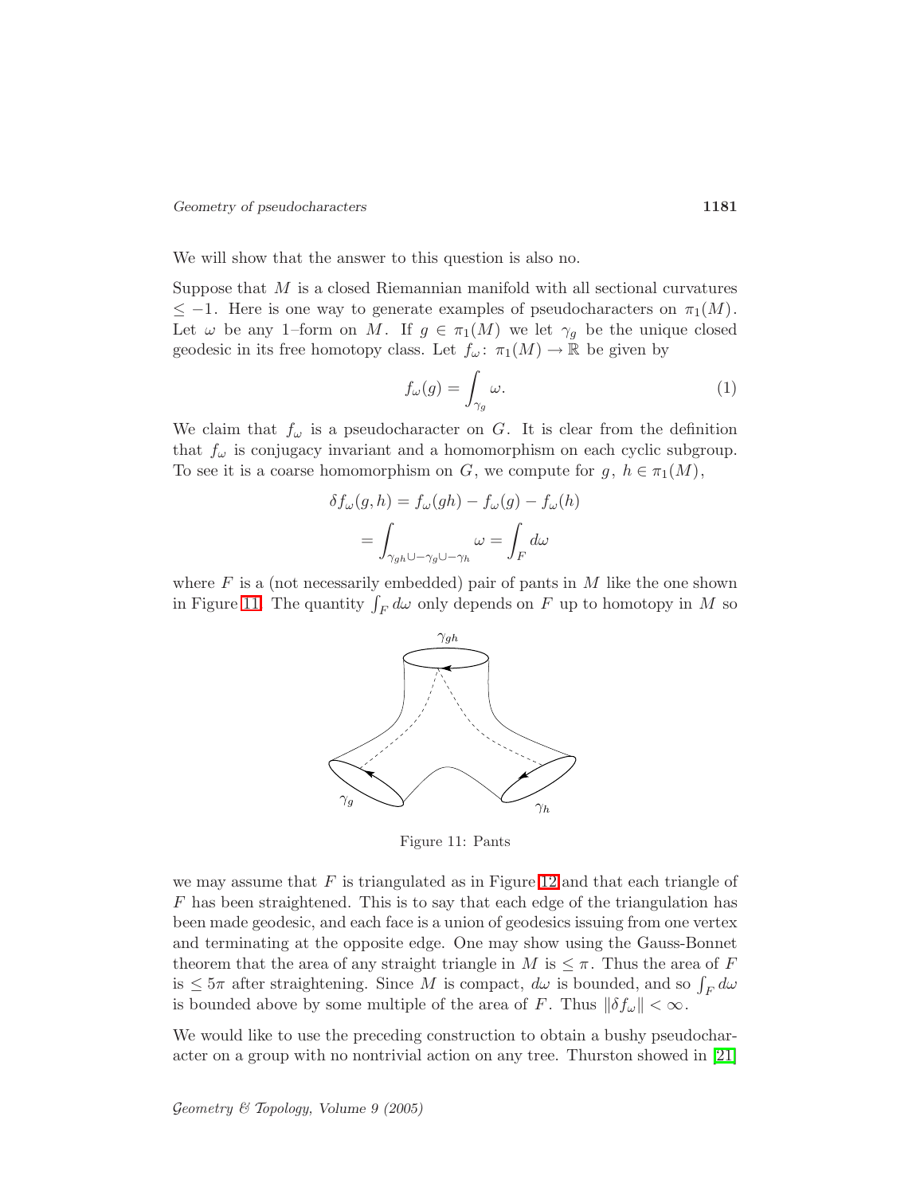We will show that the answer to this question is also no.

Suppose that $M$ is a closed Riemannian manifold with all sectional curvatures $\leq -1$. Here is one way to generate examples of pseudocharacters on $\pi_1(M)$. Let $\omega$ be any 1–form on $M$. If $g \in \pi_1(M)$ we let $\gamma_g$ be the unique closed geodesic in its free homotopy class. Let $f_\omega\colon \pi_1(M) \to \mathbb{R}$ be given by

$$f_\omega(g) = \int_{\gamma_g} \omega. \tag{1}$$

We claim that $f_\omega$ is a pseudocharacter on $G$. It is clear from the definition that $f_\omega$ is conjugacy invariant and a homomorphism on each cyclic subgroup. To see it is a coarse homomorphism on $G$, we compute for $g,\ h \in \pi_1(M)$,

$$\begin{aligned}\delta f_\omega(g,h) &= f_\omega(gh) - f_\omega(g) - f_\omega(h) \\ &= \int_{\gamma_{gh} \cup -\gamma_g \cup -\gamma_h} \omega = \int_F d\omega\end{aligned}$$

where $F$ is a (not necessarily embedded) pair of pants in $M$ like the one shown in Figure 11. The quantity $\int_F d\omega$ only depends on $F$ up to homotopy in $M$ so

$\gamma_{gh}$

$\gamma_g$

$\gamma_h$

Figure 11: Pants

we may assume that $F$ is triangulated as in Figure 12 and that each triangle of $F$ has been straightened. This is to say that each edge of the triangulation has been made geodesic, and each face is a union of geodesics issuing from one vertex and terminating at the opposite edge. One may show using the Gauss-Bonnet theorem that the area of any straight triangle in $M$ is $\leq \pi$. Thus the area of $F$ is $\leq 5\pi$ after straightening. Since $M$ is compact, $d\omega$ is bounded, and so $\int_F d\omega$ is bounded above by some multiple of the area of $F$. Thus $\|\delta f_\omega\| < \infty$.

We would like to use the preceding construction to obtain a bushy pseudocharacter on a group with no nontrivial action on any tree. Thurston showed in [21]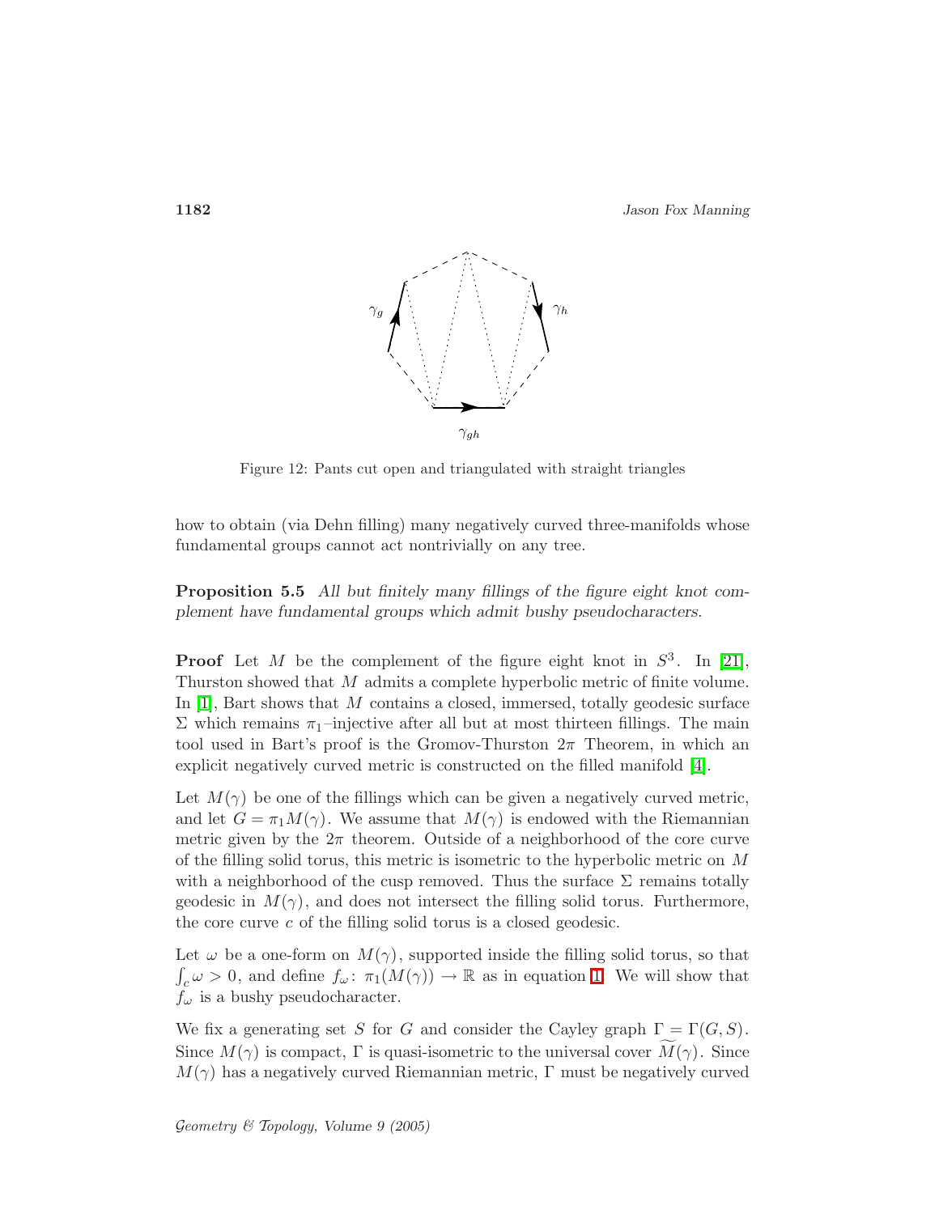Figure 12: Pants cut open and triangulated with straight triangles

how to obtain (via Dehn filling) many negatively curved three-manifolds whose fundamental groups cannot act nontrivially on any tree.

**Proposition 5.5** *All but finitely many fillings of the figure eight knot complement have fundamental groups which admit bushy pseudocharacters.*

**Proof** Let $M$ be the complement of the figure eight knot in $S^3$. In [21], Thurston showed that $M$ admits a complete hyperbolic metric of finite volume. In [1], Bart shows that $M$ contains a closed, immersed, totally geodesic surface $\Sigma$ which remains $\pi_1$–injective after all but at most thirteen fillings. The main tool used in Bart's proof is the Gromov-Thurston $2\pi$ Theorem, in which an explicit negatively curved metric is constructed on the filled manifold [4].

Let $M(\gamma)$ be one of the fillings which can be given a negatively curved metric, and let $G = \pi_1 M(\gamma)$. We assume that $M(\gamma)$ is endowed with the Riemannian metric given by the $2\pi$ theorem. Outside of a neighborhood of the core curve of the filling solid torus, this metric is isometric to the hyperbolic metric on $M$ with a neighborhood of the cusp removed. Thus the surface $\Sigma$ remains totally geodesic in $M(\gamma)$, and does not intersect the filling solid torus. Furthermore, the core curve $c$ of the filling solid torus is a closed geodesic.

Let $\omega$ be a one-form on $M(\gamma)$, supported inside the filling solid torus, so that $\int_c \omega > 0$, and define $f_\omega \colon \pi_1(M(\gamma)) \to \mathbb{R}$ as in equation 1. We will show that $f_\omega$ is a bushy pseudocharacter.

We fix a generating set $S$ for $G$ and consider the Cayley graph $\Gamma = \Gamma(G, S)$. Since $M(\gamma)$ is compact, $\Gamma$ is quasi-isometric to the universal cover $\widetilde{M}(\gamma)$. Since $M(\gamma)$ has a negatively curved Riemannian metric, $\Gamma$ must be negatively curved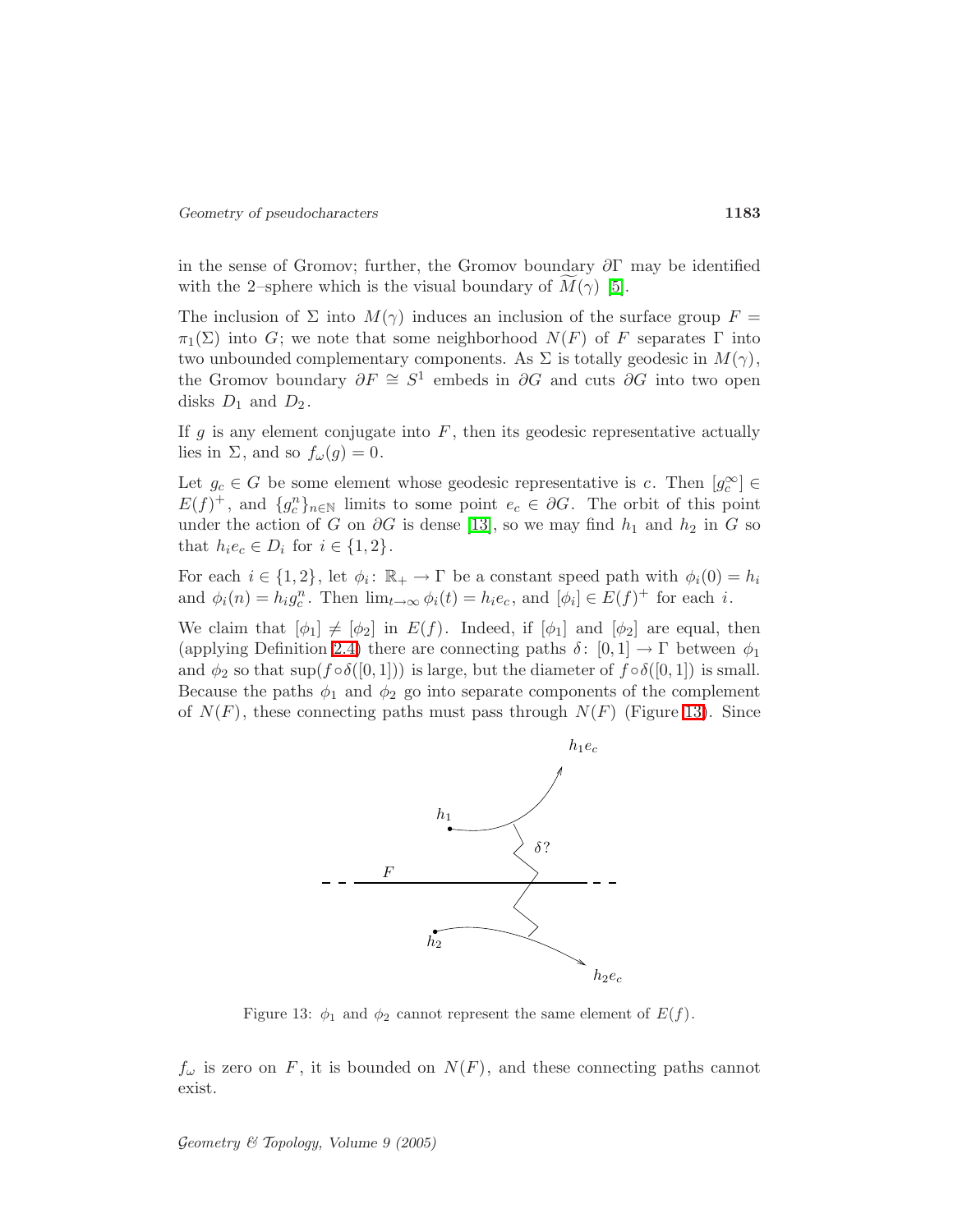in the sense of Gromov; further, the Gromov boundary $\partial\Gamma$ may be identified with the 2–sphere which is the visual boundary of $\widetilde{M}(\gamma)$ [5].

The inclusion of $\Sigma$ into $M(\gamma)$ induces an inclusion of the surface group $F = \pi_1(\Sigma)$ into $G$; we note that some neighborhood $N(F)$ of $F$ separates $\Gamma$ into two unbounded complementary components. As $\Sigma$ is totally geodesic in $M(\gamma)$, the Gromov boundary $\partial F \cong S^1$ embeds in $\partial G$ and cuts $\partial G$ into two open disks $D_1$ and $D_2$.

If $g$ is any element conjugate into $F$, then its geodesic representative actually lies in $\Sigma$, and so $f_\omega(g) = 0$.

Let $g_c \in G$ be some element whose geodesic representative is $c$. Then $[g_c^\infty] \in E(f)^+$, and $\{g_c^n\}_{n\in\mathbb{N}}$ limits to some point $e_c \in \partial G$. The orbit of this point under the action of $G$ on $\partial G$ is dense [13], so we may find $h_1$ and $h_2$ in $G$ so that $h_i e_c \in D_i$ for $i \in \{1,2\}$.

For each $i \in \{1,2\}$, let $\phi_i\colon \mathbb{R}_+ \to \Gamma$ be a constant speed path with $\phi_i(0) = h_i$ and $\phi_i(n) = h_i g_c^n$. Then $\lim_{t\to\infty} \phi_i(t) = h_i e_c$, and $[\phi_i] \in E(f)^+$ for each $i$.

We claim that $[\phi_1] \neq [\phi_2]$ in $E(f)$. Indeed, if $[\phi_1]$ and $[\phi_2]$ are equal, then (applying Definition 2.4) there are connecting paths $\delta\colon [0,1] \to \Gamma$ between $\phi_1$ and $\phi_2$ so that $\sup(f\circ\delta([0,1]))$ is large, but the diameter of $f\circ\delta([0,1])$ is small. Because the paths $\phi_1$ and $\phi_2$ go into separate components of the complement of $N(F)$, these connecting paths must pass through $N(F)$ (Figure 13). Since

$h_1e_c$

$h_1$

$\delta?$

$F$

$h_2$

$h_2e_c$

Figure 13: $\phi_1$ and $\phi_2$ cannot represent the same element of $E(f)$.

$f_\omega$ is zero on $F$, it is bounded on $N(F)$, and these connecting paths cannot exist.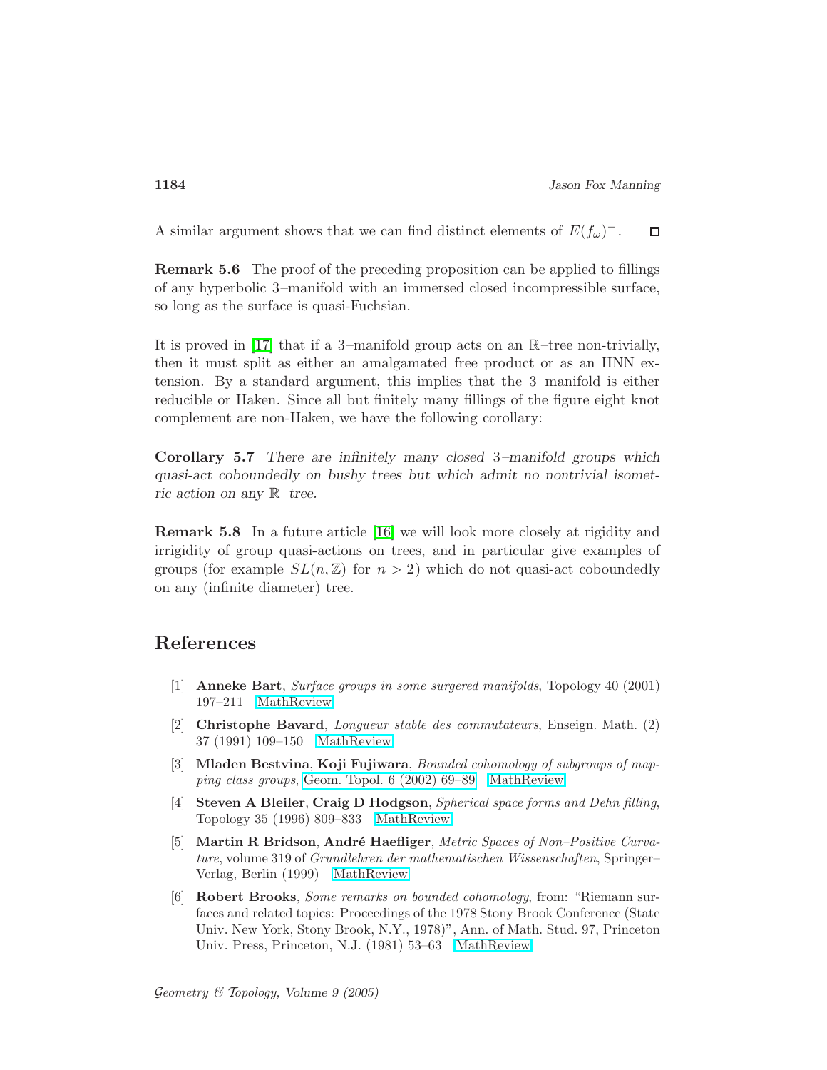A similar argument shows that we can find distinct elements of $E(f_\omega)^-$. □

**Remark 5.6** The proof of the preceding proposition can be applied to fillings of any hyperbolic 3–manifold with an immersed closed incompressible surface, so long as the surface is quasi-Fuchsian.

It is proved in [17] that if a 3–manifold group acts on an $\mathbb{R}$–tree non-trivially, then it must split as either an amalgamated free product or as an HNN extension. By a standard argument, this implies that the 3–manifold is either reducible or Haken. Since all but finitely many fillings of the figure eight knot complement are non-Haken, we have the following corollary:

**Corollary 5.7** *There are infinitely many closed 3–manifold groups which quasi-act coboundedly on bushy trees but which admit no nontrivial isometric action on any $\mathbb{R}$–tree.*

**Remark 5.8** In a future article [16] we will look more closely at rigidity and irrigidity of group quasi-actions on trees, and in particular give examples of groups (for example $SL(n, \mathbb{Z})$ for $n > 2$) which do not quasi-act coboundedly on any (infinite diameter) tree.

## References

[1] **Anneke Bart**, *Surface groups in some surgered manifolds*, Topology 40 (2001) 197–211 MathReview

[2] **Christophe Bavard**, *Longueur stable des commutateurs*, Enseign. Math. (2) 37 (1991) 109–150 MathReview

[3] **Mladen Bestvina**, **Koji Fujiwara**, *Bounded cohomology of subgroups of mapping class groups*, Geom. Topol. 6 (2002) 69–89 MathReview

[4] **Steven A Bleiler**, **Craig D Hodgson**, *Spherical space forms and Dehn filling*, Topology 35 (1996) 809–833 MathReview

[5] **Martin R Bridson**, **André Haefliger**, *Metric Spaces of Non–Positive Curvature*, volume 319 of *Grundlehren der mathematischen Wissenschaften*, Springer–Verlag, Berlin (1999) MathReview

[6] **Robert Brooks**, *Some remarks on bounded cohomology*, from: "Riemann surfaces and related topics: Proceedings of the 1978 Stony Brook Conference (State Univ. New York, Stony Brook, N.Y., 1978)", Ann. of Math. Stud. 97, Princeton Univ. Press, Princeton, N.J. (1981) 53–63 MathReview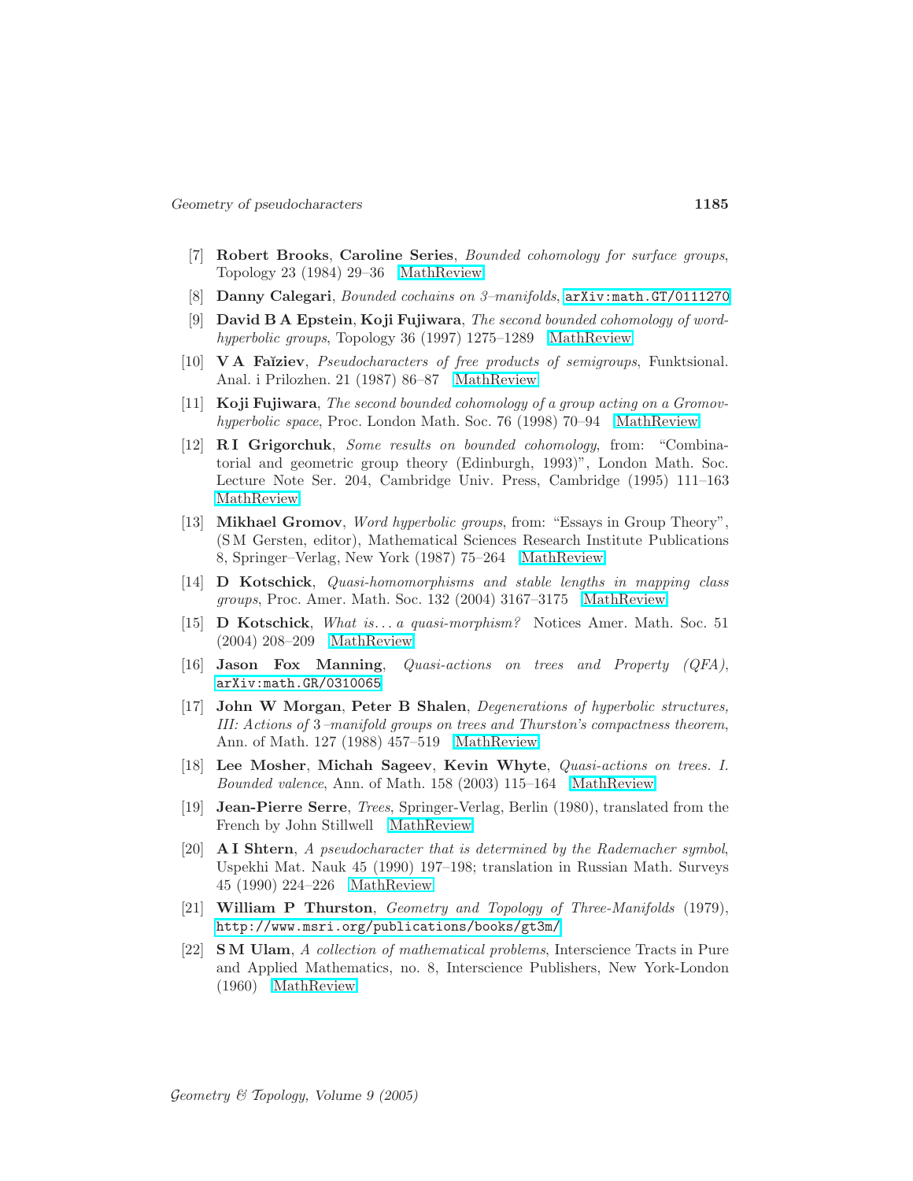[7] **Robert Brooks**, **Caroline Series**, *Bounded cohomology for surface groups*, Topology 23 (1984) 29–36 MathReview

[8] **Danny Calegari**, *Bounded cochains on 3–manifolds*, arXiv:math.GT/0111270

[9] **David B A Epstein**, **Koji Fujiwara**, *The second bounded cohomology of word-hyperbolic groups*, Topology 36 (1997) 1275–1289 MathReview

[10] **V A Faĭziev**, *Pseudocharacters of free products of semigroups*, Funktsional. Anal. i Prilozhen. 21 (1987) 86–87 MathReview

[11] **Koji Fujiwara**, *The second bounded cohomology of a group acting on a Gromov-hyperbolic space*, Proc. London Math. Soc. 76 (1998) 70–94 MathReview

[12] **R I Grigorchuk**, *Some results on bounded cohomology*, from: "Combinatorial and geometric group theory (Edinburgh, 1993)", London Math. Soc. Lecture Note Ser. 204, Cambridge Univ. Press, Cambridge (1995) 111–163 MathReview

[13] **Mikhael Gromov**, *Word hyperbolic groups*, from: "Essays in Group Theory", (S M Gersten, editor), Mathematical Sciences Research Institute Publications 8, Springer–Verlag, New York (1987) 75–264 MathReview

[14] **D Kotschick**, *Quasi-homomorphisms and stable lengths in mapping class groups*, Proc. Amer. Math. Soc. 132 (2004) 3167–3175 MathReview

[15] **D Kotschick**, *What is... a quasi-morphism?* Notices Amer. Math. Soc. 51 (2004) 208–209 MathReview

[16] **Jason Fox Manning**, *Quasi-actions on trees and Property (QFA)*, arXiv:math.GR/0310065

[17] **John W Morgan**, **Peter B Shalen**, *Degenerations of hyperbolic structures, III: Actions of 3–manifold groups on trees and Thurston's compactness theorem*, Ann. of Math. 127 (1988) 457–519 MathReview

[18] **Lee Mosher**, **Michah Sageev**, **Kevin Whyte**, *Quasi-actions on trees. I. Bounded valence*, Ann. of Math. 158 (2003) 115–164 MathReview

[19] **Jean-Pierre Serre**, *Trees*, Springer-Verlag, Berlin (1980), translated from the French by John Stillwell MathReview

[20] **A I Shtern**, *A pseudocharacter that is determined by the Rademacher symbol*, Uspekhi Mat. Nauk 45 (1990) 197–198; translation in Russian Math. Surveys 45 (1990) 224–226 MathReview

[21] **William P Thurston**, *Geometry and Topology of Three-Manifolds* (1979), http://www.msri.org/publications/books/gt3m/

[22] **S M Ulam**, *A collection of mathematical problems*, Interscience Tracts in Pure and Applied Mathematics, no. 8, Interscience Publishers, New York-London (1960) MathReview